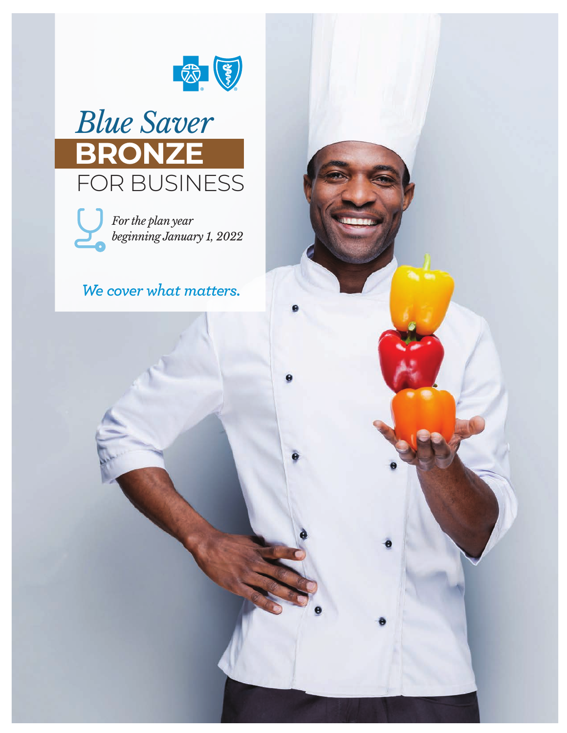# Blue Saver

# BRONZE

# FOR BUSINESS

*For the plan year beginning January 1, 2022*

*We cover what matters.*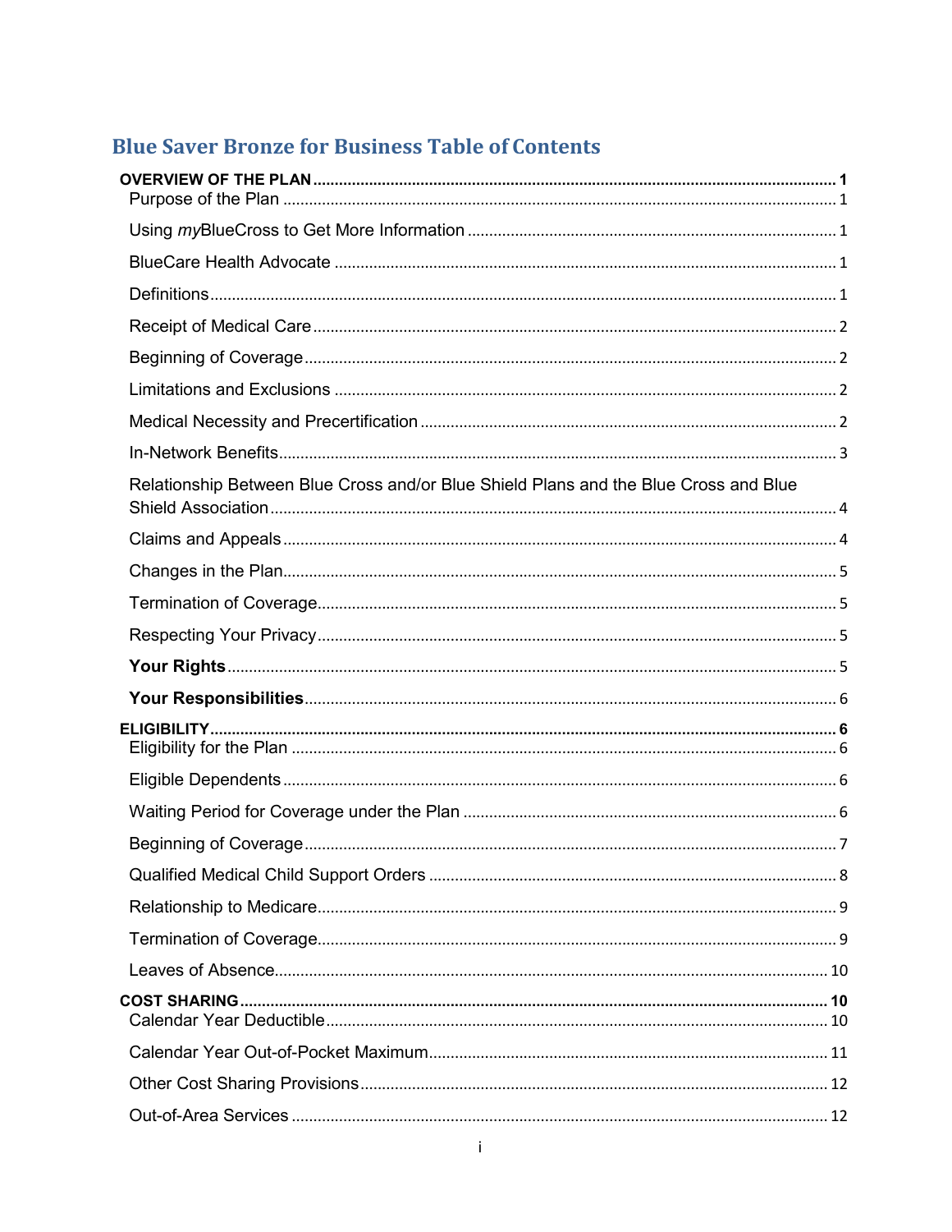# Blue Saver Bronze for Business Table of Contents

**OVERVIEW OF THE PLAN** ..... **1**
- Purpose of the Plan ..... 1
- Using *my*BlueCross to Get More Information ..... 1
- BlueCare Health Advocate ..... 1
- Definitions ..... 1
- Receipt of Medical Care ..... 2
- Beginning of Coverage ..... 2
- Limitations and Exclusions ..... 2
- Medical Necessity and Precertification ..... 2
- In-Network Benefits ..... 3
- Relationship Between Blue Cross and/or Blue Shield Plans and the Blue Cross and Blue Shield Association ..... 4
- Claims and Appeals ..... 4
- Changes in the Plan ..... 5
- Termination of Coverage ..... 5
- Respecting Your Privacy ..... 5
- **Your Rights** ..... 5
- **Your Responsibilities** ..... 6

**ELIGIBILITY** ..... **6**
- Eligibility for the Plan ..... 6
- Eligible Dependents ..... 6
- Waiting Period for Coverage under the Plan ..... 6
- Beginning of Coverage ..... 7
- Qualified Medical Child Support Orders ..... 8
- Relationship to Medicare ..... 9
- Termination of Coverage ..... 9
- Leaves of Absence ..... 10

**COST SHARING** ..... **10**
- Calendar Year Deductible ..... 10
- Calendar Year Out-of-Pocket Maximum ..... 11
- Other Cost Sharing Provisions ..... 12
- Out-of-Area Services ..... 12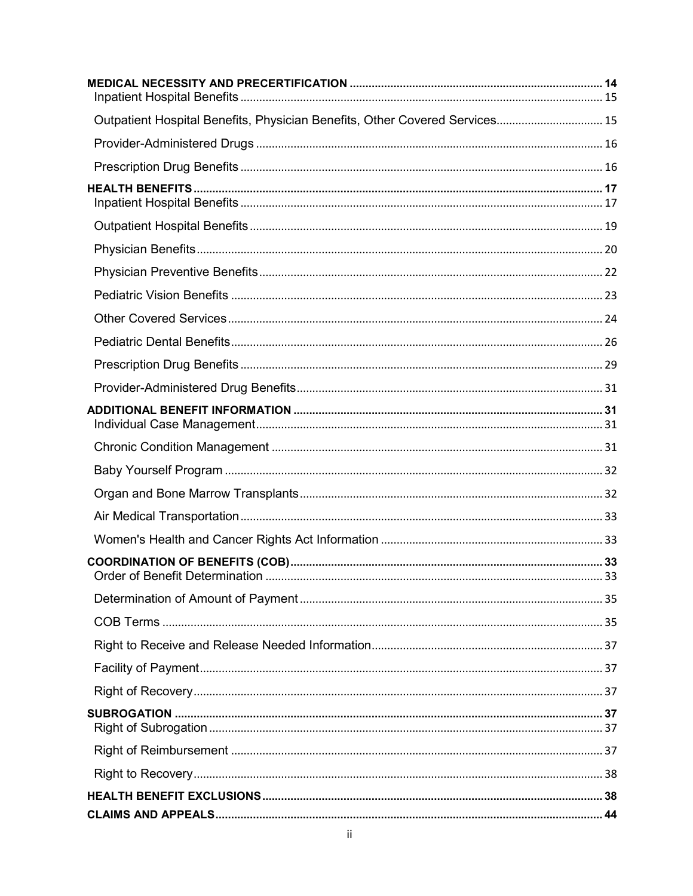**MEDICAL NECESSITY AND PRECERTIFICATION** ........ 14
- Inpatient Hospital Benefits ........ 15
- Outpatient Hospital Benefits, Physician Benefits, Other Covered Services ........ 15
- Provider-Administered Drugs ........ 16
- Prescription Drug Benefits ........ 16

**HEALTH BENEFITS** ........ 17
- Inpatient Hospital Benefits ........ 17
- Outpatient Hospital Benefits ........ 19
- Physician Benefits ........ 20
- Physician Preventive Benefits ........ 22
- Pediatric Vision Benefits ........ 23
- Other Covered Services ........ 24
- Pediatric Dental Benefits ........ 26
- Prescription Drug Benefits ........ 29
- Provider-Administered Drug Benefits ........ 31

**ADDITIONAL BENEFIT INFORMATION** ........ 31
- Individual Case Management ........ 31
- Chronic Condition Management ........ 31
- Baby Yourself Program ........ 32
- Organ and Bone Marrow Transplants ........ 32
- Air Medical Transportation ........ 33
- Women's Health and Cancer Rights Act Information ........ 33

**COORDINATION OF BENEFITS (COB)** ........ 33
- Order of Benefit Determination ........ 33
- Determination of Amount of Payment ........ 35
- COB Terms ........ 35
- Right to Receive and Release Needed Information ........ 37
- Facility of Payment ........ 37
- Right of Recovery ........ 37

**SUBROGATION** ........ 37
- Right of Subrogation ........ 37
- Right of Reimbursement ........ 37
- Right to Recovery ........ 38

**HEALTH BENEFIT EXCLUSIONS** ........ 38

**CLAIMS AND APPEALS** ........ 44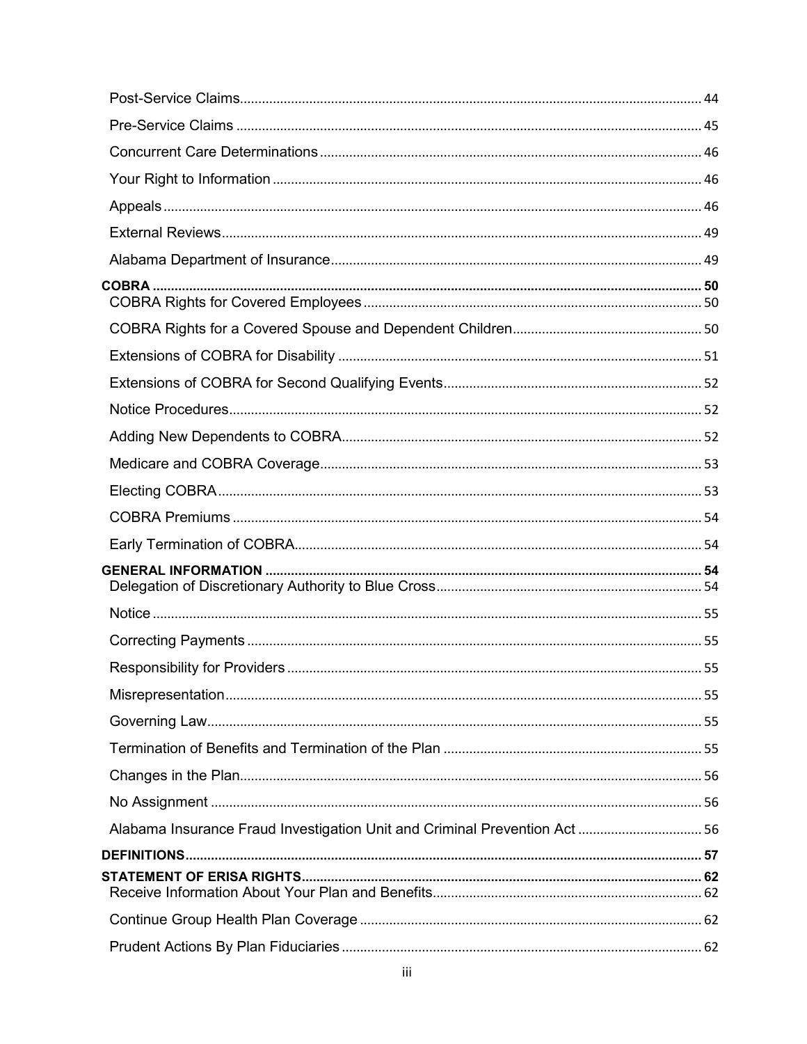Post-Service Claims ..... 44

Pre-Service Claims ..... 45

Concurrent Care Determinations ..... 46

Your Right to Information ..... 46

Appeals ..... 46

External Reviews ..... 49

Alabama Department of Insurance ..... 49

**COBRA ..... 50**

COBRA Rights for Covered Employees ..... 50

COBRA Rights for a Covered Spouse and Dependent Children ..... 50

Extensions of COBRA for Disability ..... 51

Extensions of COBRA for Second Qualifying Events ..... 52

Notice Procedures ..... 52

Adding New Dependents to COBRA ..... 52

Medicare and COBRA Coverage ..... 53

Electing COBRA ..... 53

COBRA Premiums ..... 54

Early Termination of COBRA ..... 54

**GENERAL INFORMATION ..... 54**

Delegation of Discretionary Authority to Blue Cross ..... 54

Notice ..... 55

Correcting Payments ..... 55

Responsibility for Providers ..... 55

Misrepresentation ..... 55

Governing Law ..... 55

Termination of Benefits and Termination of the Plan ..... 55

Changes in the Plan ..... 56

No Assignment ..... 56

Alabama Insurance Fraud Investigation Unit and Criminal Prevention Act ..... 56

**DEFINITIONS ..... 57**

**STATEMENT OF ERISA RIGHTS ..... 62**

Receive Information About Your Plan and Benefits ..... 62

Continue Group Health Plan Coverage ..... 62

Prudent Actions By Plan Fiduciaries ..... 62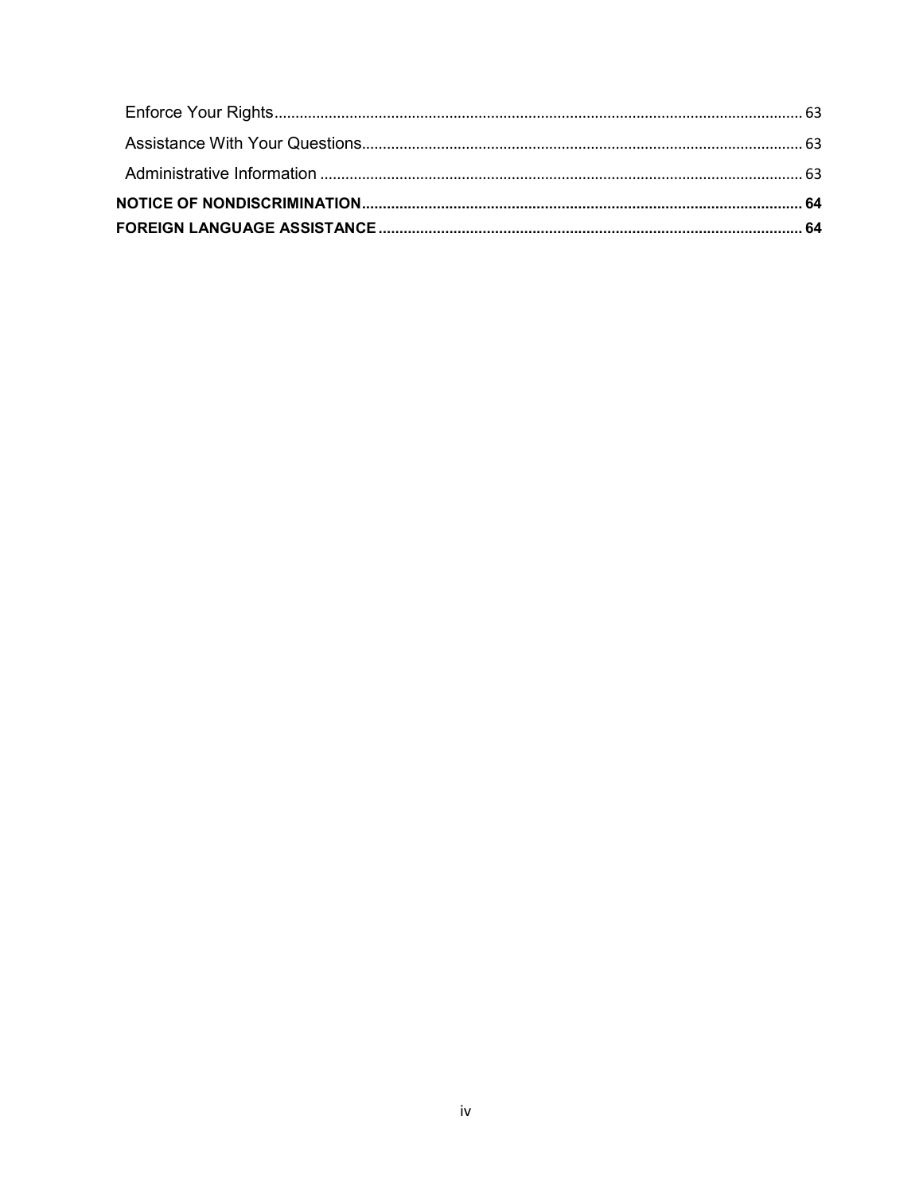Enforce Your Rights........................................................................................................................ 63

Assistance With Your Questions.................................................................................................... 63

Administrative Information ............................................................................................................ 63

**NOTICE OF NONDISCRIMINATION............................................................................................... 64**

**FOREIGN LANGUAGE ASSISTANCE ............................................................................................. 64**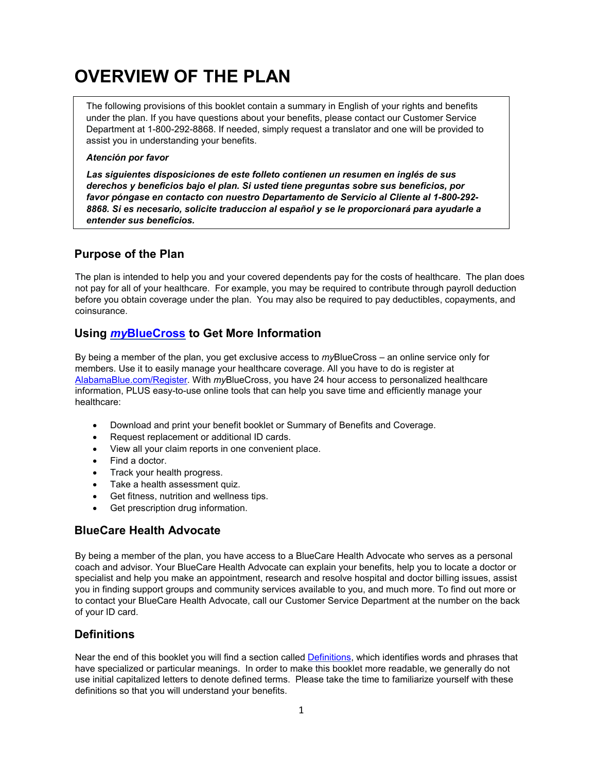# OVERVIEW OF THE PLAN

The following provisions of this booklet contain a summary in English of your rights and benefits under the plan. If you have questions about your benefits, please contact our Customer Service Department at 1-800-292-8868. If needed, simply request a translator and one will be provided to assist you in understanding your benefits.

***Atención por favor***

***Las siguientes disposiciones de este folleto contienen un resumen en inglés de sus derechos y beneficios bajo el plan. Si usted tiene preguntas sobre sus beneficios, por favor póngase en contacto con nuestro Departamento de Servicio al Cliente al 1-800-292-8868. Si es necesario, solicite traduccion al español y se le proporcionará para ayudarle a entender sus beneficios.***

## Purpose of the Plan

The plan is intended to help you and your covered dependents pay for the costs of healthcare. The plan does not pay for all of your healthcare. For example, you may be required to contribute through payroll deduction before you obtain coverage under the plan. You may also be required to pay deductibles, copayments, and coinsurance.

## Using *my*BlueCross to Get More Information

By being a member of the plan, you get exclusive access to *my*BlueCross – an online service only for members. Use it to easily manage your healthcare coverage. All you have to do is register at AlabamaBlue.com/Register. With *my*BlueCross, you have 24 hour access to personalized healthcare information, PLUS easy-to-use online tools that can help you save time and efficiently manage your healthcare:

- Download and print your benefit booklet or Summary of Benefits and Coverage.
- Request replacement or additional ID cards.
- View all your claim reports in one convenient place.
- Find a doctor.
- Track your health progress.
- Take a health assessment quiz.
- Get fitness, nutrition and wellness tips.
- Get prescription drug information.

## BlueCare Health Advocate

By being a member of the plan, you have access to a BlueCare Health Advocate who serves as a personal coach and advisor. Your BlueCare Health Advocate can explain your benefits, help you to locate a doctor or specialist and help you make an appointment, research and resolve hospital and doctor billing issues, assist you in finding support groups and community services available to you, and much more. To find out more or to contact your BlueCare Health Advocate, call our Customer Service Department at the number on the back of your ID card.

## Definitions

Near the end of this booklet you will find a section called Definitions, which identifies words and phrases that have specialized or particular meanings. In order to make this booklet more readable, we generally do not use initial capitalized letters to denote defined terms. Please take the time to familiarize yourself with these definitions so that you will understand your benefits.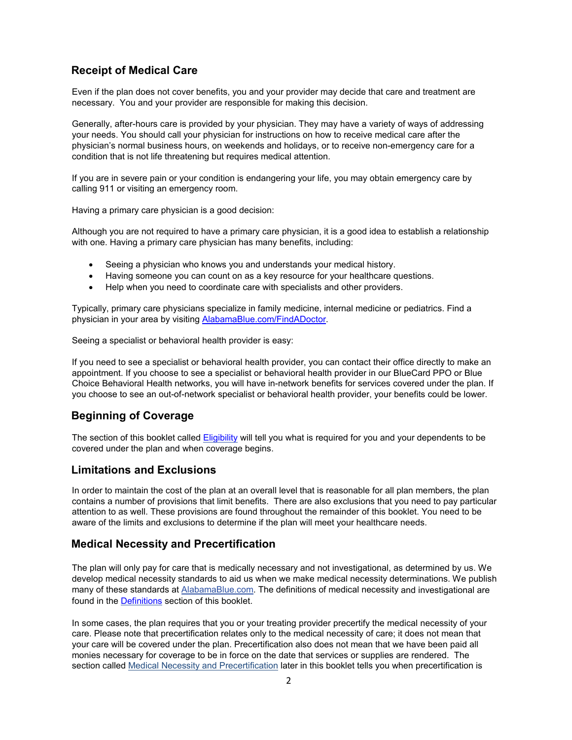## Receipt of Medical Care

Even if the plan does not cover benefits, you and your provider may decide that care and treatment are necessary. You and your provider are responsible for making this decision.

Generally, after-hours care is provided by your physician. They may have a variety of ways of addressing your needs. You should call your physician for instructions on how to receive medical care after the physician's normal business hours, on weekends and holidays, or to receive non-emergency care for a condition that is not life threatening but requires medical attention.

If you are in severe pain or your condition is endangering your life, you may obtain emergency care by calling 911 or visiting an emergency room.

Having a primary care physician is a good decision:

Although you are not required to have a primary care physician, it is a good idea to establish a relationship with one. Having a primary care physician has many benefits, including:

- Seeing a physician who knows you and understands your medical history.
- Having someone you can count on as a key resource for your healthcare questions.
- Help when you need to coordinate care with specialists and other providers.

Typically, primary care physicians specialize in family medicine, internal medicine or pediatrics. Find a physician in your area by visiting [AlabamaBlue.com/FindADoctor](AlabamaBlue.com/FindADoctor).

Seeing a specialist or behavioral health provider is easy:

If you need to see a specialist or behavioral health provider, you can contact their office directly to make an appointment. If you choose to see a specialist or behavioral health provider in our BlueCard PPO or Blue Choice Behavioral Health networks, you will have in-network benefits for services covered under the plan. If you choose to see an out-of-network specialist or behavioral health provider, your benefits could be lower.

## Beginning of Coverage

The section of this booklet called Eligibility will tell you what is required for you and your dependents to be covered under the plan and when coverage begins.

## Limitations and Exclusions

In order to maintain the cost of the plan at an overall level that is reasonable for all plan members, the plan contains a number of provisions that limit benefits. There are also exclusions that you need to pay particular attention to as well. These provisions are found throughout the remainder of this booklet. You need to be aware of the limits and exclusions to determine if the plan will meet your healthcare needs.

## Medical Necessity and Precertification

The plan will only pay for care that is medically necessary and not investigational, as determined by us. We develop medical necessity standards to aid us when we make medical necessity determinations. We publish many of these standards at AlabamaBlue.com. The definitions of medical necessity and investigational are found in the Definitions section of this booklet.

In some cases, the plan requires that you or your treating provider precertify the medical necessity of your care. Please note that precertification relates only to the medical necessity of care; it does not mean that your care will be covered under the plan. Precertification also does not mean that we have been paid all monies necessary for coverage to be in force on the date that services or supplies are rendered. The section called Medical Necessity and Precertification later in this booklet tells you when precertification is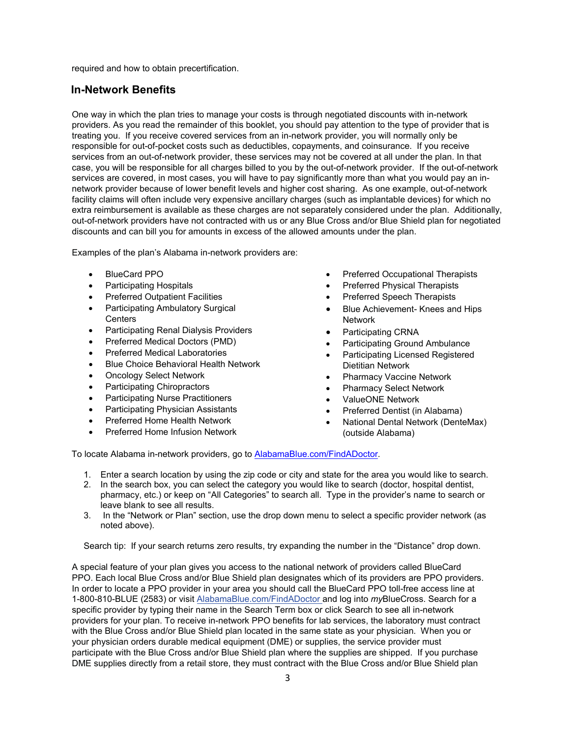required and how to obtain precertification.

## In-Network Benefits

One way in which the plan tries to manage your costs is through negotiated discounts with in-network providers. As you read the remainder of this booklet, you should pay attention to the type of provider that is treating you. If you receive covered services from an in-network provider, you will normally only be responsible for out-of-pocket costs such as deductibles, copayments, and coinsurance. If you receive services from an out-of-network provider, these services may not be covered at all under the plan. In that case, you will be responsible for all charges billed to you by the out-of-network provider. If the out-of-network services are covered, in most cases, you will have to pay significantly more than what you would pay an in-network provider because of lower benefit levels and higher cost sharing. As one example, out-of-network facility claims will often include very expensive ancillary charges (such as implantable devices) for which no extra reimbursement is available as these charges are not separately considered under the plan. Additionally, out-of-network providers have not contracted with us or any Blue Cross and/or Blue Shield plan for negotiated discounts and can bill you for amounts in excess of the allowed amounts under the plan.

Examples of the plan's Alabama in-network providers are:

- BlueCard PPO
- Participating Hospitals
- Preferred Outpatient Facilities
- Participating Ambulatory Surgical Centers
- Participating Renal Dialysis Providers
- Preferred Medical Doctors (PMD)
- Preferred Medical Laboratories
- Blue Choice Behavioral Health Network
- Oncology Select Network
- Participating Chiropractors
- Participating Nurse Practitioners
- Participating Physician Assistants
- Preferred Home Health Network
- Preferred Home Infusion Network
- Preferred Occupational Therapists
- Preferred Physical Therapists
- Preferred Speech Therapists
- Blue Achievement- Knees and Hips Network
- Participating CRNA
- Participating Ground Ambulance
- Participating Licensed Registered Dietitian Network
- Pharmacy Vaccine Network
- Pharmacy Select Network
- ValueONE Network
- Preferred Dentist (in Alabama)
- National Dental Network (DenteMax) (outside Alabama)

To locate Alabama in-network providers, go to AlabamaBlue.com/FindADoctor.

1. Enter a search location by using the zip code or city and state for the area you would like to search.
2. In the search box, you can select the category you would like to search (doctor, hospital dentist, pharmacy, etc.) or keep on "All Categories" to search all. Type in the provider's name to search or leave blank to see all results.
3. In the "Network or Plan" section, use the drop down menu to select a specific provider network (as noted above).

Search tip: If your search returns zero results, try expanding the number in the "Distance" drop down.

A special feature of your plan gives you access to the national network of providers called BlueCard PPO. Each local Blue Cross and/or Blue Shield plan designates which of its providers are PPO providers. In order to locate a PPO provider in your area you should call the BlueCard PPO toll-free access line at 1-800-810-BLUE (2583) or visit AlabamaBlue.com/FindADoctor and log into *my*BlueCross. Search for a specific provider by typing their name in the Search Term box or click Search to see all in-network providers for your plan. To receive in-network PPO benefits for lab services, the laboratory must contract with the Blue Cross and/or Blue Shield plan located in the same state as your physician. When you or your physician orders durable medical equipment (DME) or supplies, the service provider must participate with the Blue Cross and/or Blue Shield plan where the supplies are shipped. If you purchase DME supplies directly from a retail store, they must contract with the Blue Cross and/or Blue Shield plan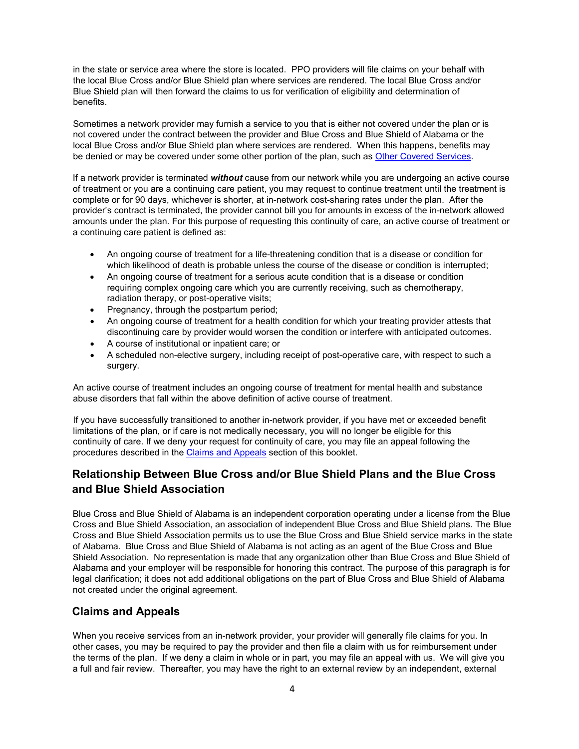in the state or service area where the store is located. PPO providers will file claims on your behalf with the local Blue Cross and/or Blue Shield plan where services are rendered. The local Blue Cross and/or Blue Shield plan will then forward the claims to us for verification of eligibility and determination of benefits.

Sometimes a network provider may furnish a service to you that is either not covered under the plan or is not covered under the contract between the provider and Blue Cross and Blue Shield of Alabama or the local Blue Cross and/or Blue Shield plan where services are rendered. When this happens, benefits may be denied or may be covered under some other portion of the plan, such as Other Covered Services.

If a network provider is terminated ***without*** cause from our network while you are undergoing an active course of treatment or you are a continuing care patient, you may request to continue treatment until the treatment is complete or for 90 days, whichever is shorter, at in-network cost-sharing rates under the plan. After the provider's contract is terminated, the provider cannot bill you for amounts in excess of the in-network allowed amounts under the plan. For this purpose of requesting this continuity of care, an active course of treatment or a continuing care patient is defined as:

- An ongoing course of treatment for a life-threatening condition that is a disease or condition for which likelihood of death is probable unless the course of the disease or condition is interrupted;
- An ongoing course of treatment for a serious acute condition that is a disease or condition requiring complex ongoing care which you are currently receiving, such as chemotherapy, radiation therapy, or post-operative visits;
- Pregnancy, through the postpartum period;
- An ongoing course of treatment for a health condition for which your treating provider attests that discontinuing care by provider would worsen the condition or interfere with anticipated outcomes.
- A course of institutional or inpatient care; or
- A scheduled non-elective surgery, including receipt of post-operative care, with respect to such a surgery.

An active course of treatment includes an ongoing course of treatment for mental health and substance abuse disorders that fall within the above definition of active course of treatment.

If you have successfully transitioned to another in-network provider, if you have met or exceeded benefit limitations of the plan, or if care is not medically necessary, you will no longer be eligible for this continuity of care. If we deny your request for continuity of care, you may file an appeal following the procedures described in the Claims and Appeals section of this booklet.

## Relationship Between Blue Cross and/or Blue Shield Plans and the Blue Cross and Blue Shield Association

Blue Cross and Blue Shield of Alabama is an independent corporation operating under a license from the Blue Cross and Blue Shield Association, an association of independent Blue Cross and Blue Shield plans. The Blue Cross and Blue Shield Association permits us to use the Blue Cross and Blue Shield service marks in the state of Alabama. Blue Cross and Blue Shield of Alabama is not acting as an agent of the Blue Cross and Blue Shield Association. No representation is made that any organization other than Blue Cross and Blue Shield of Alabama and your employer will be responsible for honoring this contract. The purpose of this paragraph is for legal clarification; it does not add additional obligations on the part of Blue Cross and Blue Shield of Alabama not created under the original agreement.

## Claims and Appeals

When you receive services from an in-network provider, your provider will generally file claims for you. In other cases, you may be required to pay the provider and then file a claim with us for reimbursement under the terms of the plan. If we deny a claim in whole or in part, you may file an appeal with us. We will give you a full and fair review. Thereafter, you may have the right to an external review by an independent, external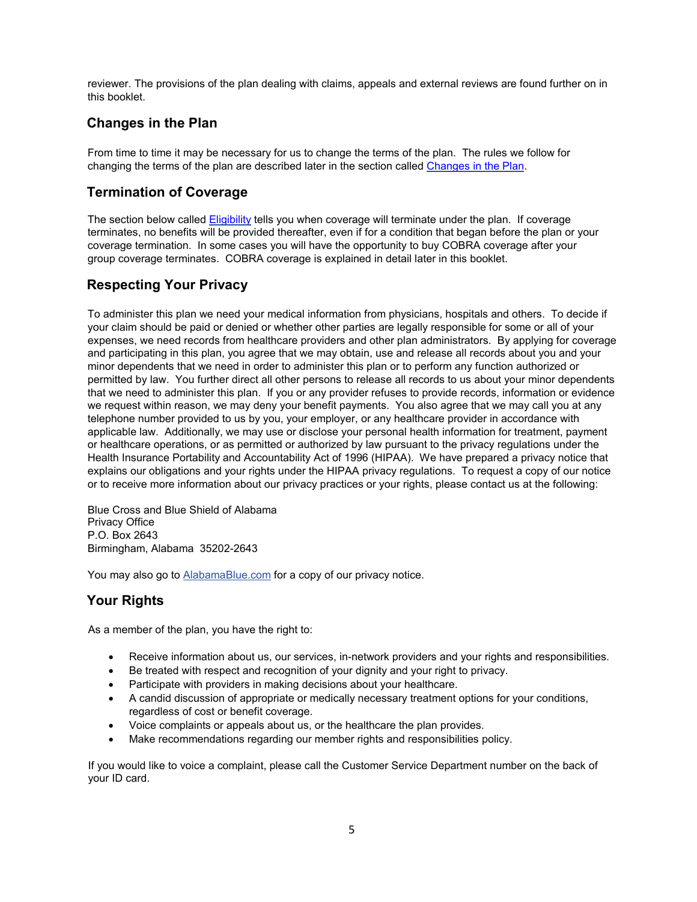reviewer. The provisions of the plan dealing with claims, appeals and external reviews are found further on in this booklet.

## Changes in the Plan

From time to time it may be necessary for us to change the terms of the plan. The rules we follow for changing the terms of the plan are described later in the section called Changes in the Plan.

## Termination of Coverage

The section below called Eligibility tells you when coverage will terminate under the plan. If coverage terminates, no benefits will be provided thereafter, even if for a condition that began before the plan or your coverage termination. In some cases you will have the opportunity to buy COBRA coverage after your group coverage terminates. COBRA coverage is explained in detail later in this booklet.

## Respecting Your Privacy

To administer this plan we need your medical information from physicians, hospitals and others. To decide if your claim should be paid or denied or whether other parties are legally responsible for some or all of your expenses, we need records from healthcare providers and other plan administrators. By applying for coverage and participating in this plan, you agree that we may obtain, use and release all records about you and your minor dependents that we need in order to administer this plan or to perform any function authorized or permitted by law. You further direct all other persons to release all records to us about your minor dependents that we need to administer this plan. If you or any provider refuses to provide records, information or evidence we request within reason, we may deny your benefit payments. You also agree that we may call you at any telephone number provided to us by you, your employer, or any healthcare provider in accordance with applicable law. Additionally, we may use or disclose your personal health information for treatment, payment or healthcare operations, or as permitted or authorized by law pursuant to the privacy regulations under the Health Insurance Portability and Accountability Act of 1996 (HIPAA). We have prepared a privacy notice that explains our obligations and your rights under the HIPAA privacy regulations. To request a copy of our notice or to receive more information about our privacy practices or your rights, please contact us at the following:

Blue Cross and Blue Shield of Alabama
Privacy Office
P.O. Box 2643
Birmingham, Alabama 35202-2643

You may also go to AlabamaBlue.com for a copy of our privacy notice.

## Your Rights

As a member of the plan, you have the right to:

- Receive information about us, our services, in-network providers and your rights and responsibilities.
- Be treated with respect and recognition of your dignity and your right to privacy.
- Participate with providers in making decisions about your healthcare.
- A candid discussion of appropriate or medically necessary treatment options for your conditions, regardless of cost or benefit coverage.
- Voice complaints or appeals about us, or the healthcare the plan provides.
- Make recommendations regarding our member rights and responsibilities policy.

If you would like to voice a complaint, please call the Customer Service Department number on the back of your ID card.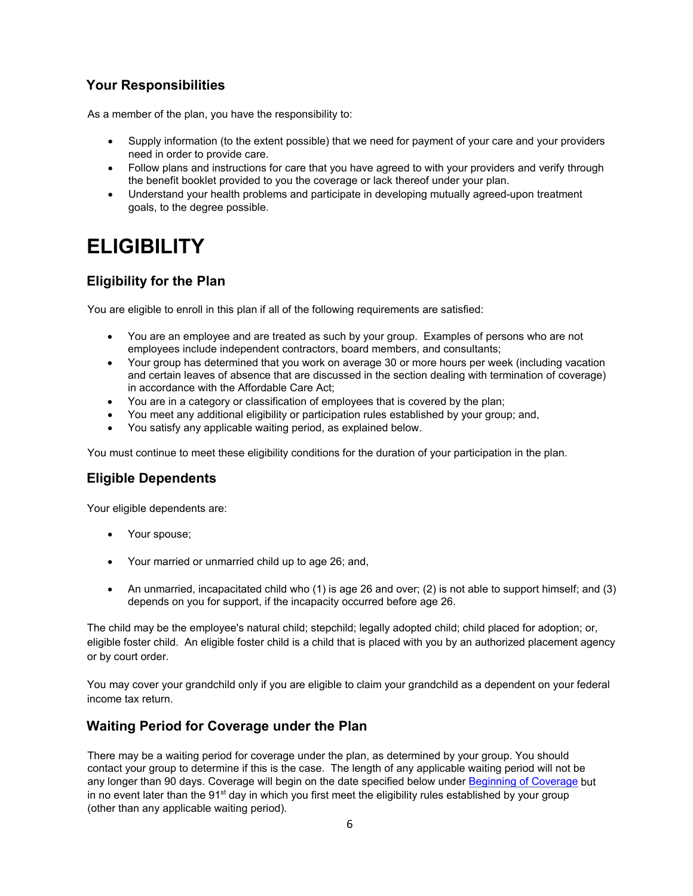### Your Responsibilities

As a member of the plan, you have the responsibility to:

- Supply information (to the extent possible) that we need for payment of your care and your providers need in order to provide care.
- Follow plans and instructions for care that you have agreed to with your providers and verify through the benefit booklet provided to you the coverage or lack thereof under your plan.
- Understand your health problems and participate in developing mutually agreed-upon treatment goals, to the degree possible.

# ELIGIBILITY

### Eligibility for the Plan

You are eligible to enroll in this plan if all of the following requirements are satisfied:

- You are an employee and are treated as such by your group. Examples of persons who are not employees include independent contractors, board members, and consultants;
- Your group has determined that you work on average 30 or more hours per week (including vacation and certain leaves of absence that are discussed in the section dealing with termination of coverage) in accordance with the Affordable Care Act;
- You are in a category or classification of employees that is covered by the plan;
- You meet any additional eligibility or participation rules established by your group; and,
- You satisfy any applicable waiting period, as explained below.

You must continue to meet these eligibility conditions for the duration of your participation in the plan.

### Eligible Dependents

Your eligible dependents are:

- Your spouse;
- Your married or unmarried child up to age 26; and,
- An unmarried, incapacitated child who (1) is age 26 and over; (2) is not able to support himself; and (3) depends on you for support, if the incapacity occurred before age 26.

The child may be the employee's natural child; stepchild; legally adopted child; child placed for adoption; or, eligible foster child. An eligible foster child is a child that is placed with you by an authorized placement agency or by court order.

You may cover your grandchild only if you are eligible to claim your grandchild as a dependent on your federal income tax return.

### Waiting Period for Coverage under the Plan

There may be a waiting period for coverage under the plan, as determined by your group. You should contact your group to determine if this is the case. The length of any applicable waiting period will not be any longer than 90 days. Coverage will begin on the date specified below under Beginning of Coverage but in no event later than the 91st day in which you first meet the eligibility rules established by your group (other than any applicable waiting period).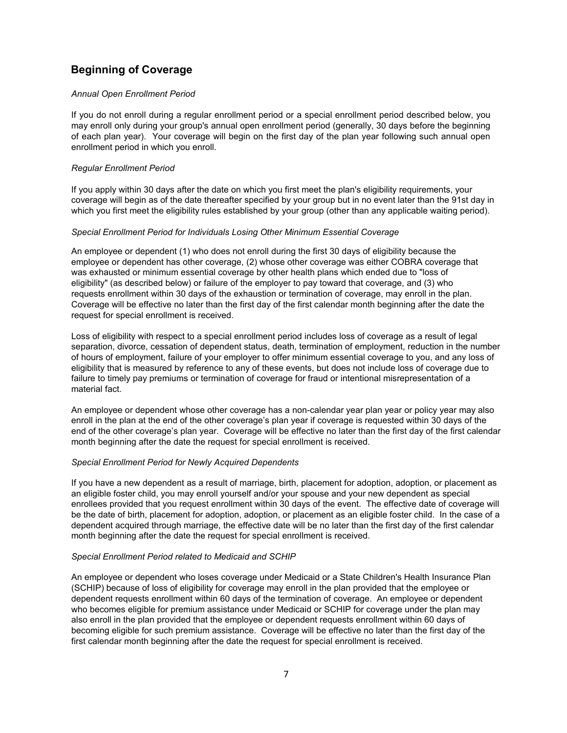## Beginning of Coverage

*Annual Open Enrollment Period*

If you do not enroll during a regular enrollment period or a special enrollment period described below, you may enroll only during your group's annual open enrollment period (generally, 30 days before the beginning of each plan year). Your coverage will begin on the first day of the plan year following such annual open enrollment period in which you enroll.

*Regular Enrollment Period*

If you apply within 30 days after the date on which you first meet the plan's eligibility requirements, your coverage will begin as of the date thereafter specified by your group but in no event later than the 91st day in which you first meet the eligibility rules established by your group (other than any applicable waiting period).

*Special Enrollment Period for Individuals Losing Other Minimum Essential Coverage*

An employee or dependent (1) who does not enroll during the first 30 days of eligibility because the employee or dependent has other coverage, (2) whose other coverage was either COBRA coverage that was exhausted or minimum essential coverage by other health plans which ended due to "loss of eligibility" (as described below) or failure of the employer to pay toward that coverage, and (3) who requests enrollment within 30 days of the exhaustion or termination of coverage, may enroll in the plan. Coverage will be effective no later than the first day of the first calendar month beginning after the date the request for special enrollment is received.

Loss of eligibility with respect to a special enrollment period includes loss of coverage as a result of legal separation, divorce, cessation of dependent status, death, termination of employment, reduction in the number of hours of employment, failure of your employer to offer minimum essential coverage to you, and any loss of eligibility that is measured by reference to any of these events, but does not include loss of coverage due to failure to timely pay premiums or termination of coverage for fraud or intentional misrepresentation of a material fact.

An employee or dependent whose other coverage has a non-calendar year plan year or policy year may also enroll in the plan at the end of the other coverage's plan year if coverage is requested within 30 days of the end of the other coverage's plan year. Coverage will be effective no later than the first day of the first calendar month beginning after the date the request for special enrollment is received.

*Special Enrollment Period for Newly Acquired Dependents*

If you have a new dependent as a result of marriage, birth, placement for adoption, adoption, or placement as an eligible foster child, you may enroll yourself and/or your spouse and your new dependent as special enrollees provided that you request enrollment within 30 days of the event. The effective date of coverage will be the date of birth, placement for adoption, adoption, or placement as an eligible foster child. In the case of a dependent acquired through marriage, the effective date will be no later than the first day of the first calendar month beginning after the date the request for special enrollment is received.

*Special Enrollment Period related to Medicaid and SCHIP*

An employee or dependent who loses coverage under Medicaid or a State Children's Health Insurance Plan (SCHIP) because of loss of eligibility for coverage may enroll in the plan provided that the employee or dependent requests enrollment within 60 days of the termination of coverage. An employee or dependent who becomes eligible for premium assistance under Medicaid or SCHIP for coverage under the plan may also enroll in the plan provided that the employee or dependent requests enrollment within 60 days of becoming eligible for such premium assistance. Coverage will be effective no later than the first day of the first calendar month beginning after the date the request for special enrollment is received.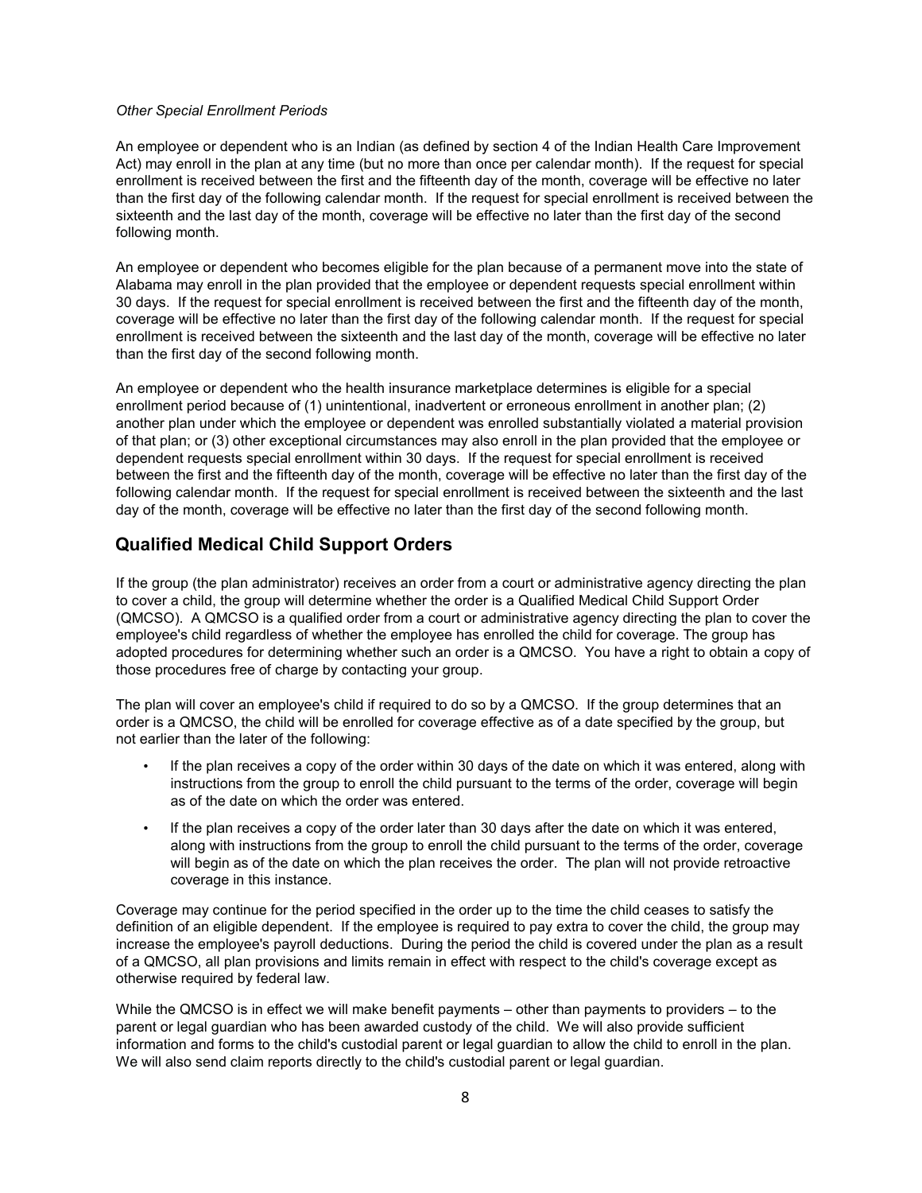*Other Special Enrollment Periods*

An employee or dependent who is an Indian (as defined by section 4 of the Indian Health Care Improvement Act) may enroll in the plan at any time (but no more than once per calendar month). If the request for special enrollment is received between the first and the fifteenth day of the month, coverage will be effective no later than the first day of the following calendar month. If the request for special enrollment is received between the sixteenth and the last day of the month, coverage will be effective no later than the first day of the second following month.

An employee or dependent who becomes eligible for the plan because of a permanent move into the state of Alabama may enroll in the plan provided that the employee or dependent requests special enrollment within 30 days. If the request for special enrollment is received between the first and the fifteenth day of the month, coverage will be effective no later than the first day of the following calendar month. If the request for special enrollment is received between the sixteenth and the last day of the month, coverage will be effective no later than the first day of the second following month.

An employee or dependent who the health insurance marketplace determines is eligible for a special enrollment period because of (1) unintentional, inadvertent or erroneous enrollment in another plan; (2) another plan under which the employee or dependent was enrolled substantially violated a material provision of that plan; or (3) other exceptional circumstances may also enroll in the plan provided that the employee or dependent requests special enrollment within 30 days. If the request for special enrollment is received between the first and the fifteenth day of the month, coverage will be effective no later than the first day of the following calendar month. If the request for special enrollment is received between the sixteenth and the last day of the month, coverage will be effective no later than the first day of the second following month.

## Qualified Medical Child Support Orders

If the group (the plan administrator) receives an order from a court or administrative agency directing the plan to cover a child, the group will determine whether the order is a Qualified Medical Child Support Order (QMCSO). A QMCSO is a qualified order from a court or administrative agency directing the plan to cover the employee's child regardless of whether the employee has enrolled the child for coverage. The group has adopted procedures for determining whether such an order is a QMCSO. You have a right to obtain a copy of those procedures free of charge by contacting your group.

The plan will cover an employee's child if required to do so by a QMCSO. If the group determines that an order is a QMCSO, the child will be enrolled for coverage effective as of a date specified by the group, but not earlier than the later of the following:

- If the plan receives a copy of the order within 30 days of the date on which it was entered, along with instructions from the group to enroll the child pursuant to the terms of the order, coverage will begin as of the date on which the order was entered.
- If the plan receives a copy of the order later than 30 days after the date on which it was entered, along with instructions from the group to enroll the child pursuant to the terms of the order, coverage will begin as of the date on which the plan receives the order. The plan will not provide retroactive coverage in this instance.

Coverage may continue for the period specified in the order up to the time the child ceases to satisfy the definition of an eligible dependent. If the employee is required to pay extra to cover the child, the group may increase the employee's payroll deductions. During the period the child is covered under the plan as a result of a QMCSO, all plan provisions and limits remain in effect with respect to the child's coverage except as otherwise required by federal law.

While the QMCSO is in effect we will make benefit payments – other than payments to providers – to the parent or legal guardian who has been awarded custody of the child. We will also provide sufficient information and forms to the child's custodial parent or legal guardian to allow the child to enroll in the plan. We will also send claim reports directly to the child's custodial parent or legal guardian.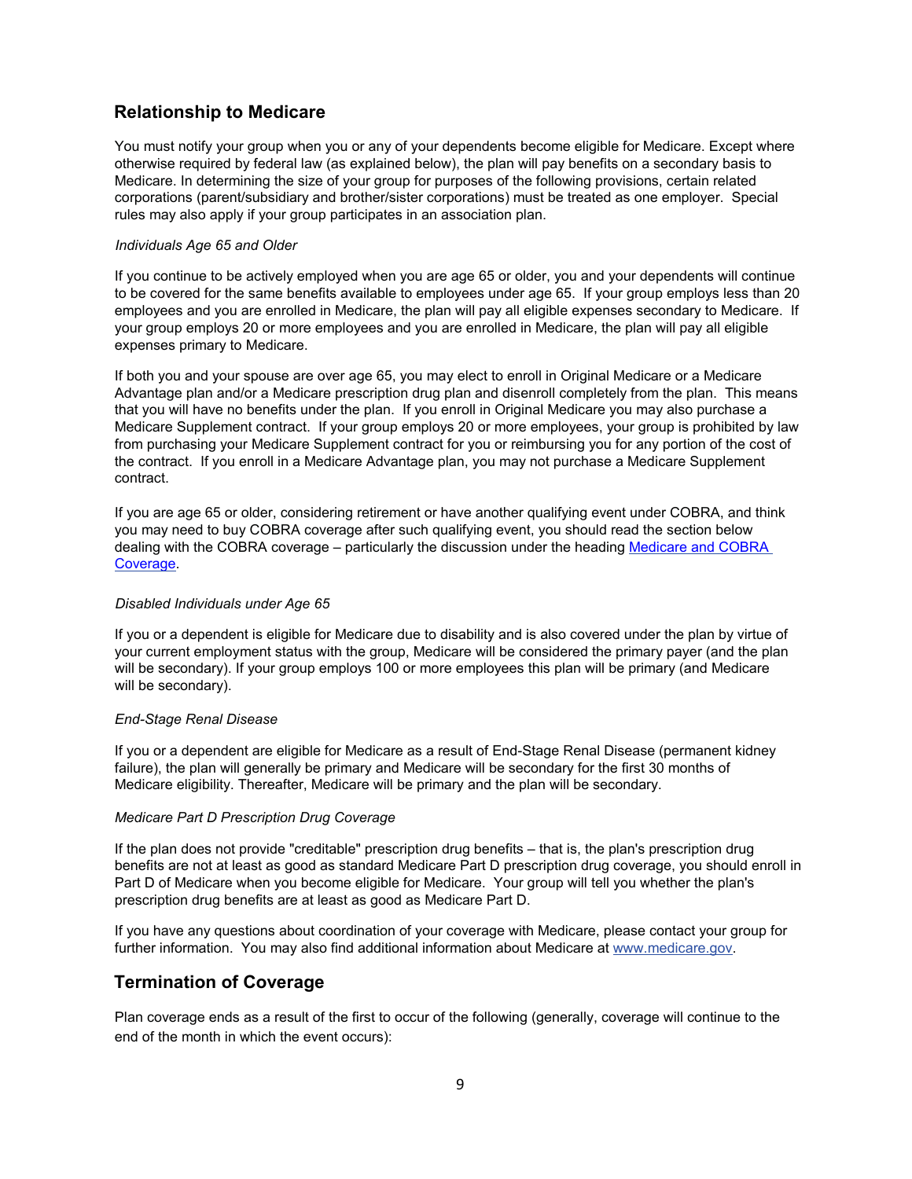## Relationship to Medicare

You must notify your group when you or any of your dependents become eligible for Medicare. Except where otherwise required by federal law (as explained below), the plan will pay benefits on a secondary basis to Medicare. In determining the size of your group for purposes of the following provisions, certain related corporations (parent/subsidiary and brother/sister corporations) must be treated as one employer. Special rules may also apply if your group participates in an association plan.

*Individuals Age 65 and Older*

If you continue to be actively employed when you are age 65 or older, you and your dependents will continue to be covered for the same benefits available to employees under age 65. If your group employs less than 20 employees and you are enrolled in Medicare, the plan will pay all eligible expenses secondary to Medicare. If your group employs 20 or more employees and you are enrolled in Medicare, the plan will pay all eligible expenses primary to Medicare.

If both you and your spouse are over age 65, you may elect to enroll in Original Medicare or a Medicare Advantage plan and/or a Medicare prescription drug plan and disenroll completely from the plan. This means that you will have no benefits under the plan. If you enroll in Original Medicare you may also purchase a Medicare Supplement contract. If your group employs 20 or more employees, your group is prohibited by law from purchasing your Medicare Supplement contract for you or reimbursing you for any portion of the cost of the contract. If you enroll in a Medicare Advantage plan, you may not purchase a Medicare Supplement contract.

If you are age 65 or older, considering retirement or have another qualifying event under COBRA, and think you may need to buy COBRA coverage after such qualifying event, you should read the section below dealing with the COBRA coverage – particularly the discussion under the heading [Medicare and COBRA Coverage](#).

*Disabled Individuals under Age 65*

If you or a dependent is eligible for Medicare due to disability and is also covered under the plan by virtue of your current employment status with the group, Medicare will be considered the primary payer (and the plan will be secondary). If your group employs 100 or more employees this plan will be primary (and Medicare will be secondary).

*End-Stage Renal Disease*

If you or a dependent are eligible for Medicare as a result of End-Stage Renal Disease (permanent kidney failure), the plan will generally be primary and Medicare will be secondary for the first 30 months of Medicare eligibility. Thereafter, Medicare will be primary and the plan will be secondary.

*Medicare Part D Prescription Drug Coverage*

If the plan does not provide "creditable" prescription drug benefits – that is, the plan's prescription drug benefits are not at least as good as standard Medicare Part D prescription drug coverage, you should enroll in Part D of Medicare when you become eligible for Medicare. Your group will tell you whether the plan's prescription drug benefits are at least as good as Medicare Part D.

If you have any questions about coordination of your coverage with Medicare, please contact your group for further information. You may also find additional information about Medicare at [www.medicare.gov](http://www.medicare.gov).

## Termination of Coverage

Plan coverage ends as a result of the first to occur of the following (generally, coverage will continue to the end of the month in which the event occurs):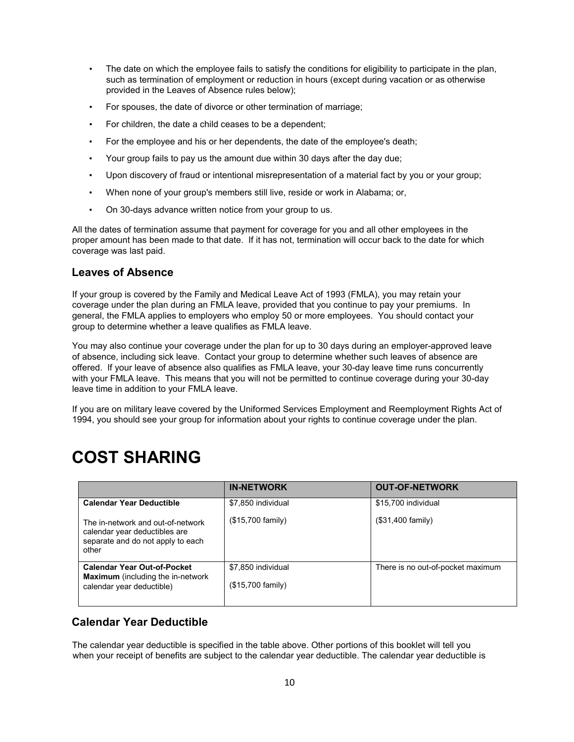- The date on which the employee fails to satisfy the conditions for eligibility to participate in the plan, such as termination of employment or reduction in hours (except during vacation or as otherwise provided in the Leaves of Absence rules below);
- For spouses, the date of divorce or other termination of marriage;
- For children, the date a child ceases to be a dependent;
- For the employee and his or her dependents, the date of the employee's death;
- Your group fails to pay us the amount due within 30 days after the day due;
- Upon discovery of fraud or intentional misrepresentation of a material fact by you or your group;
- When none of your group's members still live, reside or work in Alabama; or,
- On 30-days advance written notice from your group to us.

All the dates of termination assume that payment for coverage for you and all other employees in the proper amount has been made to that date. If it has not, termination will occur back to the date for which coverage was last paid.

## Leaves of Absence

If your group is covered by the Family and Medical Leave Act of 1993 (FMLA), you may retain your coverage under the plan during an FMLA leave, provided that you continue to pay your premiums. In general, the FMLA applies to employers who employ 50 or more employees. You should contact your group to determine whether a leave qualifies as FMLA leave.

You may also continue your coverage under the plan for up to 30 days during an employer-approved leave of absence, including sick leave. Contact your group to determine whether such leaves of absence are offered. If your leave of absence also qualifies as FMLA leave, your 30-day leave time runs concurrently with your FMLA leave. This means that you will not be permitted to continue coverage during your 30-day leave time in addition to your FMLA leave.

If you are on military leave covered by the Uniformed Services Employment and Reemployment Rights Act of 1994, you should see your group for information about your rights to continue coverage under the plan.

# COST SHARING

| | **IN-NETWORK** | **OUT-OF-NETWORK** |
|---|---|---|
| **Calendar Year Deductible**<br><br>The in-network and out-of-network calendar year deductibles are separate and do not apply to each other | $7,850 individual<br><br>($15,700 family) | $15,700 individual<br><br>($31,400 family) |
| **Calendar Year Out-of-Pocket Maximum** (including the in-network calendar year deductible) | $7,850 individual<br><br>($15,700 family) | There is no out-of-pocket maximum |

## Calendar Year Deductible

The calendar year deductible is specified in the table above. Other portions of this booklet will tell you when your receipt of benefits are subject to the calendar year deductible. The calendar year deductible is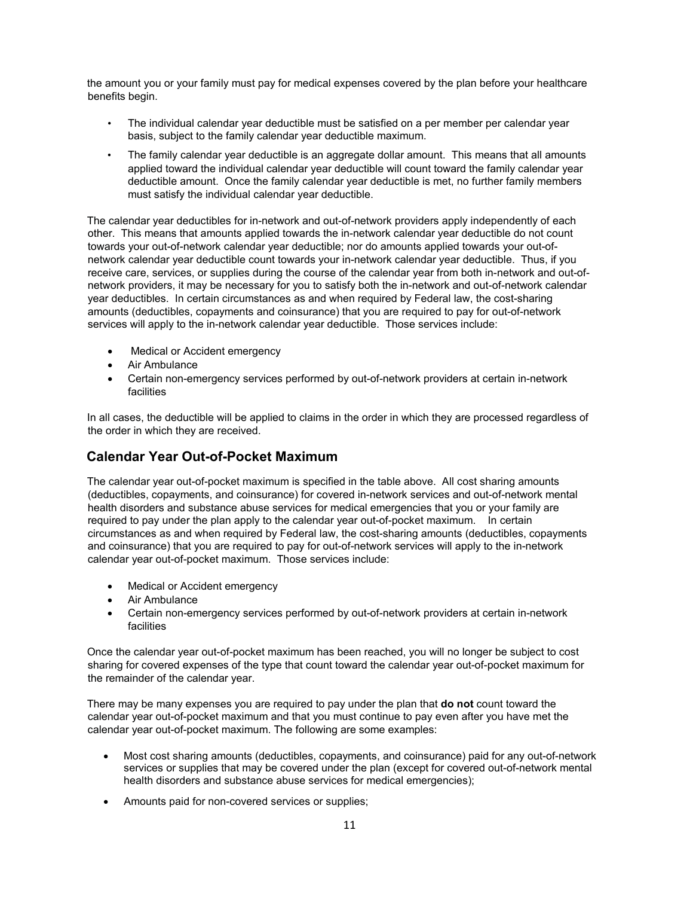the amount you or your family must pay for medical expenses covered by the plan before your healthcare benefits begin.

- The individual calendar year deductible must be satisfied on a per member per calendar year basis, subject to the family calendar year deductible maximum.
- The family calendar year deductible is an aggregate dollar amount. This means that all amounts applied toward the individual calendar year deductible will count toward the family calendar year deductible amount. Once the family calendar year deductible is met, no further family members must satisfy the individual calendar year deductible.

The calendar year deductibles for in-network and out-of-network providers apply independently of each other. This means that amounts applied towards the in-network calendar year deductible do not count towards your out-of-network calendar year deductible; nor do amounts applied towards your out-of-network calendar year deductible count towards your in-network calendar year deductible. Thus, if you receive care, services, or supplies during the course of the calendar year from both in-network and out-of-network providers, it may be necessary for you to satisfy both the in-network and out-of-network calendar year deductibles. In certain circumstances as and when required by Federal law, the cost-sharing amounts (deductibles, copayments and coinsurance) that you are required to pay for out-of-network services will apply to the in-network calendar year deductible. Those services include:

- Medical or Accident emergency
- Air Ambulance
- Certain non-emergency services performed by out-of-network providers at certain in-network facilities

In all cases, the deductible will be applied to claims in the order in which they are processed regardless of the order in which they are received.

## Calendar Year Out-of-Pocket Maximum

The calendar year out-of-pocket maximum is specified in the table above. All cost sharing amounts (deductibles, copayments, and coinsurance) for covered in-network services and out-of-network mental health disorders and substance abuse services for medical emergencies that you or your family are required to pay under the plan apply to the calendar year out-of-pocket maximum. In certain circumstances as and when required by Federal law, the cost-sharing amounts (deductibles, copayments and coinsurance) that you are required to pay for out-of-network services will apply to the in-network calendar year out-of-pocket maximum. Those services include:

- Medical or Accident emergency
- Air Ambulance
- Certain non-emergency services performed by out-of-network providers at certain in-network facilities

Once the calendar year out-of-pocket maximum has been reached, you will no longer be subject to cost sharing for covered expenses of the type that count toward the calendar year out-of-pocket maximum for the remainder of the calendar year.

There may be many expenses you are required to pay under the plan that **do not** count toward the calendar year out-of-pocket maximum and that you must continue to pay even after you have met the calendar year out-of-pocket maximum. The following are some examples:

- Most cost sharing amounts (deductibles, copayments, and coinsurance) paid for any out-of-network services or supplies that may be covered under the plan (except for covered out-of-network mental health disorders and substance abuse services for medical emergencies);
- Amounts paid for non-covered services or supplies;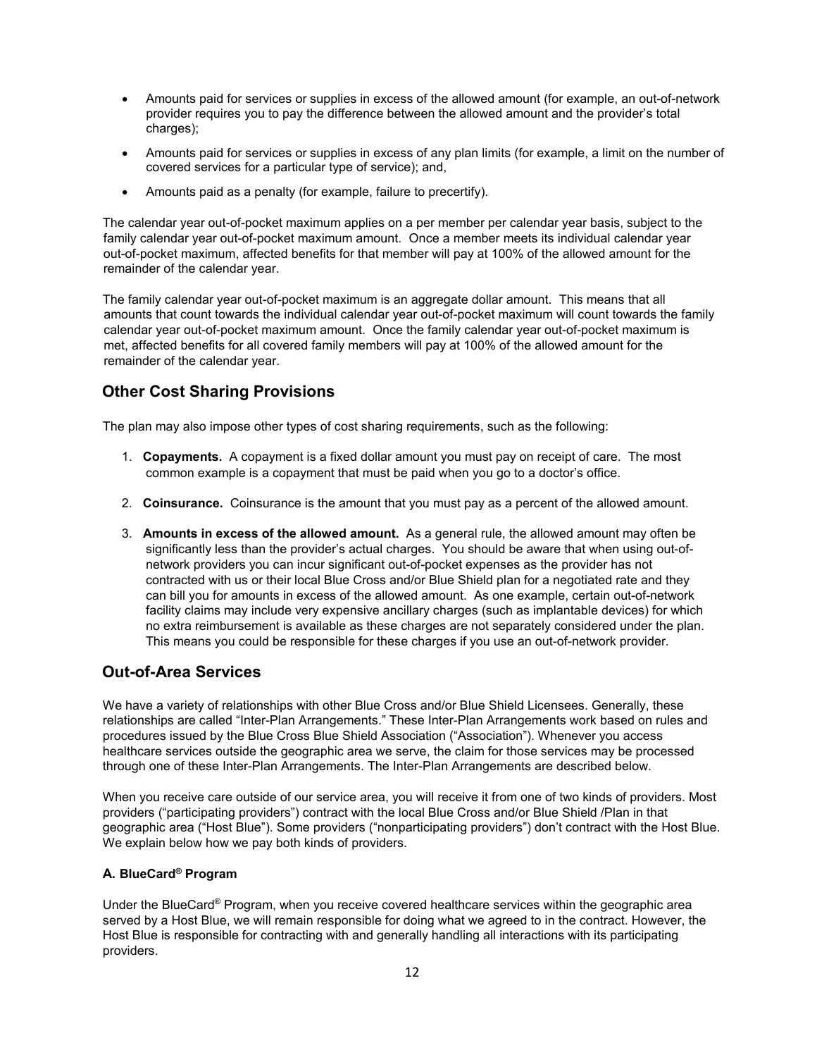- Amounts paid for services or supplies in excess of the allowed amount (for example, an out-of-network provider requires you to pay the difference between the allowed amount and the provider's total charges);
- Amounts paid for services or supplies in excess of any plan limits (for example, a limit on the number of covered services for a particular type of service); and,
- Amounts paid as a penalty (for example, failure to precertify).

The calendar year out-of-pocket maximum applies on a per member per calendar year basis, subject to the family calendar year out-of-pocket maximum amount. Once a member meets its individual calendar year out-of-pocket maximum, affected benefits for that member will pay at 100% of the allowed amount for the remainder of the calendar year.

The family calendar year out-of-pocket maximum is an aggregate dollar amount. This means that all amounts that count towards the individual calendar year out-of-pocket maximum will count towards the family calendar year out-of-pocket maximum amount. Once the family calendar year out-of-pocket maximum is met, affected benefits for all covered family members will pay at 100% of the allowed amount for the remainder of the calendar year.

## Other Cost Sharing Provisions

The plan may also impose other types of cost sharing requirements, such as the following:

1. **Copayments.** A copayment is a fixed dollar amount you must pay on receipt of care. The most common example is a copayment that must be paid when you go to a doctor's office.
2. **Coinsurance.** Coinsurance is the amount that you must pay as a percent of the allowed amount.
3. **Amounts in excess of the allowed amount.** As a general rule, the allowed amount may often be significantly less than the provider's actual charges. You should be aware that when using out-of-network providers you can incur significant out-of-pocket expenses as the provider has not contracted with us or their local Blue Cross and/or Blue Shield plan for a negotiated rate and they can bill you for amounts in excess of the allowed amount. As one example, certain out-of-network facility claims may include very expensive ancillary charges (such as implantable devices) for which no extra reimbursement is available as these charges are not separately considered under the plan. This means you could be responsible for these charges if you use an out-of-network provider.

## Out-of-Area Services

We have a variety of relationships with other Blue Cross and/or Blue Shield Licensees. Generally, these relationships are called "Inter-Plan Arrangements." These Inter-Plan Arrangements work based on rules and procedures issued by the Blue Cross Blue Shield Association ("Association"). Whenever you access healthcare services outside the geographic area we serve, the claim for those services may be processed through one of these Inter-Plan Arrangements. The Inter-Plan Arrangements are described below.

When you receive care outside of our service area, you will receive it from one of two kinds of providers. Most providers ("participating providers") contract with the local Blue Cross and/or Blue Shield /Plan in that geographic area ("Host Blue"). Some providers ("nonparticipating providers") don't contract with the Host Blue. We explain below how we pay both kinds of providers.

#### A. BlueCard® Program

Under the BlueCard® Program, when you receive covered healthcare services within the geographic area served by a Host Blue, we will remain responsible for doing what we agreed to in the contract. However, the Host Blue is responsible for contracting with and generally handling all interactions with its participating providers.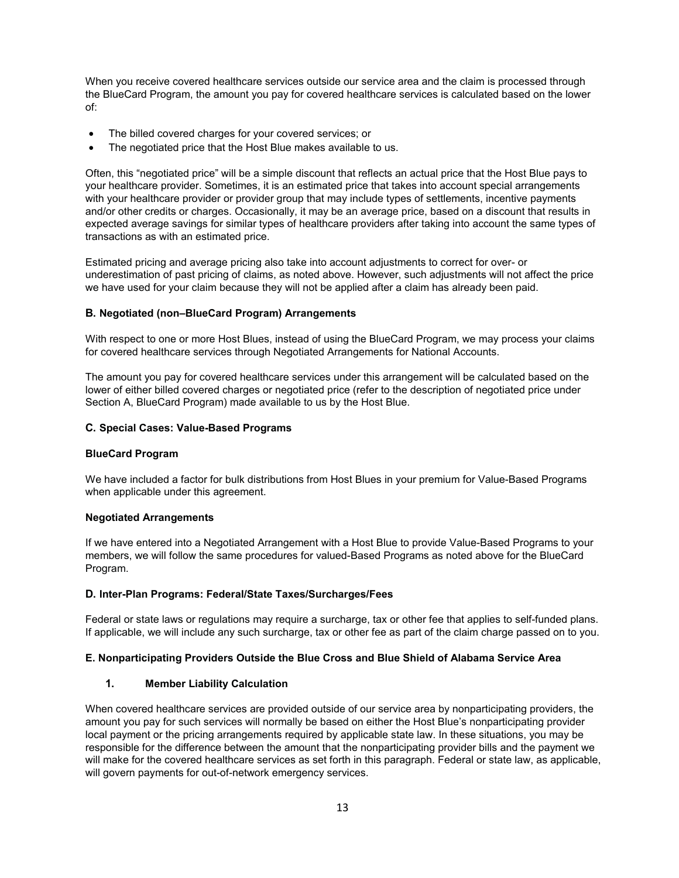When you receive covered healthcare services outside our service area and the claim is processed through the BlueCard Program, the amount you pay for covered healthcare services is calculated based on the lower of:

- The billed covered charges for your covered services; or
- The negotiated price that the Host Blue makes available to us.

Often, this "negotiated price" will be a simple discount that reflects an actual price that the Host Blue pays to your healthcare provider. Sometimes, it is an estimated price that takes into account special arrangements with your healthcare provider or provider group that may include types of settlements, incentive payments and/or other credits or charges. Occasionally, it may be an average price, based on a discount that results in expected average savings for similar types of healthcare providers after taking into account the same types of transactions as with an estimated price.

Estimated pricing and average pricing also take into account adjustments to correct for over- or underestimation of past pricing of claims, as noted above. However, such adjustments will not affect the price we have used for your claim because they will not be applied after a claim has already been paid.

### B. Negotiated (non–BlueCard Program) Arrangements

With respect to one or more Host Blues, instead of using the BlueCard Program, we may process your claims for covered healthcare services through Negotiated Arrangements for National Accounts.

The amount you pay for covered healthcare services under this arrangement will be calculated based on the lower of either billed covered charges or negotiated price (refer to the description of negotiated price under Section A, BlueCard Program) made available to us by the Host Blue.

### C. Special Cases: Value-Based Programs

**BlueCard Program**

We have included a factor for bulk distributions from Host Blues in your premium for Value-Based Programs when applicable under this agreement.

**Negotiated Arrangements**

If we have entered into a Negotiated Arrangement with a Host Blue to provide Value-Based Programs to your members, we will follow the same procedures for valued-Based Programs as noted above for the BlueCard Program.

### D. Inter-Plan Programs: Federal/State Taxes/Surcharges/Fees

Federal or state laws or regulations may require a surcharge, tax or other fee that applies to self-funded plans. If applicable, we will include any such surcharge, tax or other fee as part of the claim charge passed on to you.

### E. Nonparticipating Providers Outside the Blue Cross and Blue Shield of Alabama Service Area

#### 1. Member Liability Calculation

When covered healthcare services are provided outside of our service area by nonparticipating providers, the amount you pay for such services will normally be based on either the Host Blue's nonparticipating provider local payment or the pricing arrangements required by applicable state law. In these situations, you may be responsible for the difference between the amount that the nonparticipating provider bills and the payment we will make for the covered healthcare services as set forth in this paragraph. Federal or state law, as applicable, will govern payments for out-of-network emergency services.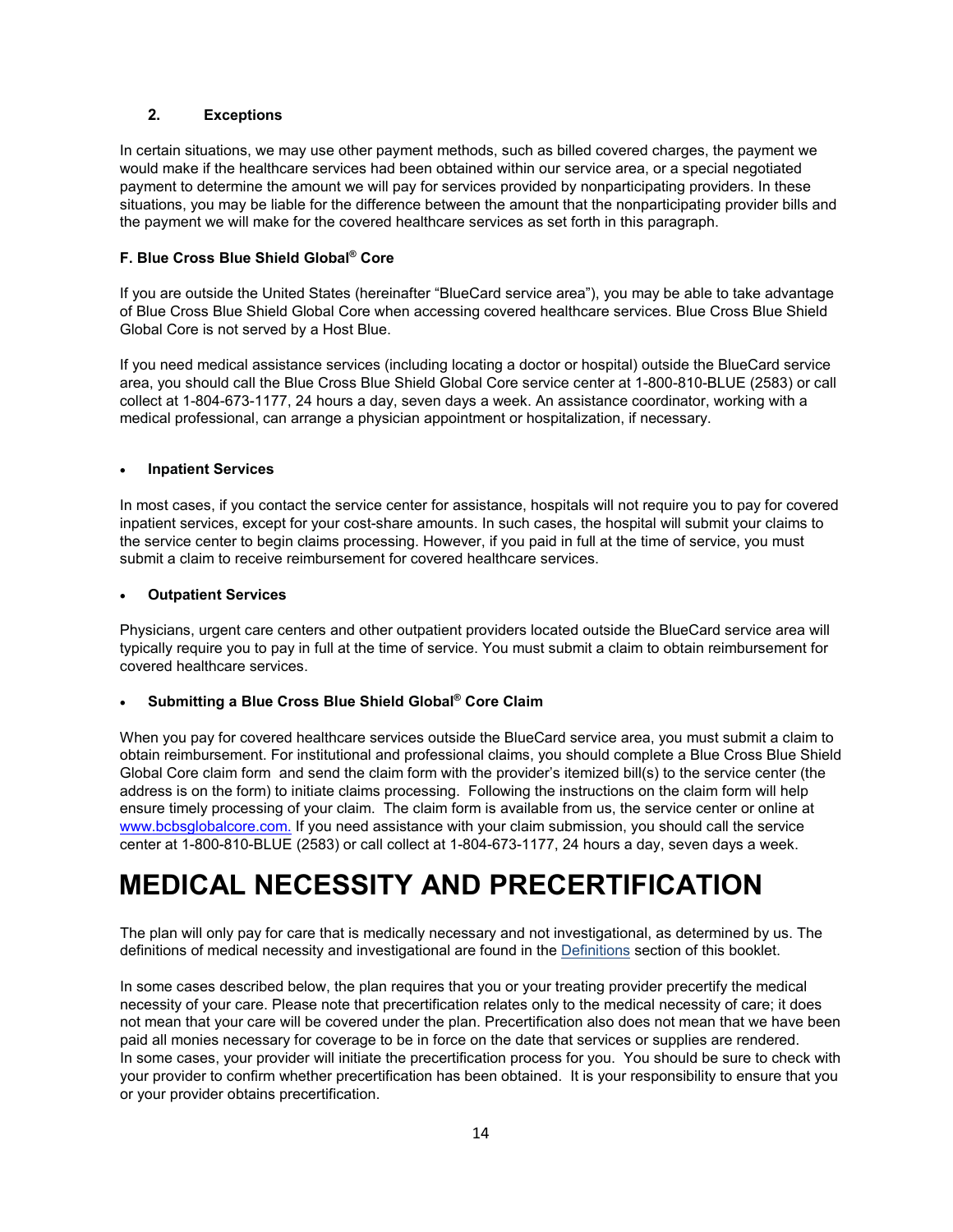### 2. Exceptions

In certain situations, we may use other payment methods, such as billed covered charges, the payment we would make if the healthcare services had been obtained within our service area, or a special negotiated payment to determine the amount we will pay for services provided by nonparticipating providers. In these situations, you may be liable for the difference between the amount that the nonparticipating provider bills and the payment we will make for the covered healthcare services as set forth in this paragraph.

### F. Blue Cross Blue Shield Global® Core

If you are outside the United States (hereinafter "BlueCard service area"), you may be able to take advantage of Blue Cross Blue Shield Global Core when accessing covered healthcare services. Blue Cross Blue Shield Global Core is not served by a Host Blue.

If you need medical assistance services (including locating a doctor or hospital) outside the BlueCard service area, you should call the Blue Cross Blue Shield Global Core service center at 1-800-810-BLUE (2583) or call collect at 1-804-673-1177, 24 hours a day, seven days a week. An assistance coordinator, working with a medical professional, can arrange a physician appointment or hospitalization, if necessary.

- **Inpatient Services**

In most cases, if you contact the service center for assistance, hospitals will not require you to pay for covered inpatient services, except for your cost-share amounts. In such cases, the hospital will submit your claims to the service center to begin claims processing. However, if you paid in full at the time of service, you must submit a claim to receive reimbursement for covered healthcare services.

- **Outpatient Services**

Physicians, urgent care centers and other outpatient providers located outside the BlueCard service area will typically require you to pay in full at the time of service. You must submit a claim to obtain reimbursement for covered healthcare services.

- **Submitting a Blue Cross Blue Shield Global® Core Claim**

When you pay for covered healthcare services outside the BlueCard service area, you must submit a claim to obtain reimbursement. For institutional and professional claims, you should complete a Blue Cross Blue Shield Global Core claim form and send the claim form with the provider's itemized bill(s) to the service center (the address is on the form) to initiate claims processing. Following the instructions on the claim form will help ensure timely processing of your claim. The claim form is available from us, the service center or online at www.bcbsglobalcore.com. If you need assistance with your claim submission, you should call the service center at 1-800-810-BLUE (2583) or call collect at 1-804-673-1177, 24 hours a day, seven days a week.

# MEDICAL NECESSITY AND PRECERTIFICATION

The plan will only pay for care that is medically necessary and not investigational, as determined by us. The definitions of medical necessity and investigational are found in the Definitions section of this booklet.

In some cases described below, the plan requires that you or your treating provider precertify the medical necessity of your care. Please note that precertification relates only to the medical necessity of care; it does not mean that your care will be covered under the plan. Precertification also does not mean that we have been paid all monies necessary for coverage to be in force on the date that services or supplies are rendered.
In some cases, your provider will initiate the precertification process for you. You should be sure to check with your provider to confirm whether precertification has been obtained. It is your responsibility to ensure that you or your provider obtains precertification.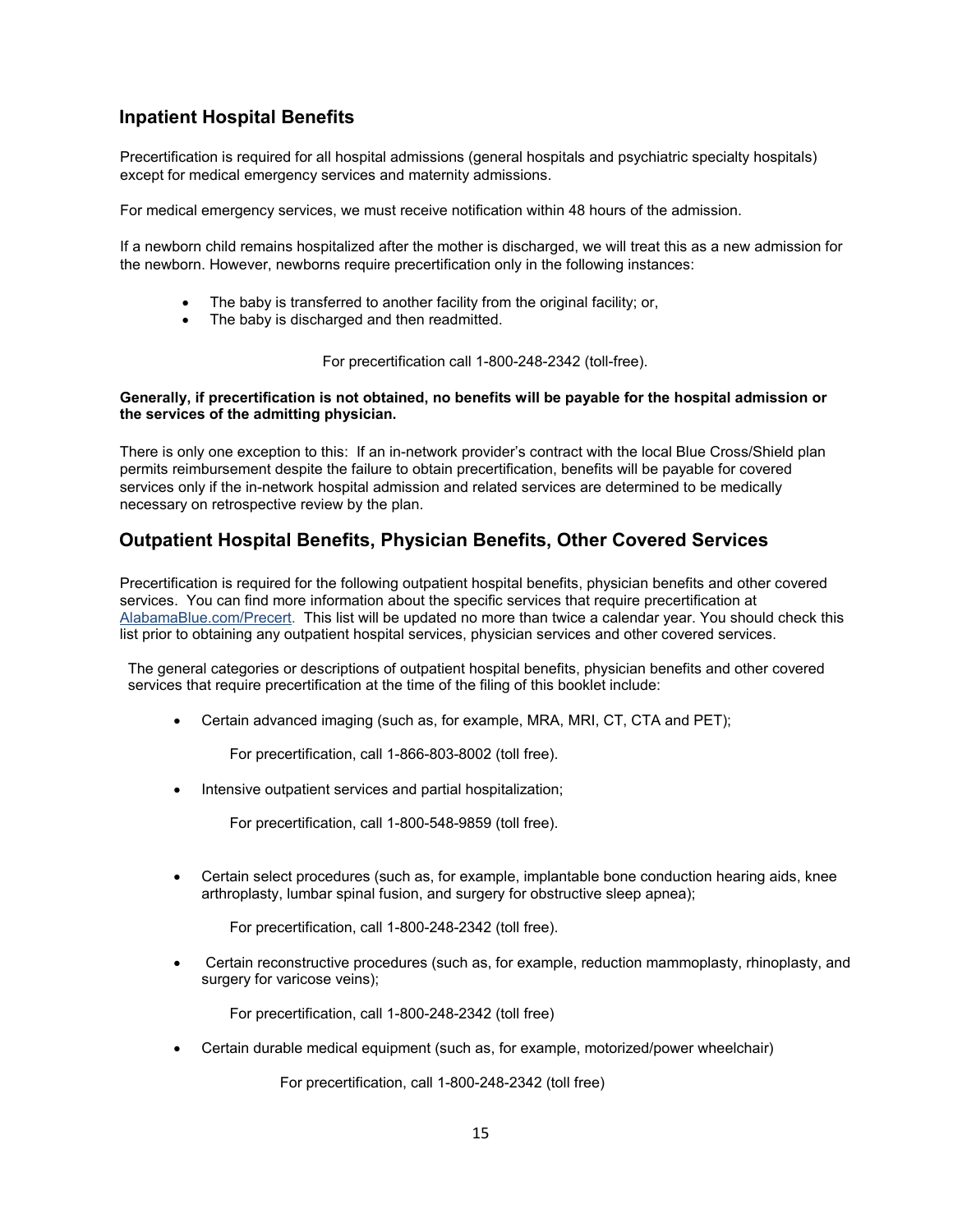## Inpatient Hospital Benefits

Precertification is required for all hospital admissions (general hospitals and psychiatric specialty hospitals) except for medical emergency services and maternity admissions.

For medical emergency services, we must receive notification within 48 hours of the admission.

If a newborn child remains hospitalized after the mother is discharged, we will treat this as a new admission for the newborn. However, newborns require precertification only in the following instances:

- The baby is transferred to another facility from the original facility; or,
- The baby is discharged and then readmitted.

For precertification call 1-800-248-2342 (toll-free).

**Generally, if precertification is not obtained, no benefits will be payable for the hospital admission or the services of the admitting physician.**

There is only one exception to this: If an in-network provider's contract with the local Blue Cross/Shield plan permits reimbursement despite the failure to obtain precertification, benefits will be payable for covered services only if the in-network hospital admission and related services are determined to be medically necessary on retrospective review by the plan.

## Outpatient Hospital Benefits, Physician Benefits, Other Covered Services

Precertification is required for the following outpatient hospital benefits, physician benefits and other covered services. You can find more information about the specific services that require precertification at AlabamaBlue.com/Precert. This list will be updated no more than twice a calendar year. You should check this list prior to obtaining any outpatient hospital services, physician services and other covered services.

The general categories or descriptions of outpatient hospital benefits, physician benefits and other covered services that require precertification at the time of the filing of this booklet include:

- Certain advanced imaging (such as, for example, MRA, MRI, CT, CTA and PET);

  For precertification, call 1-866-803-8002 (toll free).

- Intensive outpatient services and partial hospitalization;

  For precertification, call 1-800-548-9859 (toll free).

- Certain select procedures (such as, for example, implantable bone conduction hearing aids, knee arthroplasty, lumbar spinal fusion, and surgery for obstructive sleep apnea);

  For precertification, call 1-800-248-2342 (toll free).

- Certain reconstructive procedures (such as, for example, reduction mammoplasty, rhinoplasty, and surgery for varicose veins);

  For precertification, call 1-800-248-2342 (toll free)

- Certain durable medical equipment (such as, for example, motorized/power wheelchair)

  For precertification, call 1-800-248-2342 (toll free)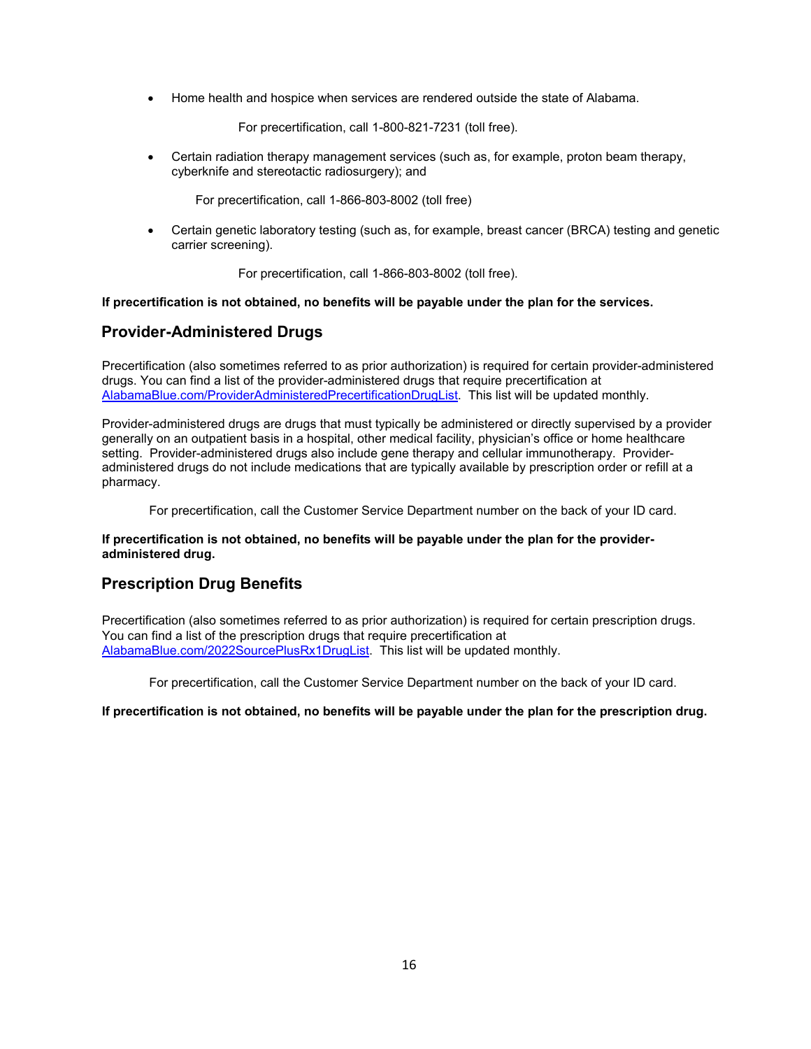- Home health and hospice when services are rendered outside the state of Alabama.

  For precertification, call 1-800-821-7231 (toll free).

- Certain radiation therapy management services (such as, for example, proton beam therapy, cyberknife and stereotactic radiosurgery); and

  For precertification, call 1-866-803-8002 (toll free)

- Certain genetic laboratory testing (such as, for example, breast cancer (BRCA) testing and genetic carrier screening).

  For precertification, call 1-866-803-8002 (toll free).

**If precertification is not obtained, no benefits will be payable under the plan for the services.**

## Provider-Administered Drugs

Precertification (also sometimes referred to as prior authorization) is required for certain provider-administered drugs. You can find a list of the provider-administered drugs that require precertification at AlabamaBlue.com/ProviderAdministeredPrecertificationDrugList. This list will be updated monthly.

Provider-administered drugs are drugs that must typically be administered or directly supervised by a provider generally on an outpatient basis in a hospital, other medical facility, physician's office or home healthcare setting. Provider-administered drugs also include gene therapy and cellular immunotherapy. Provider-administered drugs do not include medications that are typically available by prescription order or refill at a pharmacy.

For precertification, call the Customer Service Department number on the back of your ID card.

**If precertification is not obtained, no benefits will be payable under the plan for the provider-administered drug.**

## Prescription Drug Benefits

Precertification (also sometimes referred to as prior authorization) is required for certain prescription drugs. You can find a list of the prescription drugs that require precertification at AlabamaBlue.com/2022SourcePlusRx1DrugList. This list will be updated monthly.

For precertification, call the Customer Service Department number on the back of your ID card.

**If precertification is not obtained, no benefits will be payable under the plan for the prescription drug.**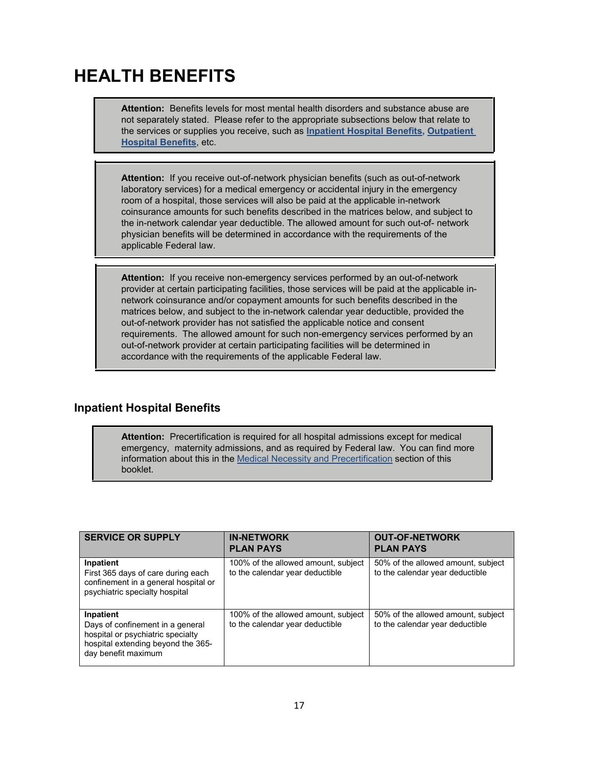# HEALTH BENEFITS

> **Attention:** Benefits levels for most mental health disorders and substance abuse are not separately stated. Please refer to the appropriate subsections below that relate to the services or supplies you receive, such as **Inpatient Hospital Benefits**, **Outpatient Hospital Benefits**, etc.

> **Attention:** If you receive out-of-network physician benefits (such as out-of-network laboratory services) for a medical emergency or accidental injury in the emergency room of a hospital, those services will also be paid at the applicable in-network coinsurance amounts for such benefits described in the matrices below, and subject to the in-network calendar year deductible. The allowed amount for such out-of- network physician benefits will be determined in accordance with the requirements of the applicable Federal law.

> **Attention:** If you receive non-emergency services performed by an out-of-network provider at certain participating facilities, those services will be paid at the applicable in-network coinsurance and/or copayment amounts for such benefits described in the matrices below, and subject to the in-network calendar year deductible, provided the out-of-network provider has not satisfied the applicable notice and consent requirements. The allowed amount for such non-emergency services performed by an out-of-network provider at certain participating facilities will be determined in accordance with the requirements of the applicable Federal law.

## Inpatient Hospital Benefits

> **Attention:** Precertification is required for all hospital admissions except for medical emergency, maternity admissions, and as required by Federal law. You can find more information about this in the Medical Necessity and Precertification section of this booklet.

| SERVICE OR SUPPLY | IN-NETWORK PLAN PAYS | OUT-OF-NETWORK PLAN PAYS |
|---|---|---|
| **Inpatient** First 365 days of care during each confinement in a general hospital or psychiatric specialty hospital | 100% of the allowed amount, subject to the calendar year deductible | 50% of the allowed amount, subject to the calendar year deductible |
| **Inpatient** Days of confinement in a general hospital or psychiatric specialty hospital extending beyond the 365-day benefit maximum | 100% of the allowed amount, subject to the calendar year deductible | 50% of the allowed amount, subject to the calendar year deductible |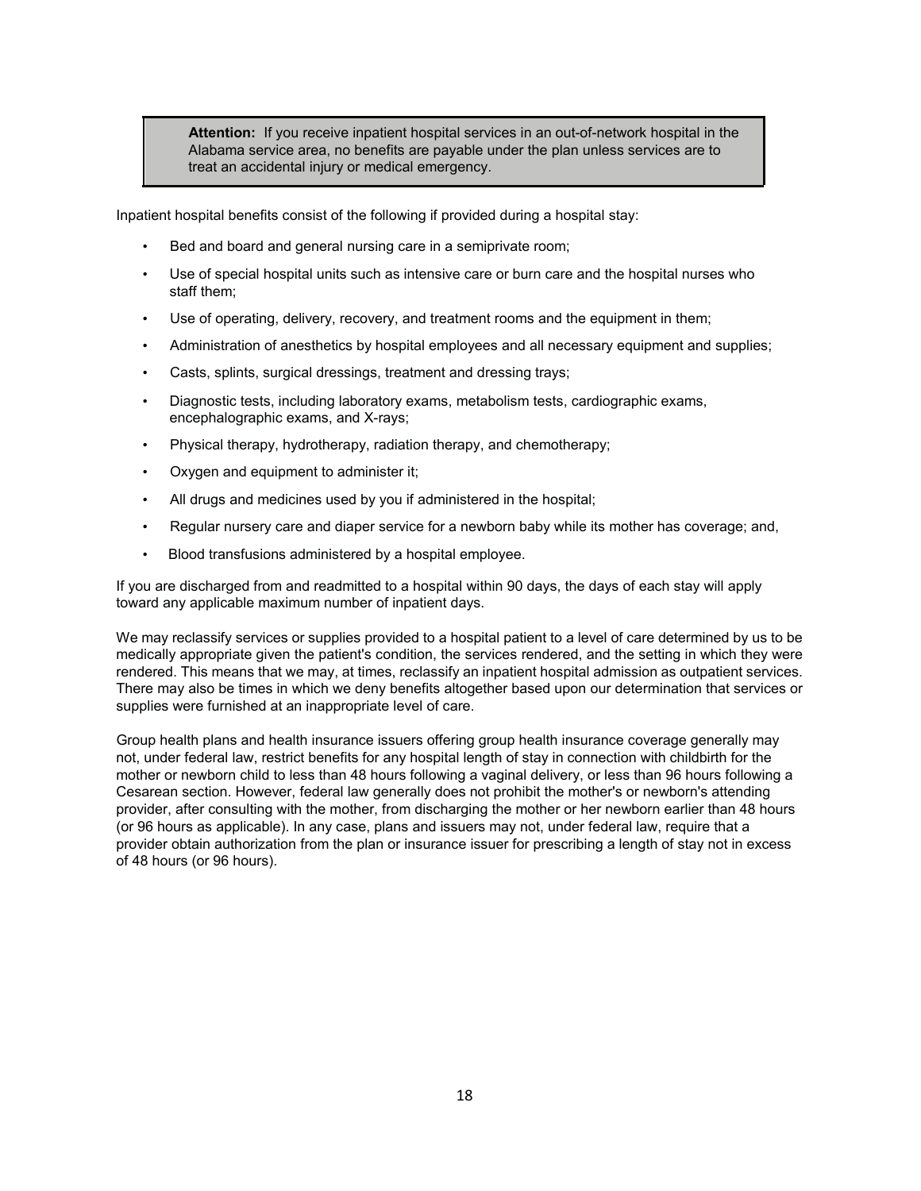> **Attention:** If you receive inpatient hospital services in an out-of-network hospital in the Alabama service area, no benefits are payable under the plan unless services are to treat an accidental injury or medical emergency.

Inpatient hospital benefits consist of the following if provided during a hospital stay:

- Bed and board and general nursing care in a semiprivate room;
- Use of special hospital units such as intensive care or burn care and the hospital nurses who staff them;
- Use of operating, delivery, recovery, and treatment rooms and the equipment in them;
- Administration of anesthetics by hospital employees and all necessary equipment and supplies;
- Casts, splints, surgical dressings, treatment and dressing trays;
- Diagnostic tests, including laboratory exams, metabolism tests, cardiographic exams, encephalographic exams, and X-rays;
- Physical therapy, hydrotherapy, radiation therapy, and chemotherapy;
- Oxygen and equipment to administer it;
- All drugs and medicines used by you if administered in the hospital;
- Regular nursery care and diaper service for a newborn baby while its mother has coverage; and,
- Blood transfusions administered by a hospital employee.

If you are discharged from and readmitted to a hospital within 90 days, the days of each stay will apply toward any applicable maximum number of inpatient days.

We may reclassify services or supplies provided to a hospital patient to a level of care determined by us to be medically appropriate given the patient's condition, the services rendered, and the setting in which they were rendered. This means that we may, at times, reclassify an inpatient hospital admission as outpatient services. There may also be times in which we deny benefits altogether based upon our determination that services or supplies were furnished at an inappropriate level of care.

Group health plans and health insurance issuers offering group health insurance coverage generally may not, under federal law, restrict benefits for any hospital length of stay in connection with childbirth for the mother or newborn child to less than 48 hours following a vaginal delivery, or less than 96 hours following a Cesarean section. However, federal law generally does not prohibit the mother's or newborn's attending provider, after consulting with the mother, from discharging the mother or her newborn earlier than 48 hours (or 96 hours as applicable). In any case, plans and issuers may not, under federal law, require that a provider obtain authorization from the plan or insurance issuer for prescribing a length of stay not in excess of 48 hours (or 96 hours).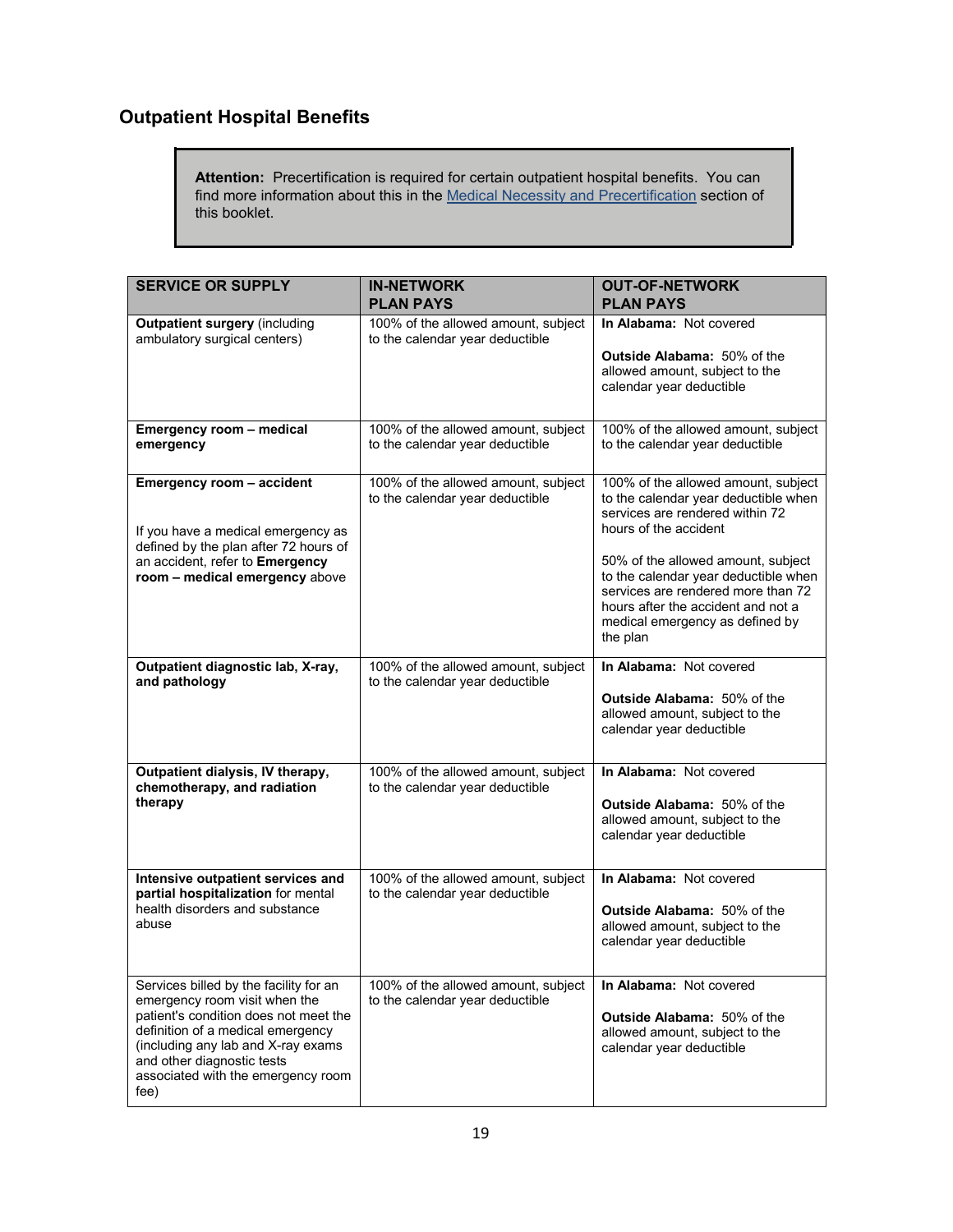## Outpatient Hospital Benefits

> **Attention:** Precertification is required for certain outpatient hospital benefits. You can find more information about this in the Medical Necessity and Precertification section of this booklet.

| SERVICE OR SUPPLY | IN-NETWORK PLAN PAYS | OUT-OF-NETWORK PLAN PAYS |
|---|---|---|
| **Outpatient surgery** (including ambulatory surgical centers) | 100% of the allowed amount, subject to the calendar year deductible | **In Alabama:** Not covered<br><br>**Outside Alabama:** 50% of the allowed amount, subject to the calendar year deductible |
| **Emergency room – medical emergency** | 100% of the allowed amount, subject to the calendar year deductible | 100% of the allowed amount, subject to the calendar year deductible |
| **Emergency room – accident**<br><br>If you have a medical emergency as defined by the plan after 72 hours of an accident, refer to **Emergency room – medical emergency** above | 100% of the allowed amount, subject to the calendar year deductible | 100% of the allowed amount, subject to the calendar year deductible when services are rendered within 72 hours of the accident<br><br>50% of the allowed amount, subject to the calendar year deductible when services are rendered more than 72 hours after the accident and not a medical emergency as defined by the plan |
| **Outpatient diagnostic lab, X-ray, and pathology** | 100% of the allowed amount, subject to the calendar year deductible | **In Alabama:** Not covered<br><br>**Outside Alabama:** 50% of the allowed amount, subject to the calendar year deductible |
| **Outpatient dialysis, IV therapy, chemotherapy, and radiation therapy** | 100% of the allowed amount, subject to the calendar year deductible | **In Alabama:** Not covered<br><br>**Outside Alabama:** 50% of the allowed amount, subject to the calendar year deductible |
| **Intensive outpatient services and partial hospitalization** for mental health disorders and substance abuse | 100% of the allowed amount, subject to the calendar year deductible | **In Alabama:** Not covered<br><br>**Outside Alabama:** 50% of the allowed amount, subject to the calendar year deductible |
| Services billed by the facility for an emergency room visit when the patient's condition does not meet the definition of a medical emergency (including any lab and X-ray exams and other diagnostic tests associated with the emergency room fee) | 100% of the allowed amount, subject to the calendar year deductible | **In Alabama:** Not covered<br><br>**Outside Alabama:** 50% of the allowed amount, subject to the calendar year deductible |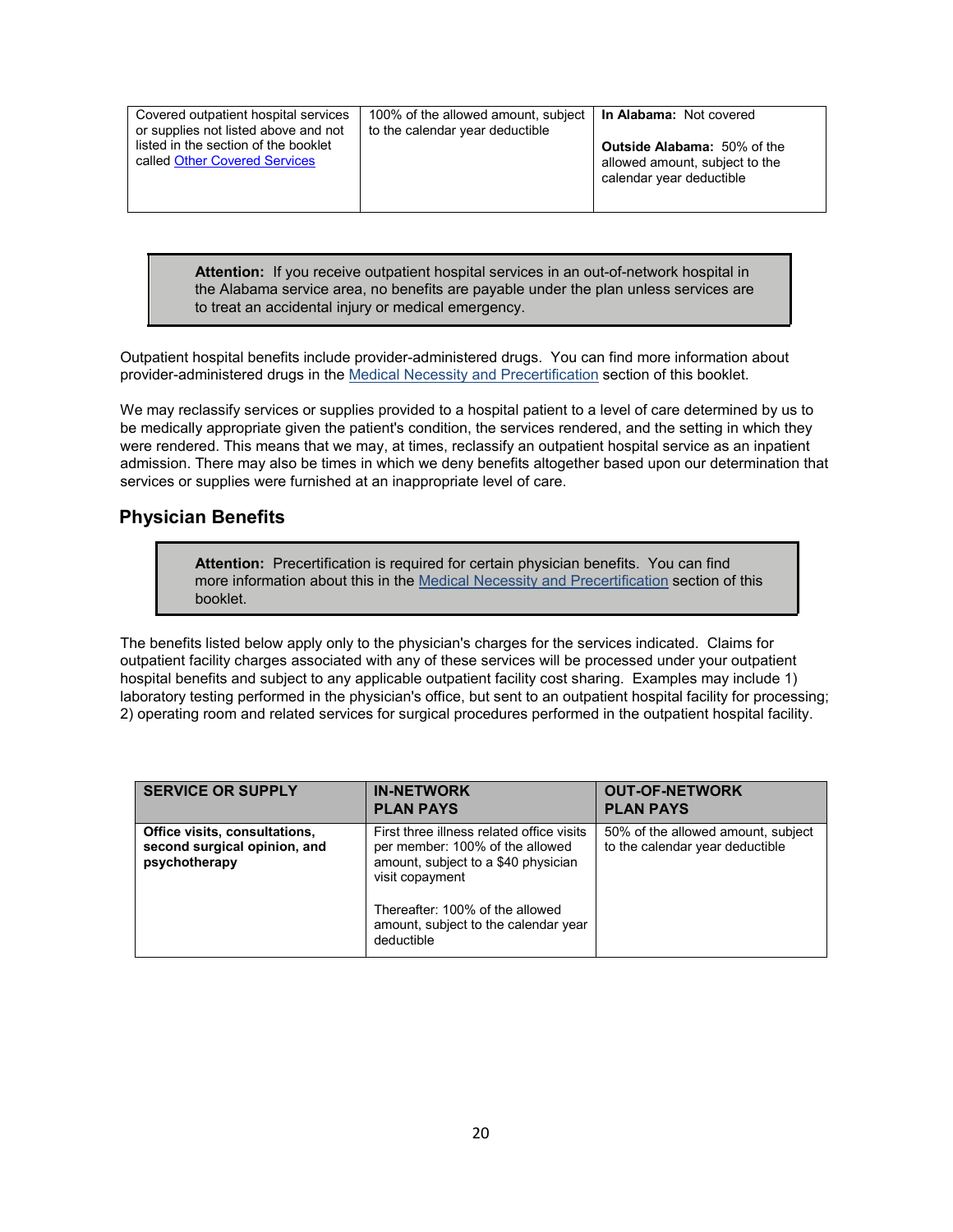| | | |
|---|---|---|
| Covered outpatient hospital services or supplies not listed above and not listed in the section of the booklet called Other Covered Services | 100% of the allowed amount, subject to the calendar year deductible | **In Alabama:** Not covered<br><br>**Outside Alabama:** 50% of the allowed amount, subject to the calendar year deductible |

> **Attention:** If you receive outpatient hospital services in an out-of-network hospital in the Alabama service area, no benefits are payable under the plan unless services are to treat an accidental injury or medical emergency.

Outpatient hospital benefits include provider-administered drugs. You can find more information about provider-administered drugs in the Medical Necessity and Precertification section of this booklet.

We may reclassify services or supplies provided to a hospital patient to a level of care determined by us to be medically appropriate given the patient's condition, the services rendered, and the setting in which they were rendered. This means that we may, at times, reclassify an outpatient hospital service as an inpatient admission. There may also be times in which we deny benefits altogether based upon our determination that services or supplies were furnished at an inappropriate level of care.

## Physician Benefits

> **Attention:** Precertification is required for certain physician benefits. You can find more information about this in the Medical Necessity and Precertification section of this booklet.

The benefits listed below apply only to the physician's charges for the services indicated. Claims for outpatient facility charges associated with any of these services will be processed under your outpatient hospital benefits and subject to any applicable outpatient facility cost sharing. Examples may include 1) laboratory testing performed in the physician's office, but sent to an outpatient hospital facility for processing; 2) operating room and related services for surgical procedures performed in the outpatient hospital facility.

| SERVICE OR SUPPLY | IN-NETWORK PLAN PAYS | OUT-OF-NETWORK PLAN PAYS |
|---|---|---|
| **Office visits, consultations, second surgical opinion, and psychotherapy** | First three illness related office visits per member: 100% of the allowed amount, subject to a $40 physician visit copayment<br><br>Thereafter: 100% of the allowed amount, subject to the calendar year deductible | 50% of the allowed amount, subject to the calendar year deductible |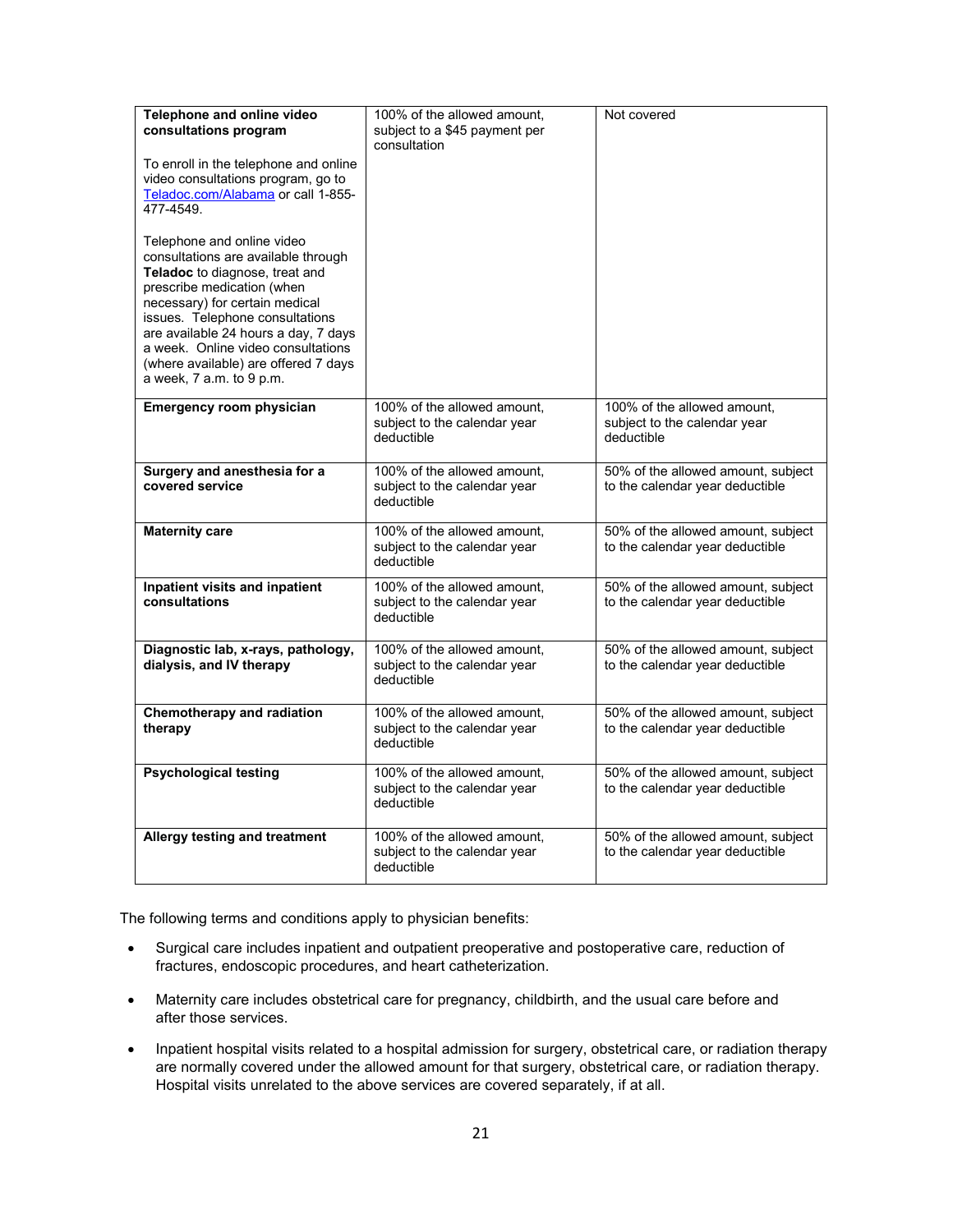| | | |
|---|---|---|
| **Telephone and online video consultations program**<br><br>To enroll in the telephone and online video consultations program, go to Teladoc.com/Alabama or call 1-855-477-4549.<br><br>Telephone and online video consultations are available through **Teladoc** to diagnose, treat and prescribe medication (when necessary) for certain medical issues. Telephone consultations are available 24 hours a day, 7 days a week. Online video consultations (where available) are offered 7 days a week, 7 a.m. to 9 p.m. | 100% of the allowed amount, subject to a $45 payment per consultation | Not covered |
| **Emergency room physician** | 100% of the allowed amount, subject to the calendar year deductible | 100% of the allowed amount, subject to the calendar year deductible |
| **Surgery and anesthesia for a covered service** | 100% of the allowed amount, subject to the calendar year deductible | 50% of the allowed amount, subject to the calendar year deductible |
| **Maternity care** | 100% of the allowed amount, subject to the calendar year deductible | 50% of the allowed amount, subject to the calendar year deductible |
| **Inpatient visits and inpatient consultations** | 100% of the allowed amount, subject to the calendar year deductible | 50% of the allowed amount, subject to the calendar year deductible |
| **Diagnostic lab, x-rays, pathology, dialysis, and IV therapy** | 100% of the allowed amount, subject to the calendar year deductible | 50% of the allowed amount, subject to the calendar year deductible |
| **Chemotherapy and radiation therapy** | 100% of the allowed amount, subject to the calendar year deductible | 50% of the allowed amount, subject to the calendar year deductible |
| **Psychological testing** | 100% of the allowed amount, subject to the calendar year deductible | 50% of the allowed amount, subject to the calendar year deductible |
| **Allergy testing and treatment** | 100% of the allowed amount, subject to the calendar year deductible | 50% of the allowed amount, subject to the calendar year deductible |

The following terms and conditions apply to physician benefits:

- Surgical care includes inpatient and outpatient preoperative and postoperative care, reduction of fractures, endoscopic procedures, and heart catheterization.
- Maternity care includes obstetrical care for pregnancy, childbirth, and the usual care before and after those services.
- Inpatient hospital visits related to a hospital admission for surgery, obstetrical care, or radiation therapy are normally covered under the allowed amount for that surgery, obstetrical care, or radiation therapy. Hospital visits unrelated to the above services are covered separately, if at all.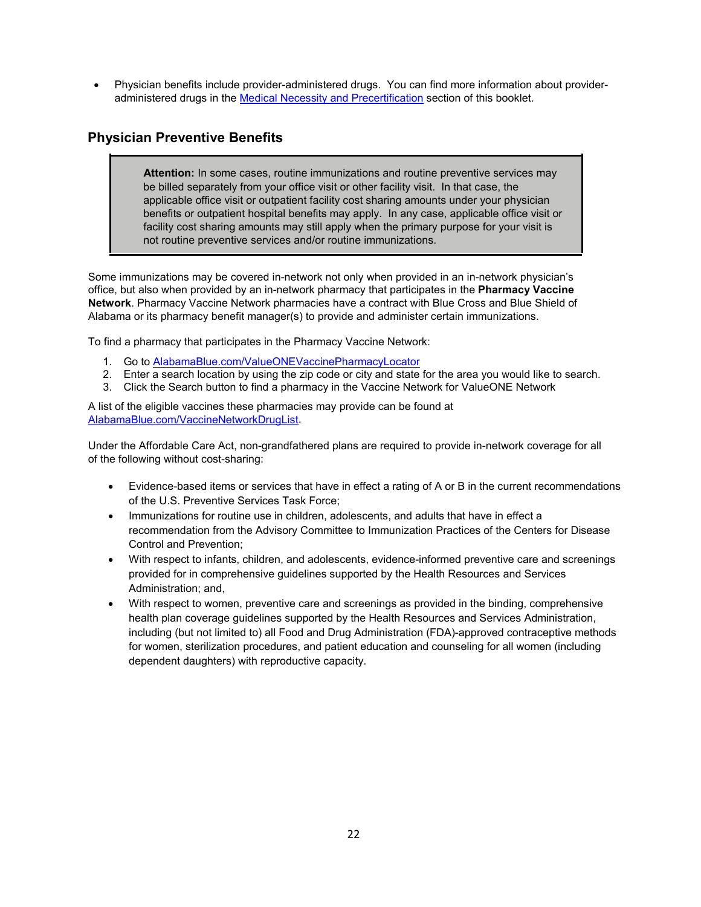- Physician benefits include provider-administered drugs. You can find more information about provider-administered drugs in the Medical Necessity and Precertification section of this booklet.

## Physician Preventive Benefits

> **Attention:** In some cases, routine immunizations and routine preventive services may be billed separately from your office visit or other facility visit. In that case, the applicable office visit or outpatient facility cost sharing amounts under your physician benefits or outpatient hospital benefits may apply. In any case, applicable office visit or facility cost sharing amounts may still apply when the primary purpose for your visit is not routine preventive services and/or routine immunizations.

Some immunizations may be covered in-network not only when provided in an in-network physician's office, but also when provided by an in-network pharmacy that participates in the **Pharmacy Vaccine Network**. Pharmacy Vaccine Network pharmacies have a contract with Blue Cross and Blue Shield of Alabama or its pharmacy benefit manager(s) to provide and administer certain immunizations.

To find a pharmacy that participates in the Pharmacy Vaccine Network:

1. Go to AlabamaBlue.com/ValueONEVaccinePharmacyLocator
2. Enter a search location by using the zip code or city and state for the area you would like to search.
3. Click the Search button to find a pharmacy in the Vaccine Network for ValueONE Network

A list of the eligible vaccines these pharmacies may provide can be found at AlabamaBlue.com/VaccineNetworkDrugList.

Under the Affordable Care Act, non-grandfathered plans are required to provide in-network coverage for all of the following without cost-sharing:

- Evidence-based items or services that have in effect a rating of A or B in the current recommendations of the U.S. Preventive Services Task Force;
- Immunizations for routine use in children, adolescents, and adults that have in effect a recommendation from the Advisory Committee to Immunization Practices of the Centers for Disease Control and Prevention;
- With respect to infants, children, and adolescents, evidence-informed preventive care and screenings provided for in comprehensive guidelines supported by the Health Resources and Services Administration; and,
- With respect to women, preventive care and screenings as provided in the binding, comprehensive health plan coverage guidelines supported by the Health Resources and Services Administration, including (but not limited to) all Food and Drug Administration (FDA)-approved contraceptive methods for women, sterilization procedures, and patient education and counseling for all women (including dependent daughters) with reproductive capacity.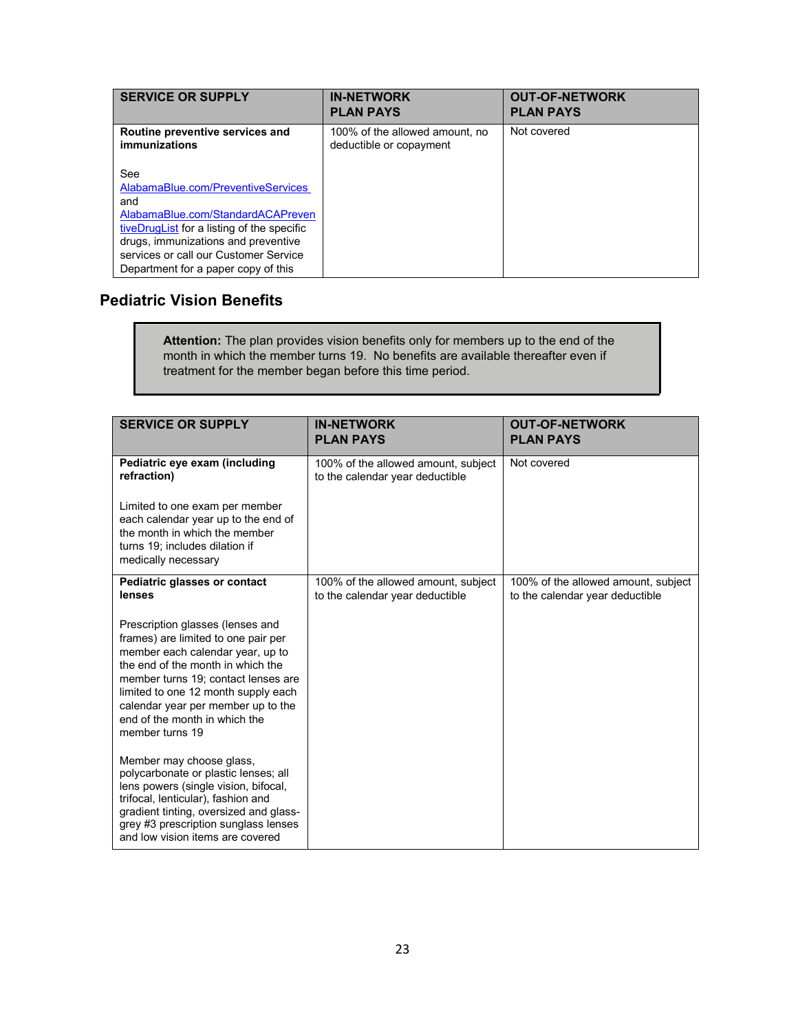| SERVICE OR SUPPLY | IN-NETWORK PLAN PAYS | OUT-OF-NETWORK PLAN PAYS |
|---|---|---|
| **Routine preventive services and immunizations**<br><br>See AlabamaBlue.com/PreventiveServices and AlabamaBlue.com/StandardACAPreventiveDrugList for a listing of the specific drugs, immunizations and preventive services or call our Customer Service Department for a paper copy of this | 100% of the allowed amount, no deductible or copayment | Not covered |

## Pediatric Vision Benefits

> **Attention:** The plan provides vision benefits only for members up to the end of the month in which the member turns 19. No benefits are available thereafter even if treatment for the member began before this time period.

| SERVICE OR SUPPLY | IN-NETWORK PLAN PAYS | OUT-OF-NETWORK PLAN PAYS |
|---|---|---|
| **Pediatric eye exam (including refraction)**<br><br>Limited to one exam per member each calendar year up to the end of the month in which the member turns 19; includes dilation if medically necessary | 100% of the allowed amount, subject to the calendar year deductible | Not covered |
| **Pediatric glasses or contact lenses**<br><br>Prescription glasses (lenses and frames) are limited to one pair per member each calendar year, up to the end of the month in which the member turns 19; contact lenses are limited to one 12 month supply each calendar year per member up to the end of the month in which the member turns 19<br><br>Member may choose glass, polycarbonate or plastic lenses; all lens powers (single vision, bifocal, trifocal, lenticular), fashion and gradient tinting, oversized and glass-grey #3 prescription sunglass lenses and low vision items are covered | 100% of the allowed amount, subject to the calendar year deductible | 100% of the allowed amount, subject to the calendar year deductible |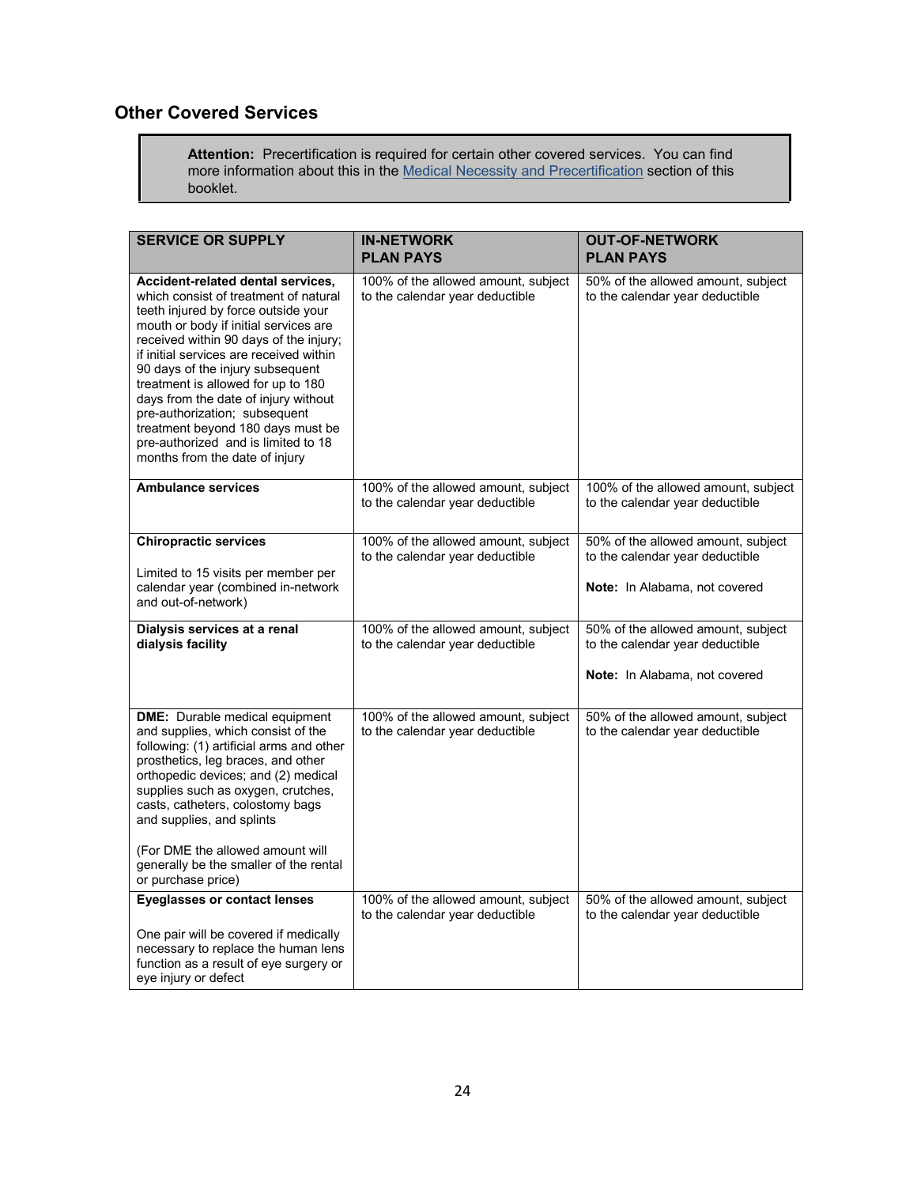## Other Covered Services

> **Attention:** Precertification is required for certain other covered services. You can find more information about this in the Medical Necessity and Precertification section of this booklet.

| SERVICE OR SUPPLY | IN-NETWORK PLAN PAYS | OUT-OF-NETWORK PLAN PAYS |
|---|---|---|
| **Accident-related dental services,** which consist of treatment of natural teeth injured by force outside your mouth or body if initial services are received within 90 days of the injury; if initial services are received within 90 days of the injury subsequent treatment is allowed for up to 180 days from the date of injury without pre-authorization; subsequent treatment beyond 180 days must be pre-authorized and is limited to 18 months from the date of injury | 100% of the allowed amount, subject to the calendar year deductible | 50% of the allowed amount, subject to the calendar year deductible |
| **Ambulance services** | 100% of the allowed amount, subject to the calendar year deductible | 100% of the allowed amount, subject to the calendar year deductible |
| **Chiropractic services**<br><br>Limited to 15 visits per member per calendar year (combined in-network and out-of-network) | 100% of the allowed amount, subject to the calendar year deductible | 50% of the allowed amount, subject to the calendar year deductible<br><br>**Note:** In Alabama, not covered |
| **Dialysis services at a renal dialysis facility** | 100% of the allowed amount, subject to the calendar year deductible | 50% of the allowed amount, subject to the calendar year deductible<br><br>**Note:** In Alabama, not covered |
| **DME:** Durable medical equipment and supplies, which consist of the following: (1) artificial arms and other prosthetics, leg braces, and other orthopedic devices; and (2) medical supplies such as oxygen, crutches, casts, catheters, colostomy bags and supplies, and splints<br><br>(For DME the allowed amount will generally be the smaller of the rental or purchase price) | 100% of the allowed amount, subject to the calendar year deductible | 50% of the allowed amount, subject to the calendar year deductible |
| **Eyeglasses or contact lenses**<br><br>One pair will be covered if medically necessary to replace the human lens function as a result of eye surgery or eye injury or defect | 100% of the allowed amount, subject to the calendar year deductible | 50% of the allowed amount, subject to the calendar year deductible |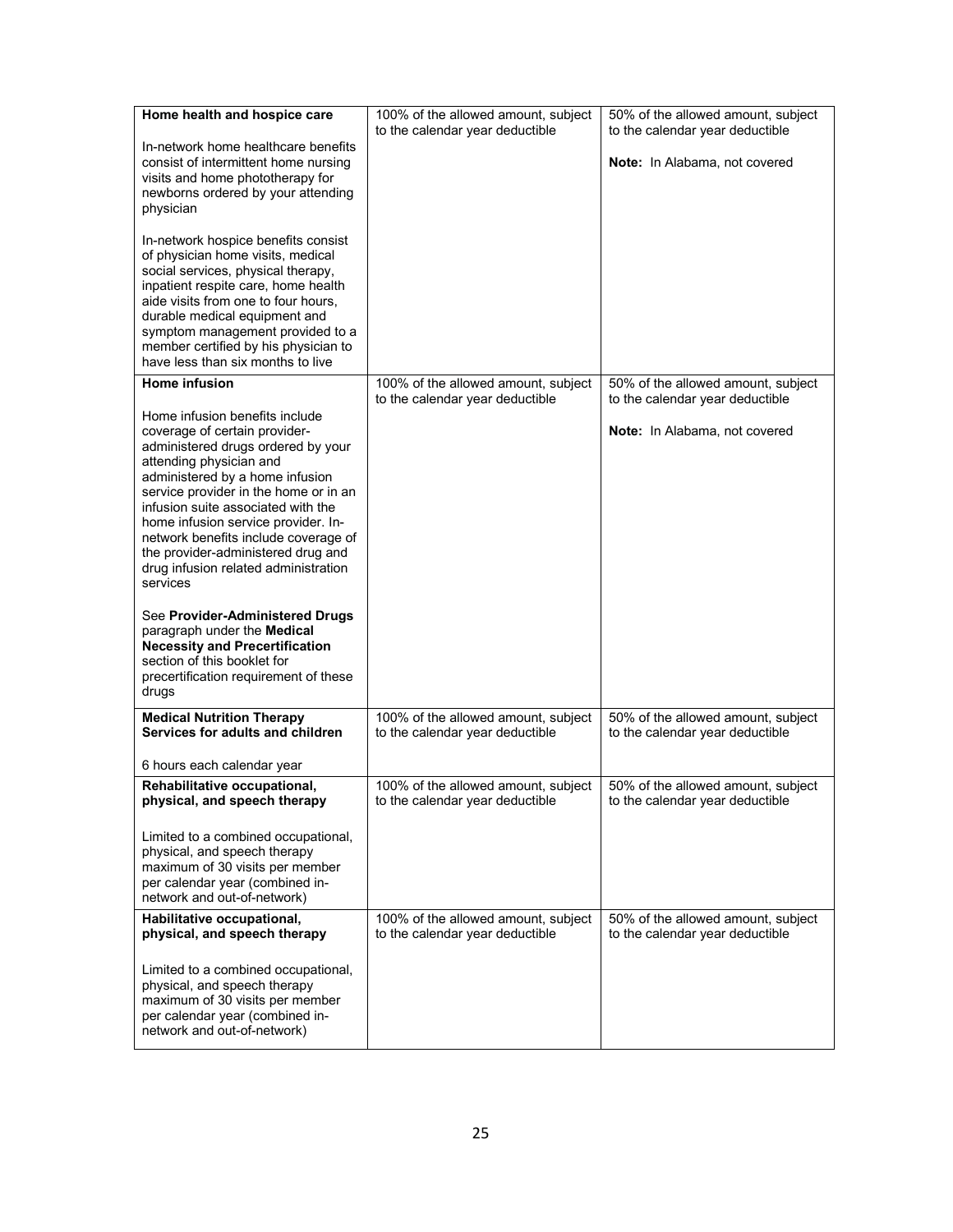| | | |
|---|---|---|
| **Home health and hospice care**<br><br>In-network home healthcare benefits consist of intermittent home nursing visits and home phototherapy for newborns ordered by your attending physician<br><br>In-network hospice benefits consist of physician home visits, medical social services, physical therapy, inpatient respite care, home health aide visits from one to four hours, durable medical equipment and symptom management provided to a member certified by his physician to have less than six months to live | 100% of the allowed amount, subject to the calendar year deductible | 50% of the allowed amount, subject to the calendar year deductible<br><br>**Note:** In Alabama, not covered |
| **Home infusion**<br><br>Home infusion benefits include coverage of certain provider-administered drugs ordered by your attending physician and administered by a home infusion service provider in the home or in an infusion suite associated with the home infusion service provider. In-network benefits include coverage of the provider-administered drug and drug infusion related administration services<br><br>See **Provider-Administered Drugs** paragraph under the **Medical Necessity and Precertification** section of this booklet for precertification requirement of these drugs | 100% of the allowed amount, subject to the calendar year deductible | 50% of the allowed amount, subject to the calendar year deductible<br><br>**Note:** In Alabama, not covered |
| **Medical Nutrition Therapy Services for adults and children**<br><br>6 hours each calendar year | 100% of the allowed amount, subject to the calendar year deductible | 50% of the allowed amount, subject to the calendar year deductible |
| **Rehabilitative occupational, physical, and speech therapy**<br><br>Limited to a combined occupational, physical, and speech therapy maximum of 30 visits per member per calendar year (combined in-network and out-of-network) | 100% of the allowed amount, subject to the calendar year deductible | 50% of the allowed amount, subject to the calendar year deductible |
| **Habilitative occupational, physical, and speech therapy**<br><br>Limited to a combined occupational, physical, and speech therapy maximum of 30 visits per member per calendar year (combined in-network and out-of-network) | 100% of the allowed amount, subject to the calendar year deductible | 50% of the allowed amount, subject to the calendar year deductible |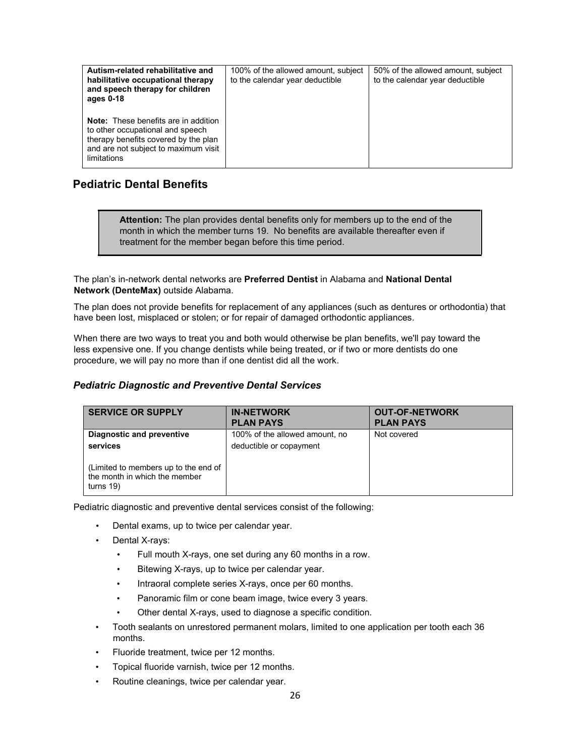| **Autism-related rehabilitative and habilitative occupational therapy and speech therapy for children ages 0-18**<br><br>**Note:** These benefits are in addition to other occupational and speech therapy benefits covered by the plan and are not subject to maximum visit limitations | 100% of the allowed amount, subject to the calendar year deductible | 50% of the allowed amount, subject to the calendar year deductible |
|---|---|---|

## Pediatric Dental Benefits

> **Attention:** The plan provides dental benefits only for members up to the end of the month in which the member turns 19. No benefits are available thereafter even if treatment for the member began before this time period.

The plan's in-network dental networks are **Preferred Dentist** in Alabama and **National Dental Network (DenteMax)** outside Alabama.

The plan does not provide benefits for replacement of any appliances (such as dentures or orthodontia) that have been lost, misplaced or stolen; or for repair of damaged orthodontic appliances.

When there are two ways to treat you and both would otherwise be plan benefits, we'll pay toward the less expensive one. If you change dentists while being treated, or if two or more dentists do one procedure, we will pay no more than if one dentist did all the work.

### *Pediatric Diagnostic and Preventive Dental Services*

| SERVICE OR SUPPLY | IN-NETWORK PLAN PAYS | OUT-OF-NETWORK PLAN PAYS |
|---|---|---|
| **Diagnostic and preventive services**<br><br>(Limited to members up to the end of the month in which the member turns 19) | 100% of the allowed amount, no deductible or copayment | Not covered |

Pediatric diagnostic and preventive dental services consist of the following:

- Dental exams, up to twice per calendar year.
- Dental X-rays:
  - Full mouth X-rays, one set during any 60 months in a row.
  - Bitewing X-rays, up to twice per calendar year.
  - Intraoral complete series X-rays, once per 60 months.
  - Panoramic film or cone beam image, twice every 3 years.
  - Other dental X-rays, used to diagnose a specific condition.
- Tooth sealants on unrestored permanent molars, limited to one application per tooth each 36 months.
- Fluoride treatment, twice per 12 months.
- Topical fluoride varnish, twice per 12 months.
- Routine cleanings, twice per calendar year.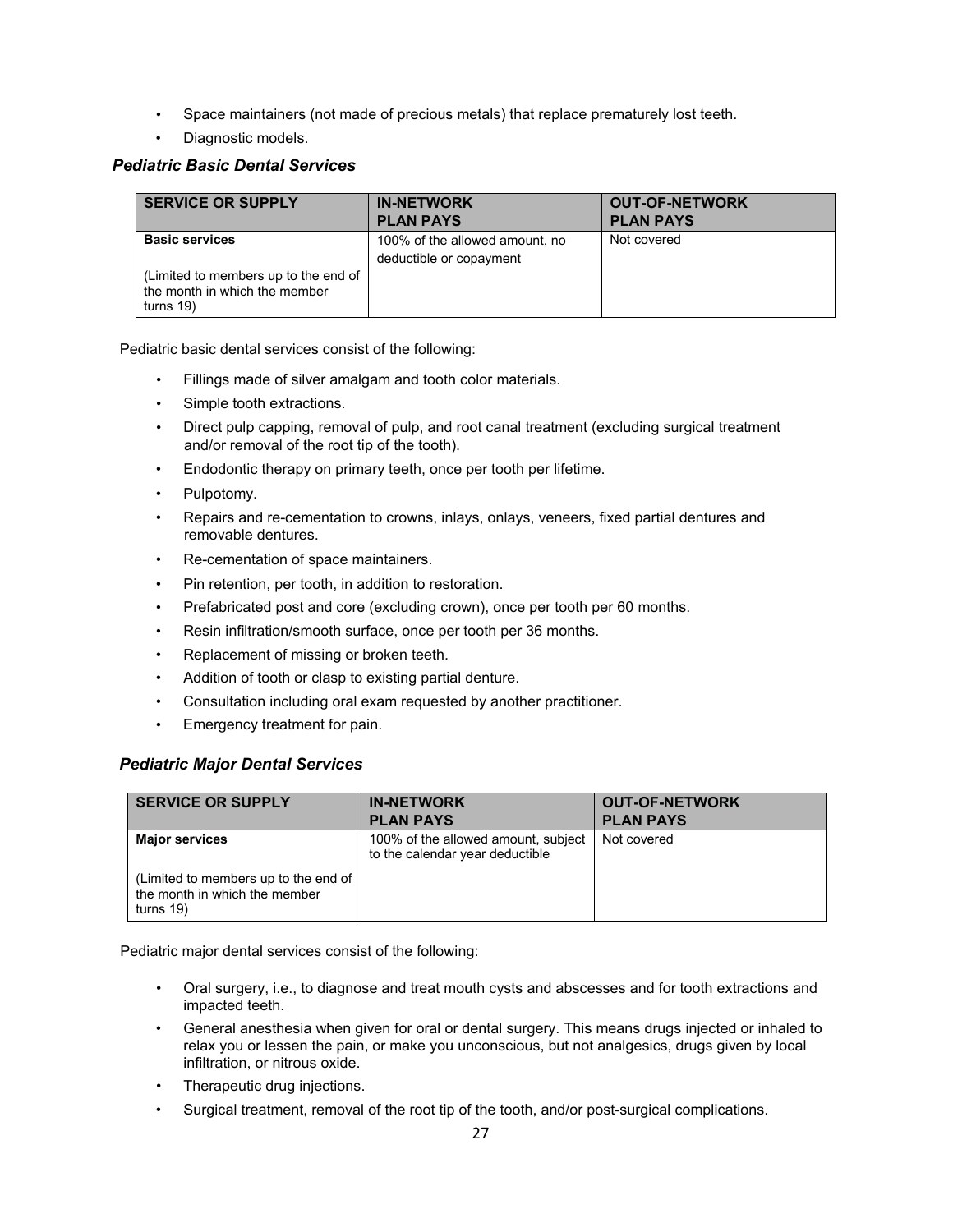- Space maintainers (not made of precious metals) that replace prematurely lost teeth.
- Diagnostic models.

### *Pediatric Basic Dental Services*

| SERVICE OR SUPPLY | IN-NETWORK PLAN PAYS | OUT-OF-NETWORK PLAN PAYS |
| --- | --- | --- |
| **Basic services**<br><br>(Limited to members up to the end of the month in which the member turns 19) | 100% of the allowed amount, no deductible or copayment | Not covered |

Pediatric basic dental services consist of the following:

- Fillings made of silver amalgam and tooth color materials.
- Simple tooth extractions.
- Direct pulp capping, removal of pulp, and root canal treatment (excluding surgical treatment and/or removal of the root tip of the tooth).
- Endodontic therapy on primary teeth, once per tooth per lifetime.
- Pulpotomy.
- Repairs and re-cementation to crowns, inlays, onlays, veneers, fixed partial dentures and removable dentures.
- Re-cementation of space maintainers.
- Pin retention, per tooth, in addition to restoration.
- Prefabricated post and core (excluding crown), once per tooth per 60 months.
- Resin infiltration/smooth surface, once per tooth per 36 months.
- Replacement of missing or broken teeth.
- Addition of tooth or clasp to existing partial denture.
- Consultation including oral exam requested by another practitioner.
- Emergency treatment for pain.

### *Pediatric Major Dental Services*

| SERVICE OR SUPPLY | IN-NETWORK PLAN PAYS | OUT-OF-NETWORK PLAN PAYS |
| --- | --- | --- |
| **Major services**<br><br>(Limited to members up to the end of the month in which the member turns 19) | 100% of the allowed amount, subject to the calendar year deductible | Not covered |

Pediatric major dental services consist of the following:

- Oral surgery, i.e., to diagnose and treat mouth cysts and abscesses and for tooth extractions and impacted teeth.
- General anesthesia when given for oral or dental surgery. This means drugs injected or inhaled to relax you or lessen the pain, or make you unconscious, but not analgesics, drugs given by local infiltration, or nitrous oxide.
- Therapeutic drug injections.
- Surgical treatment, removal of the root tip of the tooth, and/or post-surgical complications.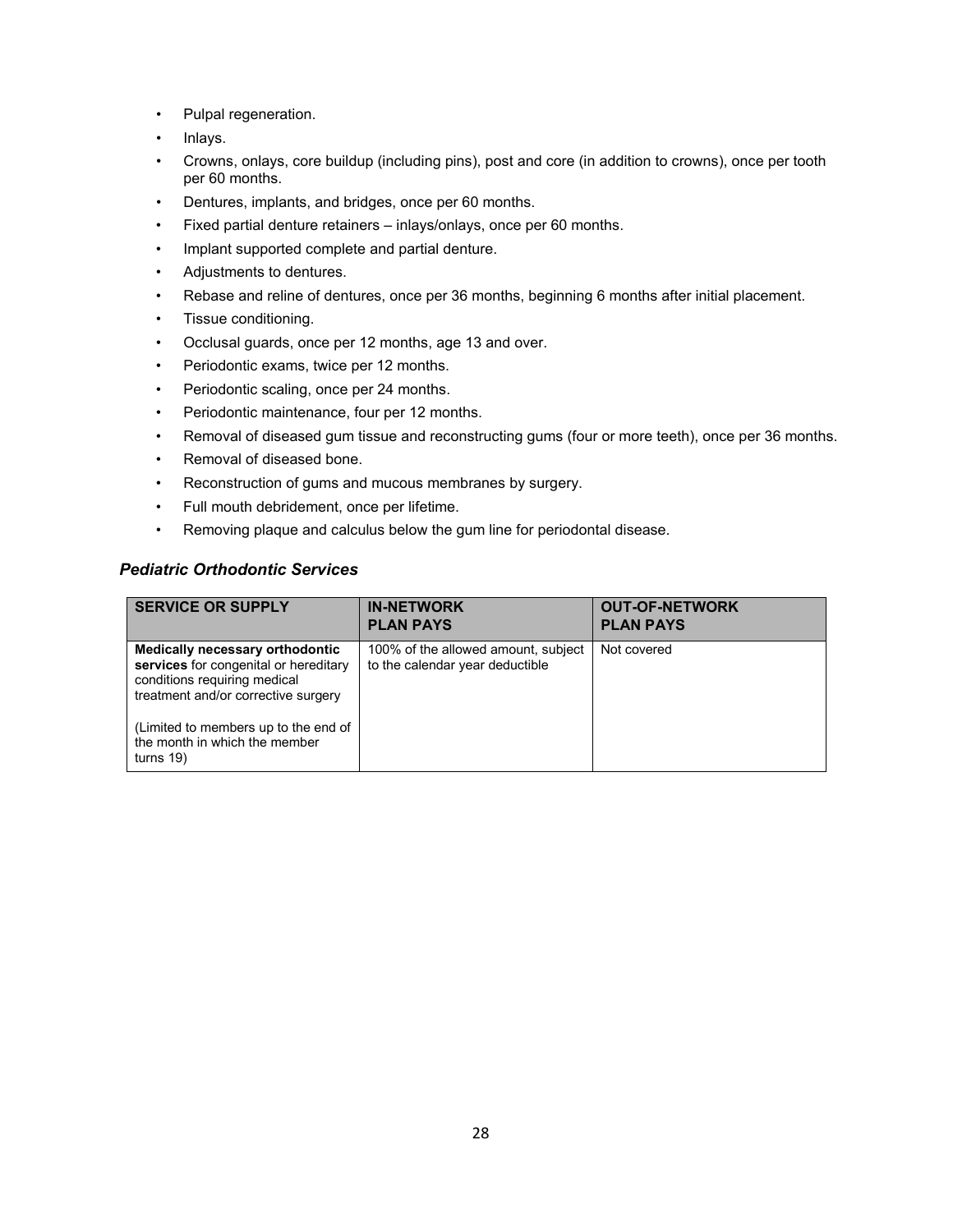- Pulpal regeneration.
- Inlays.
- Crowns, onlays, core buildup (including pins), post and core (in addition to crowns), once per tooth per 60 months.
- Dentures, implants, and bridges, once per 60 months.
- Fixed partial denture retainers – inlays/onlays, once per 60 months.
- Implant supported complete and partial denture.
- Adjustments to dentures.
- Rebase and reline of dentures, once per 36 months, beginning 6 months after initial placement.
- Tissue conditioning.
- Occlusal guards, once per 12 months, age 13 and over.
- Periodontic exams, twice per 12 months.
- Periodontic scaling, once per 24 months.
- Periodontic maintenance, four per 12 months.
- Removal of diseased gum tissue and reconstructing gums (four or more teeth), once per 36 months.
- Removal of diseased bone.
- Reconstruction of gums and mucous membranes by surgery.
- Full mouth debridement, once per lifetime.
- Removing plaque and calculus below the gum line for periodontal disease.

### *Pediatric Orthodontic Services*

| SERVICE OR SUPPLY | IN-NETWORK PLAN PAYS | OUT-OF-NETWORK PLAN PAYS |
|---|---|---|
| **Medically necessary orthodontic services** for congenital or hereditary conditions requiring medical treatment and/or corrective surgery<br><br>(Limited to members up to the end of the month in which the member turns 19) | 100% of the allowed amount, subject to the calendar year deductible | Not covered |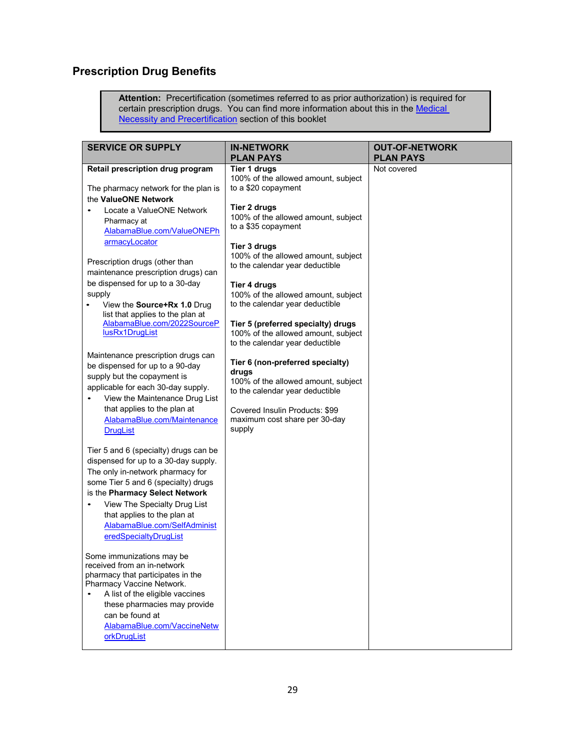## Prescription Drug Benefits

> **Attention:** Precertification (sometimes referred to as prior authorization) is required for certain prescription drugs. You can find more information about this in the Medical Necessity and Precertification section of this booklet

| SERVICE OR SUPPLY | IN-NETWORK PLAN PAYS | OUT-OF-NETWORK PLAN PAYS |
|---|---|---|
| **Retail prescription drug program**<br><br>The pharmacy network for the plan is the **ValueONE Network**<br>• Locate a ValueONE Network Pharmacy at AlabamaBlue.com/ValueONEPharmacyLocator<br><br>Prescription drugs (other than maintenance prescription drugs) can be dispensed for up to a 30-day supply<br>• View the **Source+Rx 1.0** Drug list that applies to the plan at AlabamaBlue.com/2022SourcePlusRx1DrugList<br><br>Maintenance prescription drugs can be dispensed for up to a 90-day supply but the copayment is applicable for each 30-day supply.<br>• View the Maintenance Drug List that applies to the plan at AlabamaBlue.com/MaintenanceDrugList<br><br>Tier 5 and 6 (specialty) drugs can be dispensed for up to a 30-day supply. The only in-network pharmacy for some Tier 5 and 6 (specialty) drugs is the **Pharmacy Select Network**<br>• View The Specialty Drug List that applies to the plan at AlabamaBlue.com/SelfAdministeredSpecialtyDrugList<br><br>Some immunizations may be received from an in-network pharmacy that participates in the Pharmacy Vaccine Network.<br>• A list of the eligible vaccines these pharmacies may provide can be found at AlabamaBlue.com/VaccineNetworkDrugList | **Tier 1 drugs**<br>100% of the allowed amount, subject to a $20 copayment<br><br>**Tier 2 drugs**<br>100% of the allowed amount, subject to a $35 copayment<br><br>**Tier 3 drugs**<br>100% of the allowed amount, subject to the calendar year deductible<br><br>**Tier 4 drugs**<br>100% of the allowed amount, subject to the calendar year deductible<br><br>**Tier 5 (preferred specialty) drugs**<br>100% of the allowed amount, subject to the calendar year deductible<br><br>**Tier 6 (non-preferred specialty) drugs**<br>100% of the allowed amount, subject to the calendar year deductible<br><br>Covered Insulin Products: $99 maximum cost share per 30-day supply | Not covered |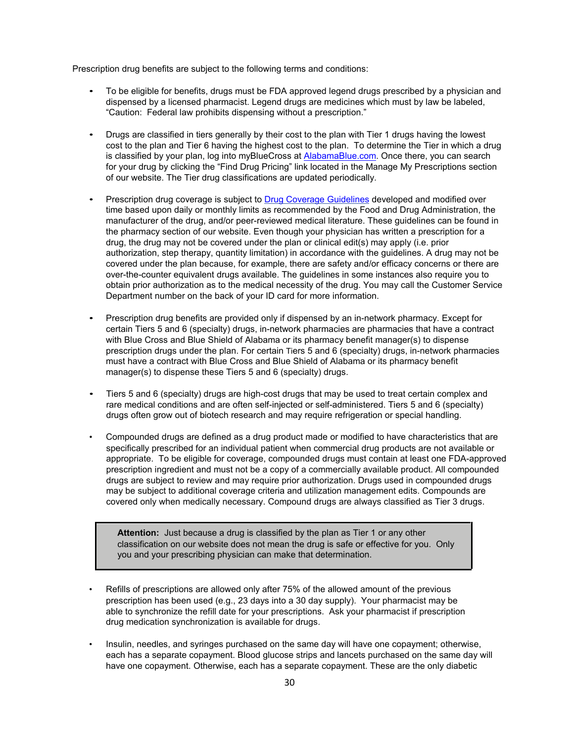Prescription drug benefits are subject to the following terms and conditions:

- To be eligible for benefits, drugs must be FDA approved legend drugs prescribed by a physician and dispensed by a licensed pharmacist. Legend drugs are medicines which must by law be labeled, "Caution: Federal law prohibits dispensing without a prescription."

- Drugs are classified in tiers generally by their cost to the plan with Tier 1 drugs having the lowest cost to the plan and Tier 6 having the highest cost to the plan. To determine the Tier in which a drug is classified by your plan, log into myBlueCross at AlabamaBlue.com. Once there, you can search for your drug by clicking the "Find Drug Pricing" link located in the Manage My Prescriptions section of our website. The Tier drug classifications are updated periodically.

- Prescription drug coverage is subject to Drug Coverage Guidelines developed and modified over time based upon daily or monthly limits as recommended by the Food and Drug Administration, the manufacturer of the drug, and/or peer-reviewed medical literature. These guidelines can be found in the pharmacy section of our website. Even though your physician has written a prescription for a drug, the drug may not be covered under the plan or clinical edit(s) may apply (i.e. prior authorization, step therapy, quantity limitation) in accordance with the guidelines. A drug may not be covered under the plan because, for example, there are safety and/or efficacy concerns or there are over-the-counter equivalent drugs available. The guidelines in some instances also require you to obtain prior authorization as to the medical necessity of the drug. You may call the Customer Service Department number on the back of your ID card for more information.

- Prescription drug benefits are provided only if dispensed by an in-network pharmacy. Except for certain Tiers 5 and 6 (specialty) drugs, in-network pharmacies are pharmacies that have a contract with Blue Cross and Blue Shield of Alabama or its pharmacy benefit manager(s) to dispense prescription drugs under the plan. For certain Tiers 5 and 6 (specialty) drugs, in-network pharmacies must have a contract with Blue Cross and Blue Shield of Alabama or its pharmacy benefit manager(s) to dispense these Tiers 5 and 6 (specialty) drugs.

- Tiers 5 and 6 (specialty) drugs are high-cost drugs that may be used to treat certain complex and rare medical conditions and are often self-injected or self-administered. Tiers 5 and 6 (specialty) drugs often grow out of biotech research and may require refrigeration or special handling.

- Compounded drugs are defined as a drug product made or modified to have characteristics that are specifically prescribed for an individual patient when commercial drug products are not available or appropriate. To be eligible for coverage, compounded drugs must contain at least one FDA-approved prescription ingredient and must not be a copy of a commercially available product. All compounded drugs are subject to review and may require prior authorization. Drugs used in compounded drugs may be subject to additional coverage criteria and utilization management edits. Compounds are covered only when medically necessary. Compound drugs are always classified as Tier 3 drugs.

> **Attention:** Just because a drug is classified by the plan as Tier 1 or any other classification on our website does not mean the drug is safe or effective for you. Only you and your prescribing physician can make that determination.

- Refills of prescriptions are allowed only after 75% of the allowed amount of the previous prescription has been used (e.g., 23 days into a 30 day supply). Your pharmacist may be able to synchronize the refill date for your prescriptions. Ask your pharmacist if prescription drug medication synchronization is available for drugs.

- Insulin, needles, and syringes purchased on the same day will have one copayment; otherwise, each has a separate copayment. Blood glucose strips and lancets purchased on the same day will have one copayment. Otherwise, each has a separate copayment. These are the only diabetic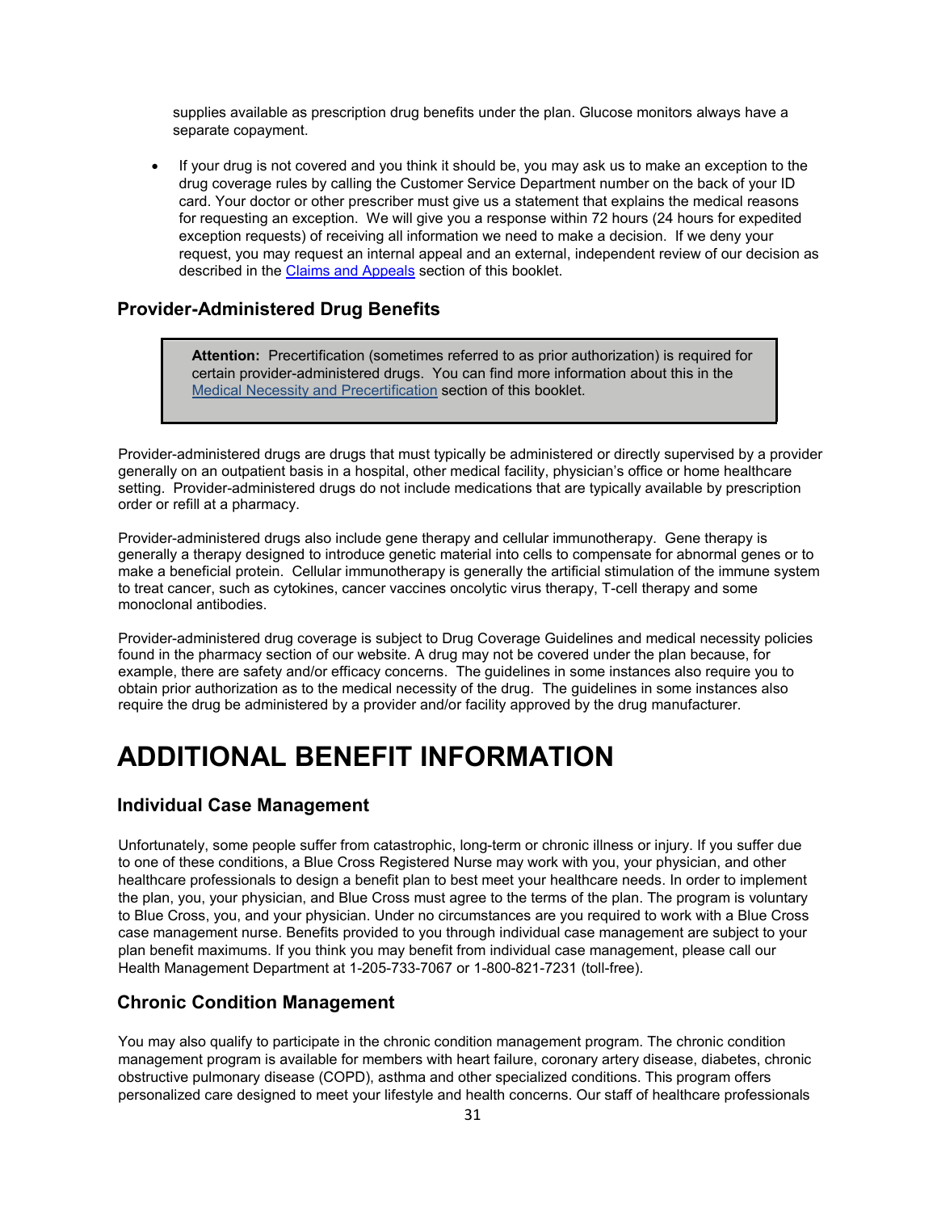supplies available as prescription drug benefits under the plan. Glucose monitors always have a separate copayment.

- If your drug is not covered and you think it should be, you may ask us to make an exception to the drug coverage rules by calling the Customer Service Department number on the back of your ID card. Your doctor or other prescriber must give us a statement that explains the medical reasons for requesting an exception. We will give you a response within 72 hours (24 hours for expedited exception requests) of receiving all information we need to make a decision. If we deny your request, you may request an internal appeal and an external, independent review of our decision as described in the Claims and Appeals section of this booklet.

### Provider-Administered Drug Benefits

> **Attention:** Precertification (sometimes referred to as prior authorization) is required for certain provider-administered drugs. You can find more information about this in the Medical Necessity and Precertification section of this booklet.

Provider-administered drugs are drugs that must typically be administered or directly supervised by a provider generally on an outpatient basis in a hospital, other medical facility, physician's office or home healthcare setting. Provider-administered drugs do not include medications that are typically available by prescription order or refill at a pharmacy.

Provider-administered drugs also include gene therapy and cellular immunotherapy. Gene therapy is generally a therapy designed to introduce genetic material into cells to compensate for abnormal genes or to make a beneficial protein. Cellular immunotherapy is generally the artificial stimulation of the immune system to treat cancer, such as cytokines, cancer vaccines oncolytic virus therapy, T-cell therapy and some monoclonal antibodies.

Provider-administered drug coverage is subject to Drug Coverage Guidelines and medical necessity policies found in the pharmacy section of our website. A drug may not be covered under the plan because, for example, there are safety and/or efficacy concerns. The guidelines in some instances also require you to obtain prior authorization as to the medical necessity of the drug. The guidelines in some instances also require the drug be administered by a provider and/or facility approved by the drug manufacturer.

# ADDITIONAL BENEFIT INFORMATION

### Individual Case Management

Unfortunately, some people suffer from catastrophic, long-term or chronic illness or injury. If you suffer due to one of these conditions, a Blue Cross Registered Nurse may work with you, your physician, and other healthcare professionals to design a benefit plan to best meet your healthcare needs. In order to implement the plan, you, your physician, and Blue Cross must agree to the terms of the plan. The program is voluntary to Blue Cross, you, and your physician. Under no circumstances are you required to work with a Blue Cross case management nurse. Benefits provided to you through individual case management are subject to your plan benefit maximums. If you think you may benefit from individual case management, please call our Health Management Department at 1-205-733-7067 or 1-800-821-7231 (toll-free).

### Chronic Condition Management

You may also qualify to participate in the chronic condition management program. The chronic condition management program is available for members with heart failure, coronary artery disease, diabetes, chronic obstructive pulmonary disease (COPD), asthma and other specialized conditions. This program offers personalized care designed to meet your lifestyle and health concerns. Our staff of healthcare professionals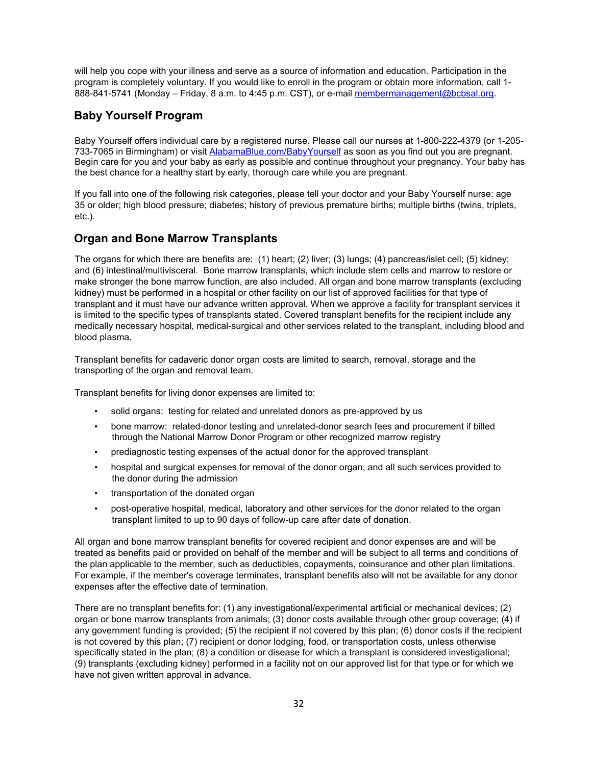will help you cope with your illness and serve as a source of information and education. Participation in the program is completely voluntary. If you would like to enroll in the program or obtain more information, call 1-888-841-5741 (Monday – Friday, 8 a.m. to 4:45 p.m. CST), or e-mail membermanagement@bcbsal.org.

## Baby Yourself Program

Baby Yourself offers individual care by a registered nurse. Please call our nurses at 1-800-222-4379 (or 1-205-733-7065 in Birmingham) or visit AlabamaBlue.com/BabyYourself as soon as you find out you are pregnant. Begin care for you and your baby as early as possible and continue throughout your pregnancy. Your baby has the best chance for a healthy start by early, thorough care while you are pregnant.

If you fall into one of the following risk categories, please tell your doctor and your Baby Yourself nurse: age 35 or older; high blood pressure; diabetes; history of previous premature births; multiple births (twins, triplets, etc.).

## Organ and Bone Marrow Transplants

The organs for which there are benefits are: (1) heart; (2) liver; (3) lungs; (4) pancreas/islet cell; (5) kidney; and (6) intestinal/multivisceral. Bone marrow transplants, which include stem cells and marrow to restore or make stronger the bone marrow function, are also included. All organ and bone marrow transplants (excluding kidney) must be performed in a hospital or other facility on our list of approved facilities for that type of transplant and it must have our advance written approval. When we approve a facility for transplant services it is limited to the specific types of transplants stated. Covered transplant benefits for the recipient include any medically necessary hospital, medical-surgical and other services related to the transplant, including blood and blood plasma.

Transplant benefits for cadaveric donor organ costs are limited to search, removal, storage and the transporting of the organ and removal team.

Transplant benefits for living donor expenses are limited to:

- solid organs: testing for related and unrelated donors as pre-approved by us
- bone marrow: related-donor testing and unrelated-donor search fees and procurement if billed through the National Marrow Donor Program or other recognized marrow registry
- prediagnostic testing expenses of the actual donor for the approved transplant
- hospital and surgical expenses for removal of the donor organ, and all such services provided to the donor during the admission
- transportation of the donated organ
- post-operative hospital, medical, laboratory and other services for the donor related to the organ transplant limited to up to 90 days of follow-up care after date of donation.

All organ and bone marrow transplant benefits for covered recipient and donor expenses are and will be treated as benefits paid or provided on behalf of the member and will be subject to all terms and conditions of the plan applicable to the member, such as deductibles, copayments, coinsurance and other plan limitations. For example, if the member's coverage terminates, transplant benefits also will not be available for any donor expenses after the effective date of termination.

There are no transplant benefits for: (1) any investigational/experimental artificial or mechanical devices; (2) organ or bone marrow transplants from animals; (3) donor costs available through other group coverage; (4) if any government funding is provided; (5) the recipient if not covered by this plan; (6) donor costs if the recipient is not covered by this plan; (7) recipient or donor lodging, food, or transportation costs, unless otherwise specifically stated in the plan; (8) a condition or disease for which a transplant is considered investigational; (9) transplants (excluding kidney) performed in a facility not on our approved list for that type or for which we have not given written approval in advance.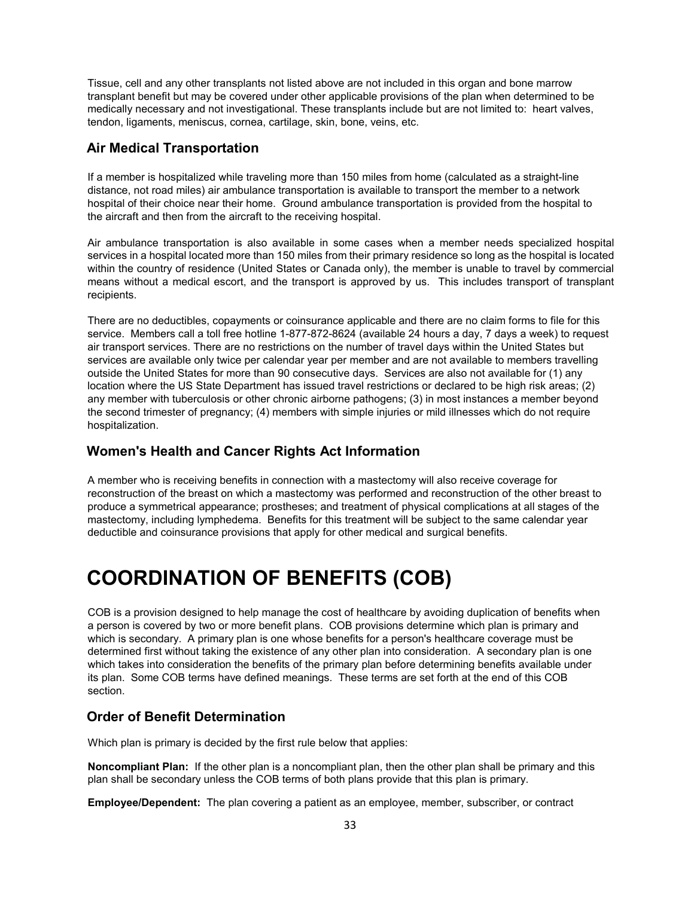Tissue, cell and any other transplants not listed above are not included in this organ and bone marrow transplant benefit but may be covered under other applicable provisions of the plan when determined to be medically necessary and not investigational. These transplants include but are not limited to: heart valves, tendon, ligaments, meniscus, cornea, cartilage, skin, bone, veins, etc.

## Air Medical Transportation

If a member is hospitalized while traveling more than 150 miles from home (calculated as a straight-line distance, not road miles) air ambulance transportation is available to transport the member to a network hospital of their choice near their home. Ground ambulance transportation is provided from the hospital to the aircraft and then from the aircraft to the receiving hospital.

Air ambulance transportation is also available in some cases when a member needs specialized hospital services in a hospital located more than 150 miles from their primary residence so long as the hospital is located within the country of residence (United States or Canada only), the member is unable to travel by commercial means without a medical escort, and the transport is approved by us. This includes transport of transplant recipients.

There are no deductibles, copayments or coinsurance applicable and there are no claim forms to file for this service. Members call a toll free hotline 1-877-872-8624 (available 24 hours a day, 7 days a week) to request air transport services. There are no restrictions on the number of travel days within the United States but services are available only twice per calendar year per member and are not available to members travelling outside the United States for more than 90 consecutive days. Services are also not available for (1) any location where the US State Department has issued travel restrictions or declared to be high risk areas; (2) any member with tuberculosis or other chronic airborne pathogens; (3) in most instances a member beyond the second trimester of pregnancy; (4) members with simple injuries or mild illnesses which do not require hospitalization.

## Women's Health and Cancer Rights Act Information

A member who is receiving benefits in connection with a mastectomy will also receive coverage for reconstruction of the breast on which a mastectomy was performed and reconstruction of the other breast to produce a symmetrical appearance; prostheses; and treatment of physical complications at all stages of the mastectomy, including lymphedema. Benefits for this treatment will be subject to the same calendar year deductible and coinsurance provisions that apply for other medical and surgical benefits.

# COORDINATION OF BENEFITS (COB)

COB is a provision designed to help manage the cost of healthcare by avoiding duplication of benefits when a person is covered by two or more benefit plans. COB provisions determine which plan is primary and which is secondary. A primary plan is one whose benefits for a person's healthcare coverage must be determined first without taking the existence of any other plan into consideration. A secondary plan is one which takes into consideration the benefits of the primary plan before determining benefits available under its plan. Some COB terms have defined meanings. These terms are set forth at the end of this COB section.

## Order of Benefit Determination

Which plan is primary is decided by the first rule below that applies:

**Noncompliant Plan:** If the other plan is a noncompliant plan, then the other plan shall be primary and this plan shall be secondary unless the COB terms of both plans provide that this plan is primary.

**Employee/Dependent:** The plan covering a patient as an employee, member, subscriber, or contract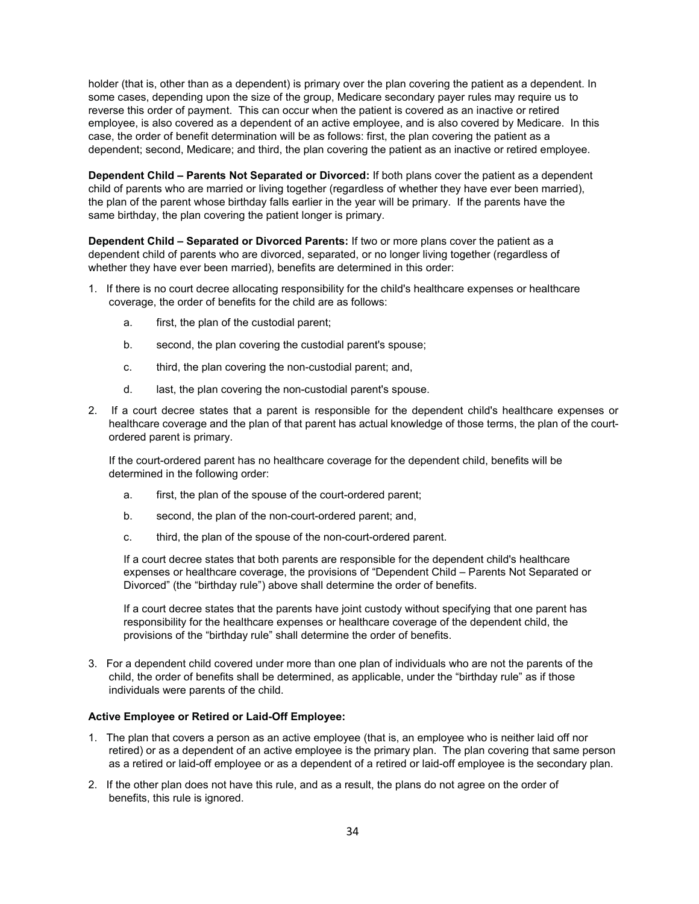holder (that is, other than as a dependent) is primary over the plan covering the patient as a dependent. In some cases, depending upon the size of the group, Medicare secondary payer rules may require us to reverse this order of payment. This can occur when the patient is covered as an inactive or retired employee, is also covered as a dependent of an active employee, and is also covered by Medicare. In this case, the order of benefit determination will be as follows: first, the plan covering the patient as a dependent; second, Medicare; and third, the plan covering the patient as an inactive or retired employee.

**Dependent Child – Parents Not Separated or Divorced:** If both plans cover the patient as a dependent child of parents who are married or living together (regardless of whether they have ever been married), the plan of the parent whose birthday falls earlier in the year will be primary. If the parents have the same birthday, the plan covering the patient longer is primary.

**Dependent Child – Separated or Divorced Parents:** If two or more plans cover the patient as a dependent child of parents who are divorced, separated, or no longer living together (regardless of whether they have ever been married), benefits are determined in this order:

1. If there is no court decree allocating responsibility for the child's healthcare expenses or healthcare coverage, the order of benefits for the child are as follows:
   a. first, the plan of the custodial parent;
   b. second, the plan covering the custodial parent's spouse;
   c. third, the plan covering the non-custodial parent; and,
   d. last, the plan covering the non-custodial parent's spouse.
2. If a court decree states that a parent is responsible for the dependent child's healthcare expenses or healthcare coverage and the plan of that parent has actual knowledge of those terms, the plan of the court-ordered parent is primary.

   If the court-ordered parent has no healthcare coverage for the dependent child, benefits will be determined in the following order:
   a. first, the plan of the spouse of the court-ordered parent;
   b. second, the plan of the non-court-ordered parent; and,
   c. third, the plan of the spouse of the non-court-ordered parent.

   If a court decree states that both parents are responsible for the dependent child's healthcare expenses or healthcare coverage, the provisions of "Dependent Child – Parents Not Separated or Divorced" (the "birthday rule") above shall determine the order of benefits.

   If a court decree states that the parents have joint custody without specifying that one parent has responsibility for the healthcare expenses or healthcare coverage of the dependent child, the provisions of the "birthday rule" shall determine the order of benefits.
3. For a dependent child covered under more than one plan of individuals who are not the parents of the child, the order of benefits shall be determined, as applicable, under the "birthday rule" as if those individuals were parents of the child.

**Active Employee or Retired or Laid-Off Employee:**

1. The plan that covers a person as an active employee (that is, an employee who is neither laid off nor retired) or as a dependent of an active employee is the primary plan. The plan covering that same person as a retired or laid-off employee or as a dependent of a retired or laid-off employee is the secondary plan.
2. If the other plan does not have this rule, and as a result, the plans do not agree on the order of benefits, this rule is ignored.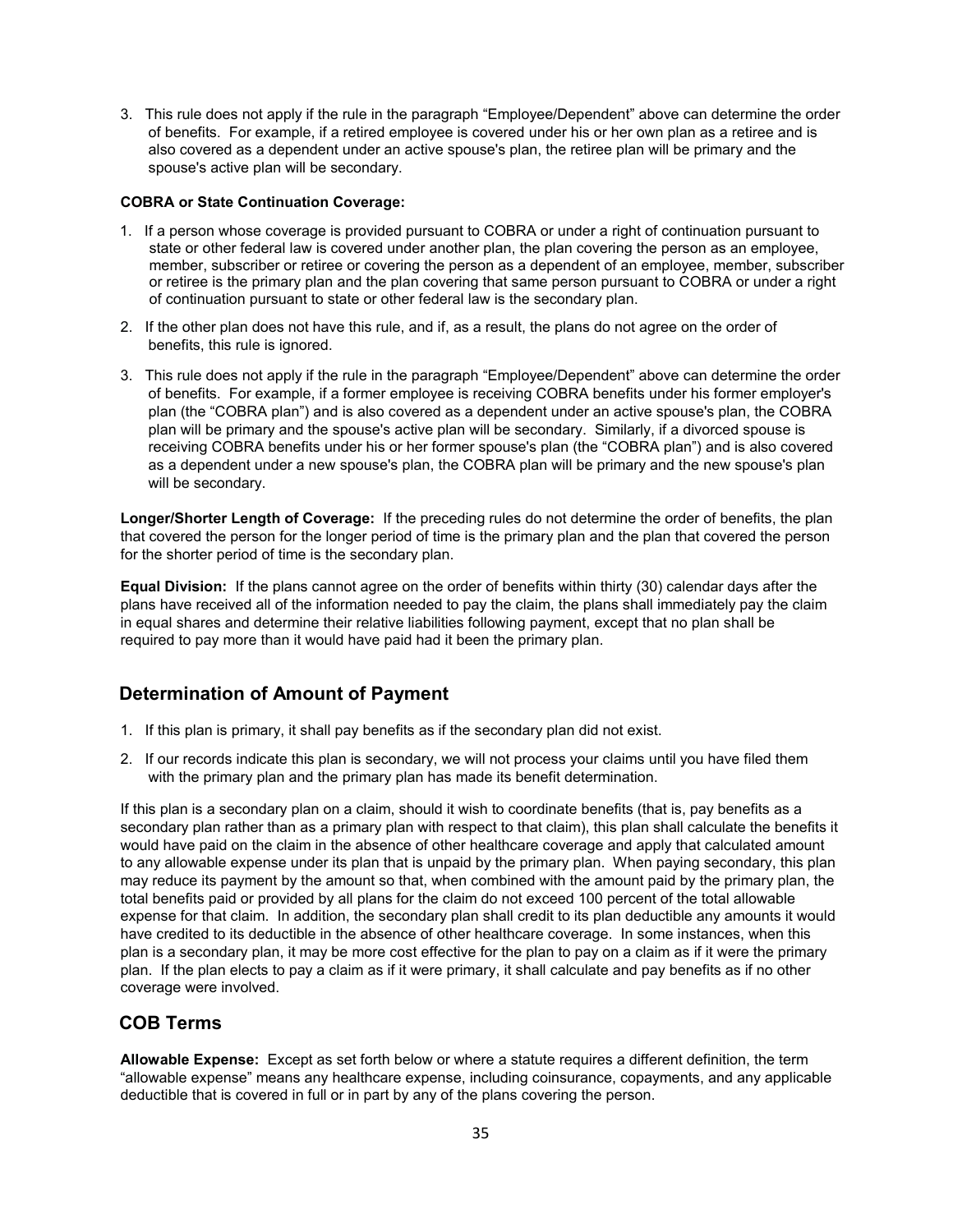3. This rule does not apply if the rule in the paragraph "Employee/Dependent" above can determine the order of benefits. For example, if a retired employee is covered under his or her own plan as a retiree and is also covered as a dependent under an active spouse's plan, the retiree plan will be primary and the spouse's active plan will be secondary.

**COBRA or State Continuation Coverage:**

1. If a person whose coverage is provided pursuant to COBRA or under a right of continuation pursuant to state or other federal law is covered under another plan, the plan covering the person as an employee, member, subscriber or retiree or covering the person as a dependent of an employee, member, subscriber or retiree is the primary plan and the plan covering that same person pursuant to COBRA or under a right of continuation pursuant to state or other federal law is the secondary plan.
2. If the other plan does not have this rule, and if, as a result, the plans do not agree on the order of benefits, this rule is ignored.
3. This rule does not apply if the rule in the paragraph "Employee/Dependent" above can determine the order of benefits. For example, if a former employee is receiving COBRA benefits under his former employer's plan (the "COBRA plan") and is also covered as a dependent under an active spouse's plan, the COBRA plan will be primary and the spouse's active plan will be secondary. Similarly, if a divorced spouse is receiving COBRA benefits under his or her former spouse's plan (the "COBRA plan") and is also covered as a dependent under a new spouse's plan, the COBRA plan will be primary and the new spouse's plan will be secondary.

**Longer/Shorter Length of Coverage:** If the preceding rules do not determine the order of benefits, the plan that covered the person for the longer period of time is the primary plan and the plan that covered the person for the shorter period of time is the secondary plan.

**Equal Division:** If the plans cannot agree on the order of benefits within thirty (30) calendar days after the plans have received all of the information needed to pay the claim, the plans shall immediately pay the claim in equal shares and determine their relative liabilities following payment, except that no plan shall be required to pay more than it would have paid had it been the primary plan.

## Determination of Amount of Payment

1. If this plan is primary, it shall pay benefits as if the secondary plan did not exist.
2. If our records indicate this plan is secondary, we will not process your claims until you have filed them with the primary plan and the primary plan has made its benefit determination.

If this plan is a secondary plan on a claim, should it wish to coordinate benefits (that is, pay benefits as a secondary plan rather than as a primary plan with respect to that claim), this plan shall calculate the benefits it would have paid on the claim in the absence of other healthcare coverage and apply that calculated amount to any allowable expense under its plan that is unpaid by the primary plan. When paying secondary, this plan may reduce its payment by the amount so that, when combined with the amount paid by the primary plan, the total benefits paid or provided by all plans for the claim do not exceed 100 percent of the total allowable expense for that claim. In addition, the secondary plan shall credit to its plan deductible any amounts it would have credited to its deductible in the absence of other healthcare coverage. In some instances, when this plan is a secondary plan, it may be more cost effective for the plan to pay on a claim as if it were the primary plan. If the plan elects to pay a claim as if it were primary, it shall calculate and pay benefits as if no other coverage were involved.

## COB Terms

**Allowable Expense:** Except as set forth below or where a statute requires a different definition, the term "allowable expense" means any healthcare expense, including coinsurance, copayments, and any applicable deductible that is covered in full or in part by any of the plans covering the person.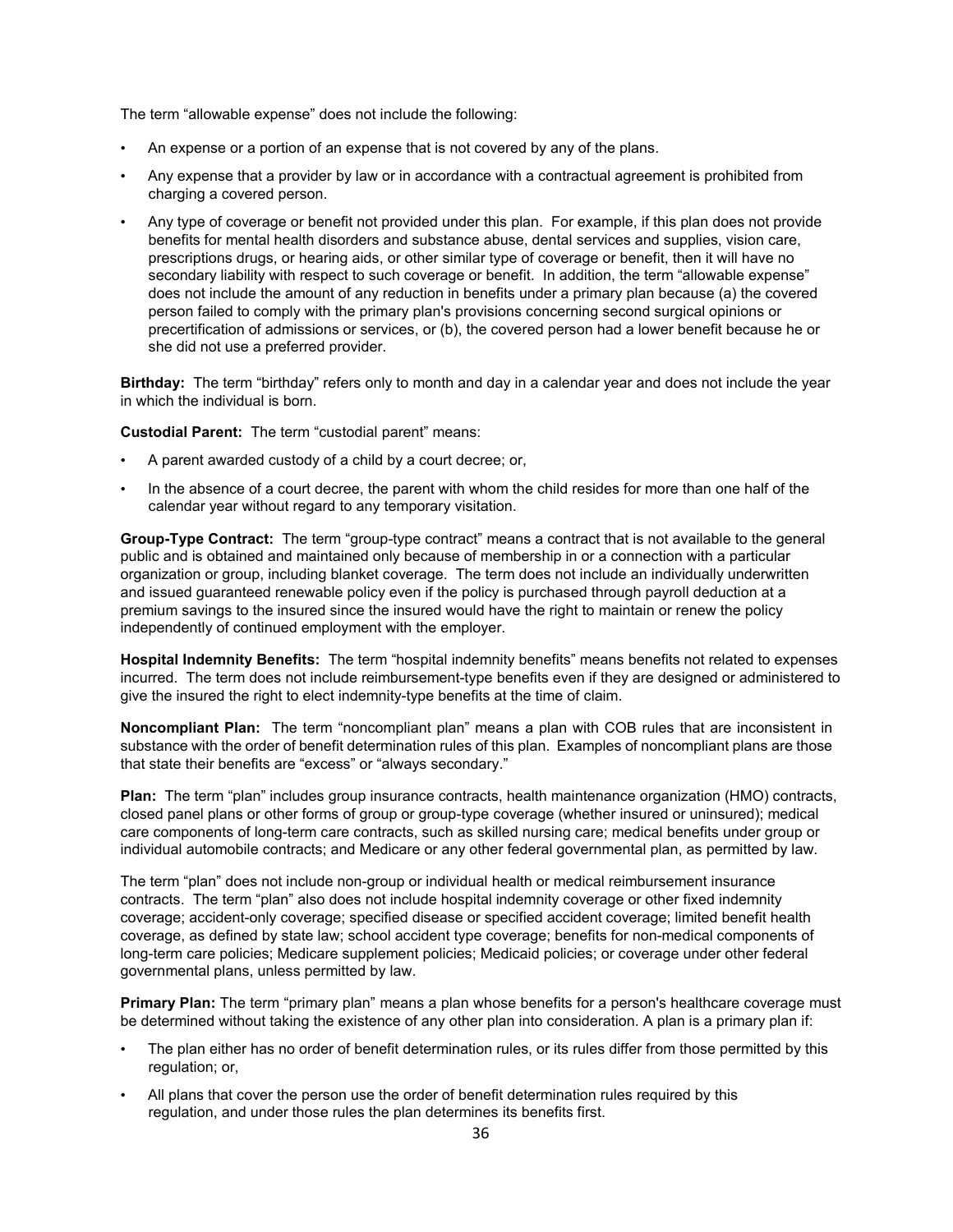The term "allowable expense" does not include the following:

- An expense or a portion of an expense that is not covered by any of the plans.
- Any expense that a provider by law or in accordance with a contractual agreement is prohibited from charging a covered person.
- Any type of coverage or benefit not provided under this plan. For example, if this plan does not provide benefits for mental health disorders and substance abuse, dental services and supplies, vision care, prescriptions drugs, or hearing aids, or other similar type of coverage or benefit, then it will have no secondary liability with respect to such coverage or benefit. In addition, the term "allowable expense" does not include the amount of any reduction in benefits under a primary plan because (a) the covered person failed to comply with the primary plan's provisions concerning second surgical opinions or precertification of admissions or services, or (b), the covered person had a lower benefit because he or she did not use a preferred provider.

**Birthday:** The term "birthday" refers only to month and day in a calendar year and does not include the year in which the individual is born.

**Custodial Parent:** The term "custodial parent" means:

- A parent awarded custody of a child by a court decree; or,
- In the absence of a court decree, the parent with whom the child resides for more than one half of the calendar year without regard to any temporary visitation.

**Group-Type Contract:** The term "group-type contract" means a contract that is not available to the general public and is obtained and maintained only because of membership in or a connection with a particular organization or group, including blanket coverage. The term does not include an individually underwritten and issued guaranteed renewable policy even if the policy is purchased through payroll deduction at a premium savings to the insured since the insured would have the right to maintain or renew the policy independently of continued employment with the employer.

**Hospital Indemnity Benefits:** The term "hospital indemnity benefits" means benefits not related to expenses incurred. The term does not include reimbursement-type benefits even if they are designed or administered to give the insured the right to elect indemnity-type benefits at the time of claim.

**Noncompliant Plan:** The term "noncompliant plan" means a plan with COB rules that are inconsistent in substance with the order of benefit determination rules of this plan. Examples of noncompliant plans are those that state their benefits are "excess" or "always secondary."

**Plan:** The term "plan" includes group insurance contracts, health maintenance organization (HMO) contracts, closed panel plans or other forms of group or group-type coverage (whether insured or uninsured); medical care components of long-term care contracts, such as skilled nursing care; medical benefits under group or individual automobile contracts; and Medicare or any other federal governmental plan, as permitted by law.

The term "plan" does not include non-group or individual health or medical reimbursement insurance contracts. The term "plan" also does not include hospital indemnity coverage or other fixed indemnity coverage; accident-only coverage; specified disease or specified accident coverage; limited benefit health coverage, as defined by state law; school accident type coverage; benefits for non-medical components of long-term care policies; Medicare supplement policies; Medicaid policies; or coverage under other federal governmental plans, unless permitted by law.

**Primary Plan:** The term "primary plan" means a plan whose benefits for a person's healthcare coverage must be determined without taking the existence of any other plan into consideration. A plan is a primary plan if:

- The plan either has no order of benefit determination rules, or its rules differ from those permitted by this regulation; or,
- All plans that cover the person use the order of benefit determination rules required by this regulation, and under those rules the plan determines its benefits first.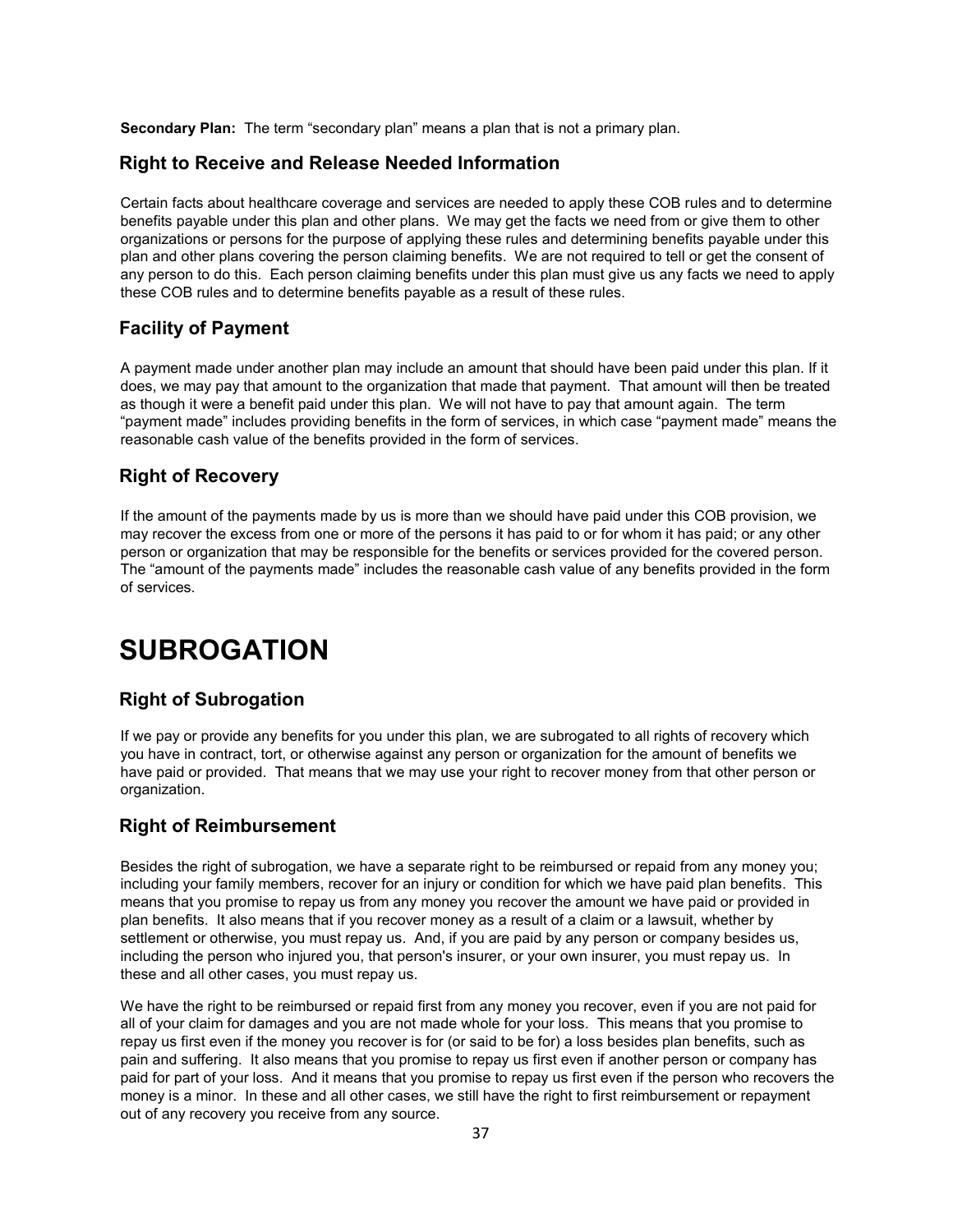**Secondary Plan:** The term "secondary plan" means a plan that is not a primary plan.

## Right to Receive and Release Needed Information

Certain facts about healthcare coverage and services are needed to apply these COB rules and to determine benefits payable under this plan and other plans. We may get the facts we need from or give them to other organizations or persons for the purpose of applying these rules and determining benefits payable under this plan and other plans covering the person claiming benefits. We are not required to tell or get the consent of any person to do this. Each person claiming benefits under this plan must give us any facts we need to apply these COB rules and to determine benefits payable as a result of these rules.

## Facility of Payment

A payment made under another plan may include an amount that should have been paid under this plan. If it does, we may pay that amount to the organization that made that payment. That amount will then be treated as though it were a benefit paid under this plan. We will not have to pay that amount again. The term "payment made" includes providing benefits in the form of services, in which case "payment made" means the reasonable cash value of the benefits provided in the form of services.

## Right of Recovery

If the amount of the payments made by us is more than we should have paid under this COB provision, we may recover the excess from one or more of the persons it has paid to or for whom it has paid; or any other person or organization that may be responsible for the benefits or services provided for the covered person. The "amount of the payments made" includes the reasonable cash value of any benefits provided in the form of services.

# SUBROGATION

## Right of Subrogation

If we pay or provide any benefits for you under this plan, we are subrogated to all rights of recovery which you have in contract, tort, or otherwise against any person or organization for the amount of benefits we have paid or provided. That means that we may use your right to recover money from that other person or organization.

## Right of Reimbursement

Besides the right of subrogation, we have a separate right to be reimbursed or repaid from any money you; including your family members, recover for an injury or condition for which we have paid plan benefits. This means that you promise to repay us from any money you recover the amount we have paid or provided in plan benefits. It also means that if you recover money as a result of a claim or a lawsuit, whether by settlement or otherwise, you must repay us. And, if you are paid by any person or company besides us, including the person who injured you, that person's insurer, or your own insurer, you must repay us. In these and all other cases, you must repay us.

We have the right to be reimbursed or repaid first from any money you recover, even if you are not paid for all of your claim for damages and you are not made whole for your loss. This means that you promise to repay us first even if the money you recover is for (or said to be for) a loss besides plan benefits, such as pain and suffering. It also means that you promise to repay us first even if another person or company has paid for part of your loss. And it means that you promise to repay us first even if the person who recovers the money is a minor. In these and all other cases, we still have the right to first reimbursement or repayment out of any recovery you receive from any source.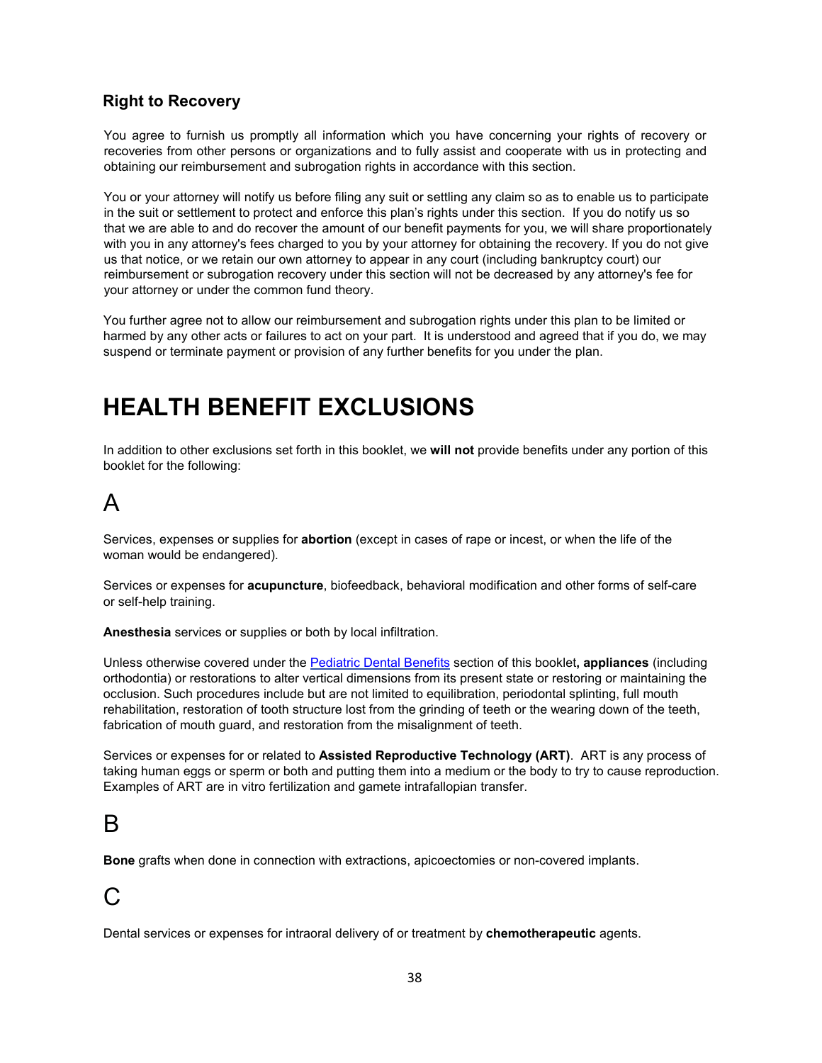### Right to Recovery

You agree to furnish us promptly all information which you have concerning your rights of recovery or recoveries from other persons or organizations and to fully assist and cooperate with us in protecting and obtaining our reimbursement and subrogation rights in accordance with this section.

You or your attorney will notify us before filing any suit or settling any claim so as to enable us to participate in the suit or settlement to protect and enforce this plan's rights under this section. If you do notify us so that we are able to and do recover the amount of our benefit payments for you, we will share proportionately with you in any attorney's fees charged to you by your attorney for obtaining the recovery. If you do not give us that notice, or we retain our own attorney to appear in any court (including bankruptcy court) our reimbursement or subrogation recovery under this section will not be decreased by any attorney's fee for your attorney or under the common fund theory.

You further agree not to allow our reimbursement and subrogation rights under this plan to be limited or harmed by any other acts or failures to act on your part. It is understood and agreed that if you do, we may suspend or terminate payment or provision of any further benefits for you under the plan.

# HEALTH BENEFIT EXCLUSIONS

In addition to other exclusions set forth in this booklet, we **will not** provide benefits under any portion of this booklet for the following:

## A

Services, expenses or supplies for **abortion** (except in cases of rape or incest, or when the life of the woman would be endangered).

Services or expenses for **acupuncture**, biofeedback, behavioral modification and other forms of self-care or self-help training.

**Anesthesia** services or supplies or both by local infiltration.

Unless otherwise covered under the Pediatric Dental Benefits section of this booklet**, appliances** (including orthodontia) or restorations to alter vertical dimensions from its present state or restoring or maintaining the occlusion. Such procedures include but are not limited to equilibration, periodontal splinting, full mouth rehabilitation, restoration of tooth structure lost from the grinding of teeth or the wearing down of the teeth, fabrication of mouth guard, and restoration from the misalignment of teeth.

Services or expenses for or related to **Assisted Reproductive Technology (ART)**. ART is any process of taking human eggs or sperm or both and putting them into a medium or the body to try to cause reproduction. Examples of ART are in vitro fertilization and gamete intrafallopian transfer.

## B

**Bone** grafts when done in connection with extractions, apicoectomies or non-covered implants.

## C

Dental services or expenses for intraoral delivery of or treatment by **chemotherapeutic** agents.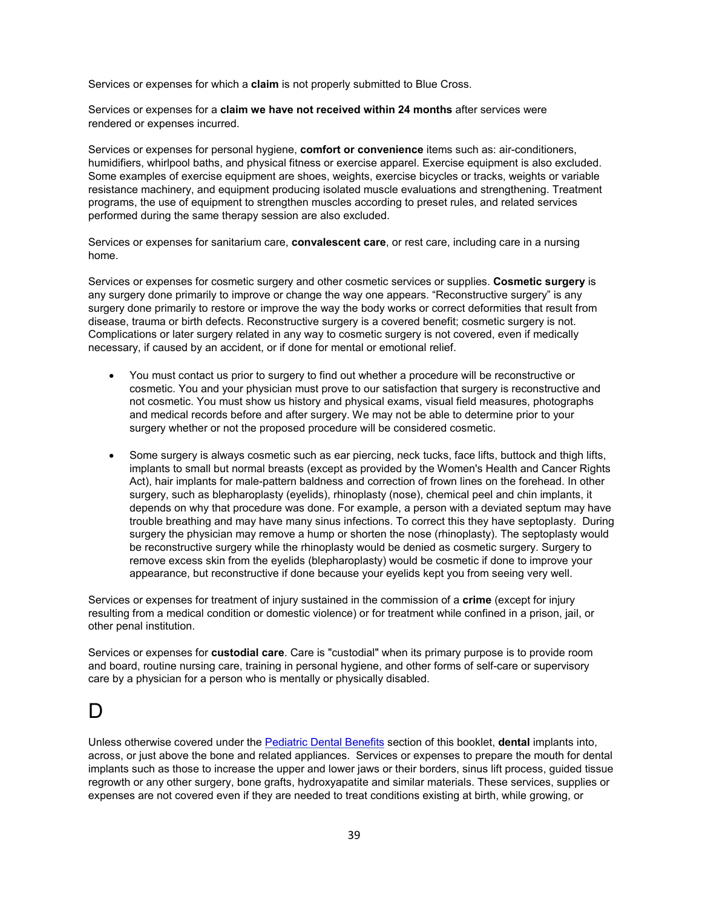Services or expenses for which a **claim** is not properly submitted to Blue Cross.

Services or expenses for a **claim we have not received within 24 months** after services were rendered or expenses incurred.

Services or expenses for personal hygiene, **comfort or convenience** items such as: air-conditioners, humidifiers, whirlpool baths, and physical fitness or exercise apparel. Exercise equipment is also excluded. Some examples of exercise equipment are shoes, weights, exercise bicycles or tracks, weights or variable resistance machinery, and equipment producing isolated muscle evaluations and strengthening. Treatment programs, the use of equipment to strengthen muscles according to preset rules, and related services performed during the same therapy session are also excluded.

Services or expenses for sanitarium care, **convalescent care**, or rest care, including care in a nursing home.

Services or expenses for cosmetic surgery and other cosmetic services or supplies. **Cosmetic surgery** is any surgery done primarily to improve or change the way one appears. "Reconstructive surgery" is any surgery done primarily to restore or improve the way the body works or correct deformities that result from disease, trauma or birth defects. Reconstructive surgery is a covered benefit; cosmetic surgery is not. Complications or later surgery related in any way to cosmetic surgery is not covered, even if medically necessary, if caused by an accident, or if done for mental or emotional relief.

- You must contact us prior to surgery to find out whether a procedure will be reconstructive or cosmetic. You and your physician must prove to our satisfaction that surgery is reconstructive and not cosmetic. You must show us history and physical exams, visual field measures, photographs and medical records before and after surgery. We may not be able to determine prior to your surgery whether or not the proposed procedure will be considered cosmetic.

- Some surgery is always cosmetic such as ear piercing, neck tucks, face lifts, buttock and thigh lifts, implants to small but normal breasts (except as provided by the Women's Health and Cancer Rights Act), hair implants for male-pattern baldness and correction of frown lines on the forehead. In other surgery, such as blepharoplasty (eyelids), rhinoplasty (nose), chemical peel and chin implants, it depends on why that procedure was done. For example, a person with a deviated septum may have trouble breathing and may have many sinus infections. To correct this they have septoplasty. During surgery the physician may remove a hump or shorten the nose (rhinoplasty). The septoplasty would be reconstructive surgery while the rhinoplasty would be denied as cosmetic surgery. Surgery to remove excess skin from the eyelids (blepharoplasty) would be cosmetic if done to improve your appearance, but reconstructive if done because your eyelids kept you from seeing very well.

Services or expenses for treatment of injury sustained in the commission of a **crime** (except for injury resulting from a medical condition or domestic violence) or for treatment while confined in a prison, jail, or other penal institution.

Services or expenses for **custodial care**. Care is "custodial" when its primary purpose is to provide room and board, routine nursing care, training in personal hygiene, and other forms of self-care or supervisory care by a physician for a person who is mentally or physically disabled.

# D

Unless otherwise covered under the Pediatric Dental Benefits section of this booklet, **dental** implants into, across, or just above the bone and related appliances. Services or expenses to prepare the mouth for dental implants such as those to increase the upper and lower jaws or their borders, sinus lift process, guided tissue regrowth or any other surgery, bone grafts, hydroxyapatite and similar materials. These services, supplies or expenses are not covered even if they are needed to treat conditions existing at birth, while growing, or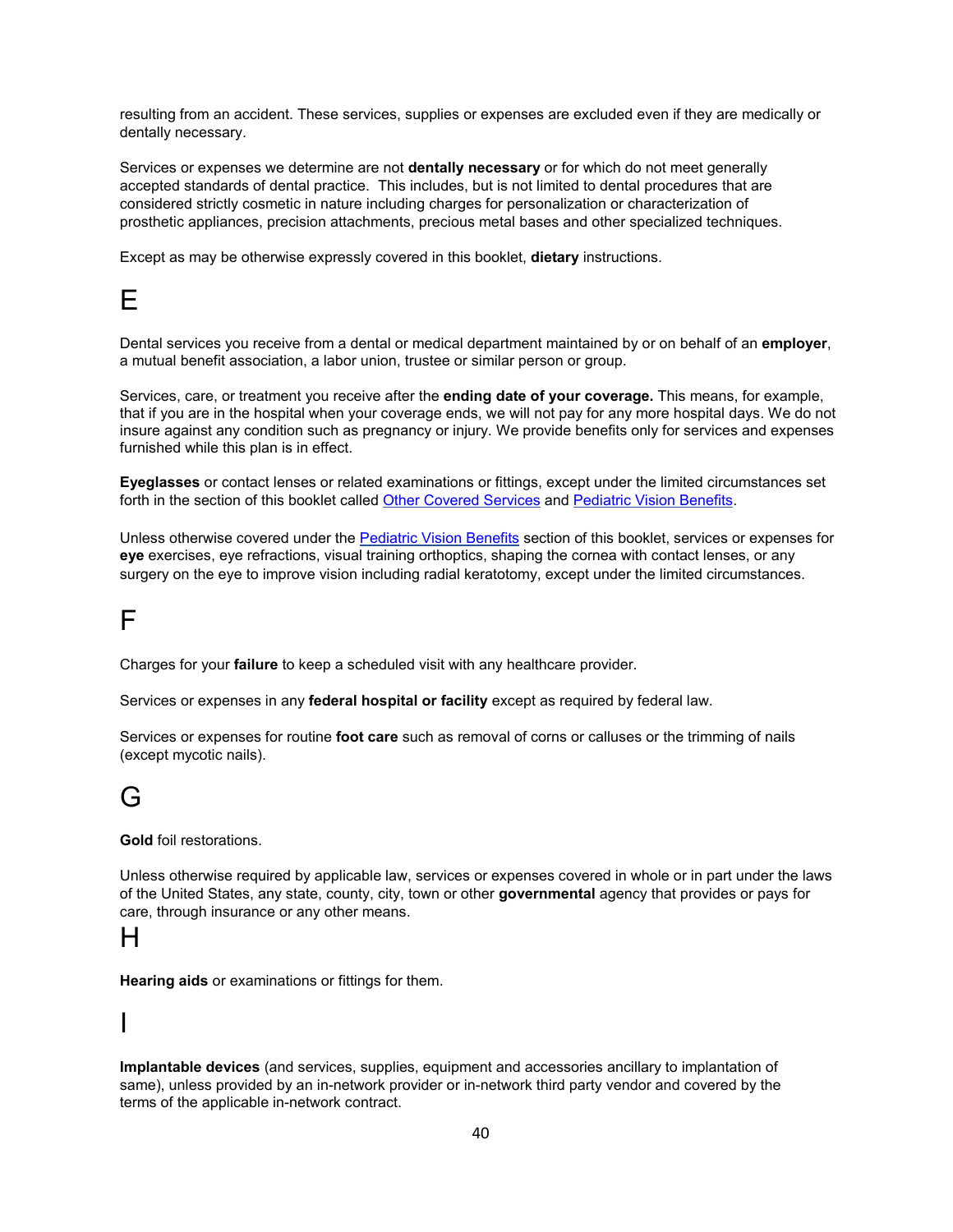resulting from an accident. These services, supplies or expenses are excluded even if they are medically or dentally necessary.

Services or expenses we determine are not **dentally necessary** or for which do not meet generally accepted standards of dental practice.  This includes, but is not limited to dental procedures that are considered strictly cosmetic in nature including charges for personalization or characterization of prosthetic appliances, precision attachments, precious metal bases and other specialized techniques.

Except as may be otherwise expressly covered in this booklet, **dietary** instructions.

# E

Dental services you receive from a dental or medical department maintained by or on behalf of an **employer**, a mutual benefit association, a labor union, trustee or similar person or group.

Services, care, or treatment you receive after the **ending date of your coverage.** This means, for example, that if you are in the hospital when your coverage ends, we will not pay for any more hospital days. We do not insure against any condition such as pregnancy or injury. We provide benefits only for services and expenses furnished while this plan is in effect.

**Eyeglasses** or contact lenses or related examinations or fittings, except under the limited circumstances set forth in the section of this booklet called Other Covered Services and Pediatric Vision Benefits.

Unless otherwise covered under the Pediatric Vision Benefits section of this booklet, services or expenses for **eye** exercises, eye refractions, visual training orthoptics, shaping the cornea with contact lenses, or any surgery on the eye to improve vision including radial keratotomy, except under the limited circumstances.

# F

Charges for your **failure** to keep a scheduled visit with any healthcare provider.

Services or expenses in any **federal hospital or facility** except as required by federal law.

Services or expenses for routine **foot care** such as removal of corns or calluses or the trimming of nails (except mycotic nails).

# G

**Gold** foil restorations.

Unless otherwise required by applicable law, services or expenses covered in whole or in part under the laws of the United States, any state, county, city, town or other **governmental** agency that provides or pays for care, through insurance or any other means.

# H

**Hearing aids** or examinations or fittings for them.

# I

**Implantable devices** (and services, supplies, equipment and accessories ancillary to implantation of same), unless provided by an in-network provider or in-network third party vendor and covered by the terms of the applicable in-network contract.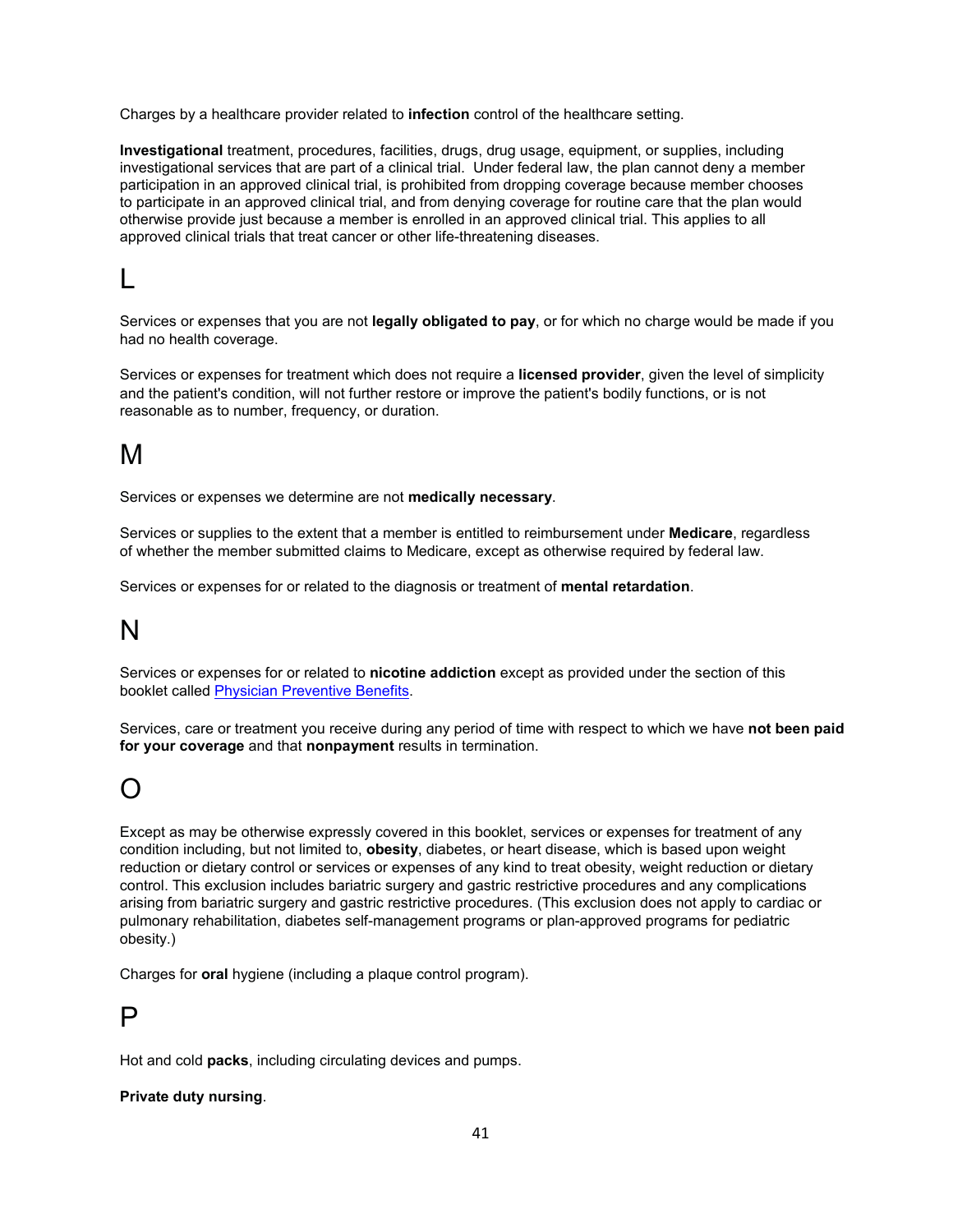Charges by a healthcare provider related to **infection** control of the healthcare setting.

**Investigational** treatment, procedures, facilities, drugs, drug usage, equipment, or supplies, including investigational services that are part of a clinical trial. Under federal law, the plan cannot deny a member participation in an approved clinical trial, is prohibited from dropping coverage because member chooses to participate in an approved clinical trial, and from denying coverage for routine care that the plan would otherwise provide just because a member is enrolled in an approved clinical trial. This applies to all approved clinical trials that treat cancer or other life-threatening diseases.

# L

Services or expenses that you are not **legally obligated to pay**, or for which no charge would be made if you had no health coverage.

Services or expenses for treatment which does not require a **licensed provider**, given the level of simplicity and the patient's condition, will not further restore or improve the patient's bodily functions, or is not reasonable as to number, frequency, or duration.

# M

Services or expenses we determine are not **medically necessary**.

Services or supplies to the extent that a member is entitled to reimbursement under **Medicare**, regardless of whether the member submitted claims to Medicare, except as otherwise required by federal law.

Services or expenses for or related to the diagnosis or treatment of **mental retardation**.

# N

Services or expenses for or related to **nicotine addiction** except as provided under the section of this booklet called Physician Preventive Benefits.

Services, care or treatment you receive during any period of time with respect to which we have **not been paid for your coverage** and that **nonpayment** results in termination.

# O

Except as may be otherwise expressly covered in this booklet, services or expenses for treatment of any condition including, but not limited to, **obesity**, diabetes, or heart disease, which is based upon weight reduction or dietary control or services or expenses of any kind to treat obesity, weight reduction or dietary control. This exclusion includes bariatric surgery and gastric restrictive procedures and any complications arising from bariatric surgery and gastric restrictive procedures. (This exclusion does not apply to cardiac or pulmonary rehabilitation, diabetes self-management programs or plan-approved programs for pediatric obesity.)

Charges for **oral** hygiene (including a plaque control program).

# P

Hot and cold **packs**, including circulating devices and pumps.

**Private duty nursing**.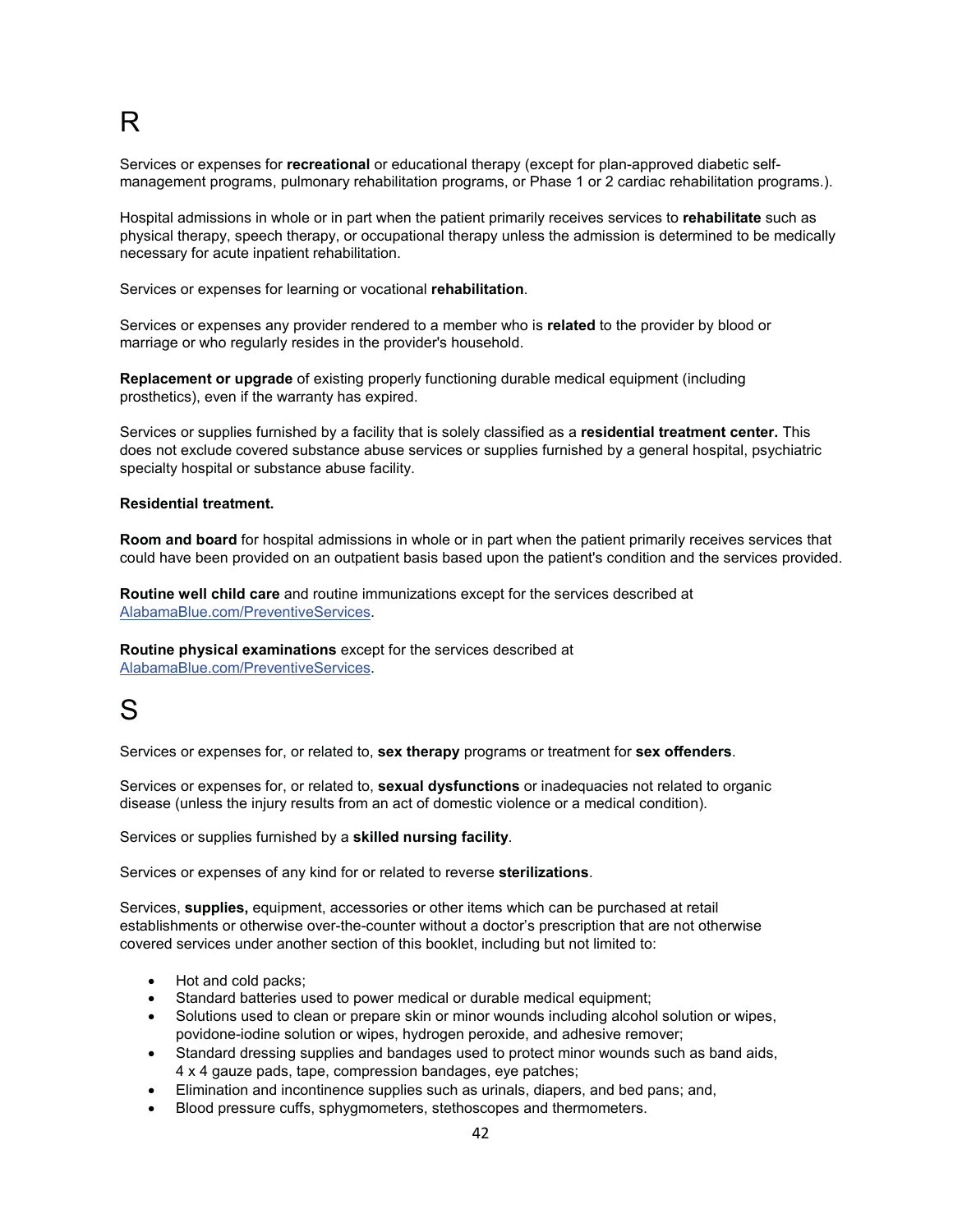# R

Services or expenses for **recreational** or educational therapy (except for plan-approved diabetic self-management programs, pulmonary rehabilitation programs, or Phase 1 or 2 cardiac rehabilitation programs.).

Hospital admissions in whole or in part when the patient primarily receives services to **rehabilitate** such as physical therapy, speech therapy, or occupational therapy unless the admission is determined to be medically necessary for acute inpatient rehabilitation.

Services or expenses for learning or vocational **rehabilitation**.

Services or expenses any provider rendered to a member who is **related** to the provider by blood or marriage or who regularly resides in the provider's household.

**Replacement or upgrade** of existing properly functioning durable medical equipment (including prosthetics), even if the warranty has expired.

Services or supplies furnished by a facility that is solely classified as a **residential treatment center.** This does not exclude covered substance abuse services or supplies furnished by a general hospital, psychiatric specialty hospital or substance abuse facility.

**Residential treatment.**

**Room and board** for hospital admissions in whole or in part when the patient primarily receives services that could have been provided on an outpatient basis based upon the patient's condition and the services provided.

**Routine well child care** and routine immunizations except for the services described at AlabamaBlue.com/PreventiveServices.

**Routine physical examinations** except for the services described at AlabamaBlue.com/PreventiveServices.

# S

Services or expenses for, or related to, **sex therapy** programs or treatment for **sex offenders**.

Services or expenses for, or related to, **sexual dysfunctions** or inadequacies not related to organic disease (unless the injury results from an act of domestic violence or a medical condition).

Services or supplies furnished by a **skilled nursing facility**.

Services or expenses of any kind for or related to reverse **sterilizations**.

Services, **supplies,** equipment, accessories or other items which can be purchased at retail establishments or otherwise over-the-counter without a doctor's prescription that are not otherwise covered services under another section of this booklet, including but not limited to:

- Hot and cold packs;
- Standard batteries used to power medical or durable medical equipment;
- Solutions used to clean or prepare skin or minor wounds including alcohol solution or wipes, povidone-iodine solution or wipes, hydrogen peroxide, and adhesive remover;
- Standard dressing supplies and bandages used to protect minor wounds such as band aids, 4 x 4 gauze pads, tape, compression bandages, eye patches;
- Elimination and incontinence supplies such as urinals, diapers, and bed pans; and,
- Blood pressure cuffs, sphygmometers, stethoscopes and thermometers.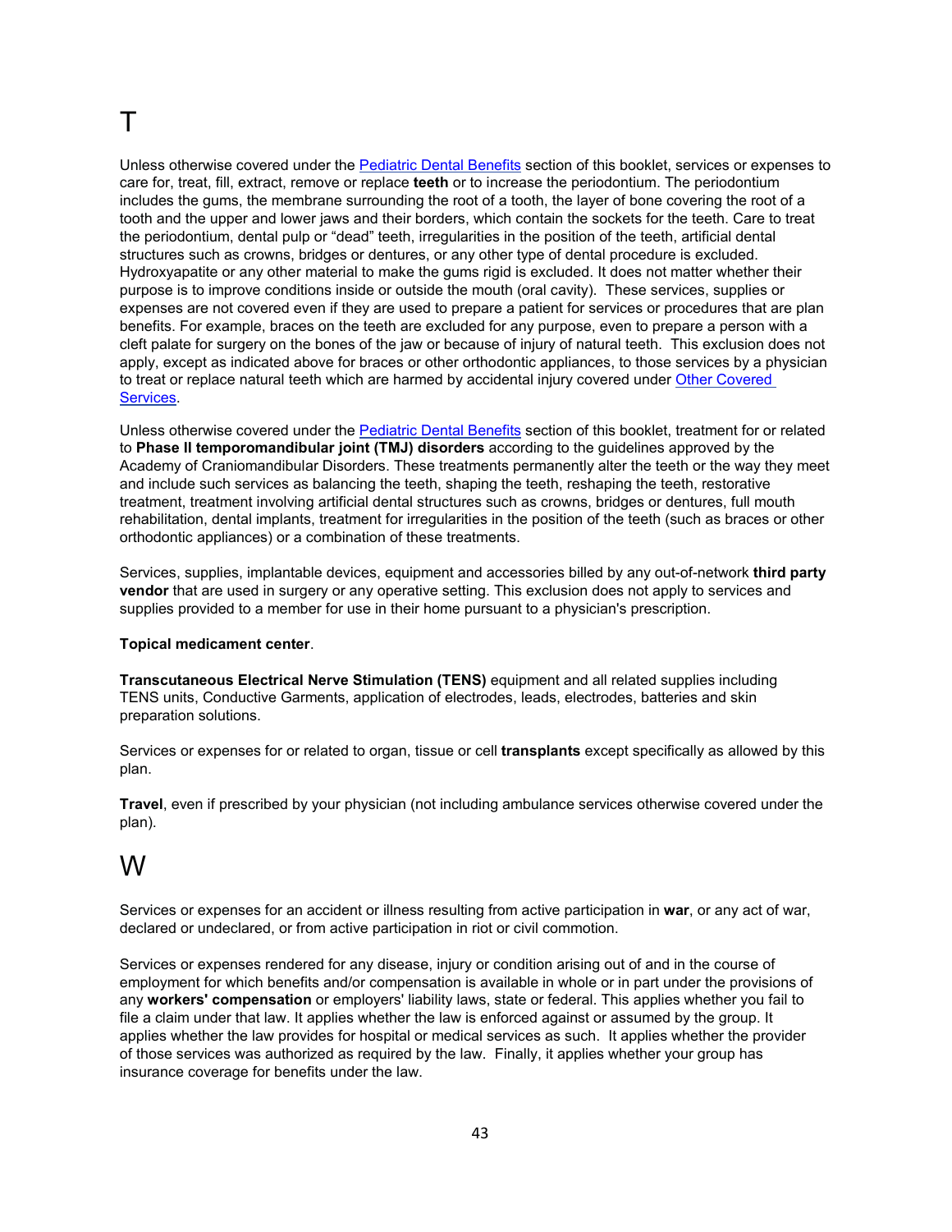# T

Unless otherwise covered under the Pediatric Dental Benefits section of this booklet, services or expenses to care for, treat, fill, extract, remove or replace **teeth** or to increase the periodontium. The periodontium includes the gums, the membrane surrounding the root of a tooth, the layer of bone covering the root of a tooth and the upper and lower jaws and their borders, which contain the sockets for the teeth. Care to treat the periodontium, dental pulp or "dead" teeth, irregularities in the position of the teeth, artificial dental structures such as crowns, bridges or dentures, or any other type of dental procedure is excluded. Hydroxyapatite or any other material to make the gums rigid is excluded. It does not matter whether their purpose is to improve conditions inside or outside the mouth (oral cavity). These services, supplies or expenses are not covered even if they are used to prepare a patient for services or procedures that are plan benefits. For example, braces on the teeth are excluded for any purpose, even to prepare a person with a cleft palate for surgery on the bones of the jaw or because of injury of natural teeth. This exclusion does not apply, except as indicated above for braces or other orthodontic appliances, to those services by a physician to treat or replace natural teeth which are harmed by accidental injury covered under Other Covered Services.

Unless otherwise covered under the Pediatric Dental Benefits section of this booklet, treatment for or related to **Phase II temporomandibular joint (TMJ) disorders** according to the guidelines approved by the Academy of Craniomandibular Disorders. These treatments permanently alter the teeth or the way they meet and include such services as balancing the teeth, shaping the teeth, reshaping the teeth, restorative treatment, treatment involving artificial dental structures such as crowns, bridges or dentures, full mouth rehabilitation, dental implants, treatment for irregularities in the position of the teeth (such as braces or other orthodontic appliances) or a combination of these treatments.

Services, supplies, implantable devices, equipment and accessories billed by any out-of-network **third party vendor** that are used in surgery or any operative setting. This exclusion does not apply to services and supplies provided to a member for use in their home pursuant to a physician's prescription.

**Topical medicament center**.

**Transcutaneous Electrical Nerve Stimulation (TENS)** equipment and all related supplies including TENS units, Conductive Garments, application of electrodes, leads, electrodes, batteries and skin preparation solutions.

Services or expenses for or related to organ, tissue or cell **transplants** except specifically as allowed by this plan.

**Travel**, even if prescribed by your physician (not including ambulance services otherwise covered under the plan).

# W

Services or expenses for an accident or illness resulting from active participation in **war**, or any act of war, declared or undeclared, or from active participation in riot or civil commotion.

Services or expenses rendered for any disease, injury or condition arising out of and in the course of employment for which benefits and/or compensation is available in whole or in part under the provisions of any **workers' compensation** or employers' liability laws, state or federal. This applies whether you fail to file a claim under that law. It applies whether the law is enforced against or assumed by the group. It applies whether the law provides for hospital or medical services as such. It applies whether the provider of those services was authorized as required by the law. Finally, it applies whether your group has insurance coverage for benefits under the law.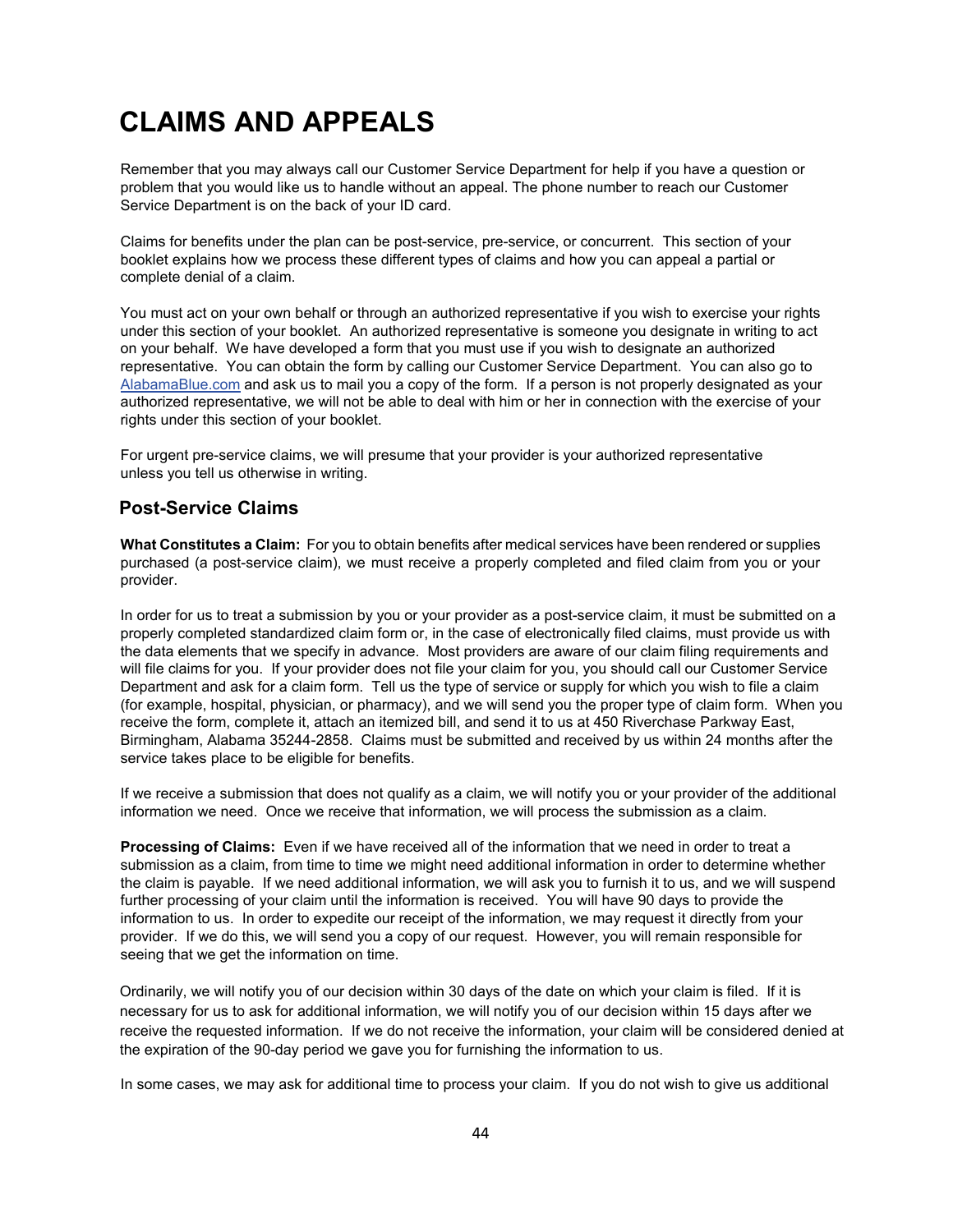# CLAIMS AND APPEALS

Remember that you may always call our Customer Service Department for help if you have a question or problem that you would like us to handle without an appeal. The phone number to reach our Customer Service Department is on the back of your ID card.

Claims for benefits under the plan can be post-service, pre-service, or concurrent. This section of your booklet explains how we process these different types of claims and how you can appeal a partial or complete denial of a claim.

You must act on your own behalf or through an authorized representative if you wish to exercise your rights under this section of your booklet. An authorized representative is someone you designate in writing to act on your behalf. We have developed a form that you must use if you wish to designate an authorized representative. You can obtain the form by calling our Customer Service Department. You can also go to AlabamaBlue.com and ask us to mail you a copy of the form. If a person is not properly designated as your authorized representative, we will not be able to deal with him or her in connection with the exercise of your rights under this section of your booklet.

For urgent pre-service claims, we will presume that your provider is your authorized representative unless you tell us otherwise in writing.

## Post-Service Claims

**What Constitutes a Claim:** For you to obtain benefits after medical services have been rendered or supplies purchased (a post-service claim), we must receive a properly completed and filed claim from you or your provider.

In order for us to treat a submission by you or your provider as a post-service claim, it must be submitted on a properly completed standardized claim form or, in the case of electronically filed claims, must provide us with the data elements that we specify in advance. Most providers are aware of our claim filing requirements and will file claims for you. If your provider does not file your claim for you, you should call our Customer Service Department and ask for a claim form. Tell us the type of service or supply for which you wish to file a claim (for example, hospital, physician, or pharmacy), and we will send you the proper type of claim form. When you receive the form, complete it, attach an itemized bill, and send it to us at 450 Riverchase Parkway East, Birmingham, Alabama 35244-2858. Claims must be submitted and received by us within 24 months after the service takes place to be eligible for benefits.

If we receive a submission that does not qualify as a claim, we will notify you or your provider of the additional information we need. Once we receive that information, we will process the submission as a claim.

**Processing of Claims:** Even if we have received all of the information that we need in order to treat a submission as a claim, from time to time we might need additional information in order to determine whether the claim is payable. If we need additional information, we will ask you to furnish it to us, and we will suspend further processing of your claim until the information is received. You will have 90 days to provide the information to us. In order to expedite our receipt of the information, we may request it directly from your provider. If we do this, we will send you a copy of our request. However, you will remain responsible for seeing that we get the information on time.

Ordinarily, we will notify you of our decision within 30 days of the date on which your claim is filed. If it is necessary for us to ask for additional information, we will notify you of our decision within 15 days after we receive the requested information. If we do not receive the information, your claim will be considered denied at the expiration of the 90-day period we gave you for furnishing the information to us.

In some cases, we may ask for additional time to process your claim. If you do not wish to give us additional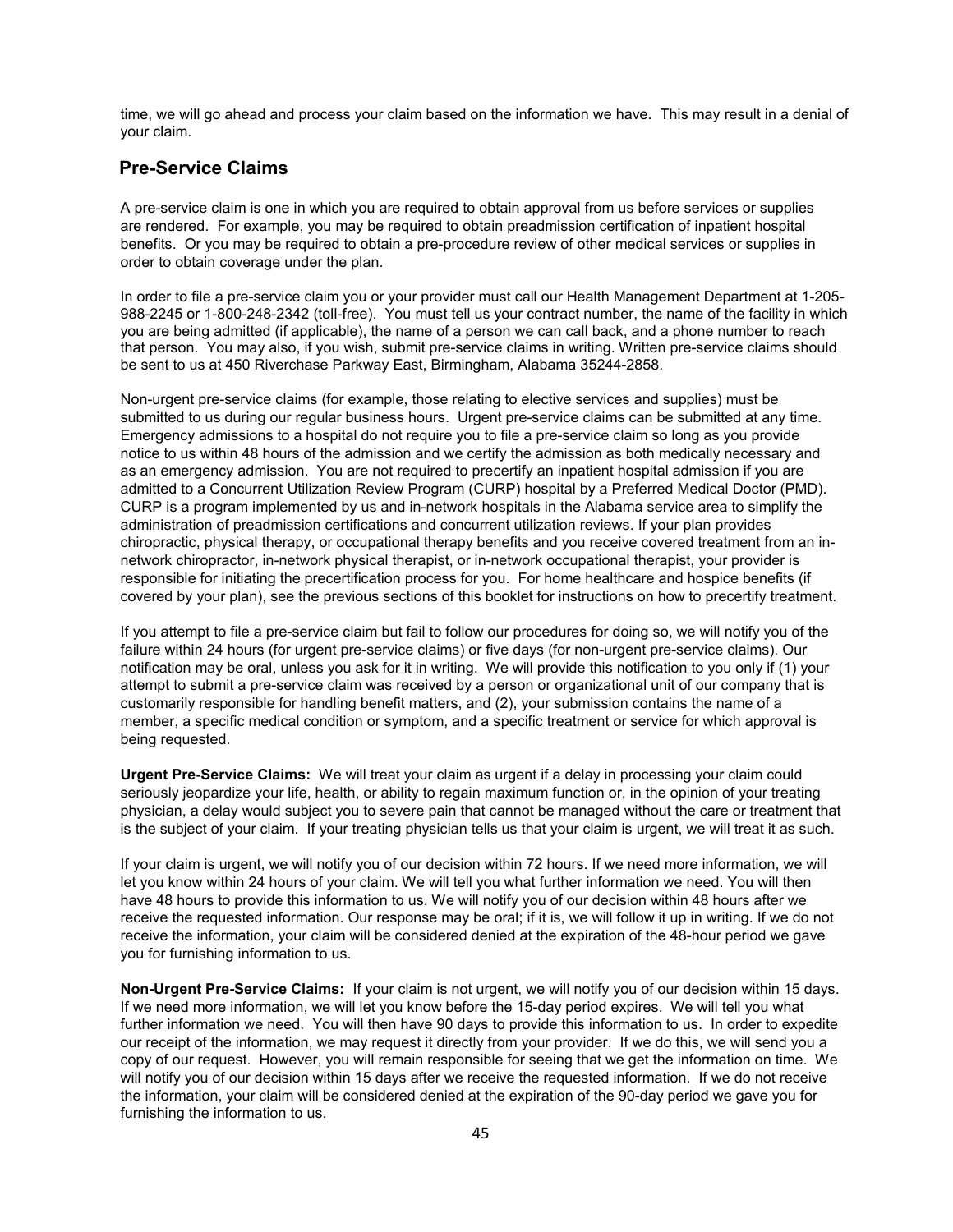time, we will go ahead and process your claim based on the information we have. This may result in a denial of your claim.

## Pre-Service Claims

A pre-service claim is one in which you are required to obtain approval from us before services or supplies are rendered. For example, you may be required to obtain preadmission certification of inpatient hospital benefits. Or you may be required to obtain a pre-procedure review of other medical services or supplies in order to obtain coverage under the plan.

In order to file a pre-service claim you or your provider must call our Health Management Department at 1-205-988-2245 or 1-800-248-2342 (toll-free). You must tell us your contract number, the name of the facility in which you are being admitted (if applicable), the name of a person we can call back, and a phone number to reach that person. You may also, if you wish, submit pre-service claims in writing. Written pre-service claims should be sent to us at 450 Riverchase Parkway East, Birmingham, Alabama 35244-2858.

Non-urgent pre-service claims (for example, those relating to elective services and supplies) must be submitted to us during our regular business hours. Urgent pre-service claims can be submitted at any time. Emergency admissions to a hospital do not require you to file a pre-service claim so long as you provide notice to us within 48 hours of the admission and we certify the admission as both medically necessary and as an emergency admission. You are not required to precertify an inpatient hospital admission if you are admitted to a Concurrent Utilization Review Program (CURP) hospital by a Preferred Medical Doctor (PMD). CURP is a program implemented by us and in-network hospitals in the Alabama service area to simplify the administration of preadmission certifications and concurrent utilization reviews. If your plan provides chiropractic, physical therapy, or occupational therapy benefits and you receive covered treatment from an in-network chiropractor, in-network physical therapist, or in-network occupational therapist, your provider is responsible for initiating the precertification process for you. For home healthcare and hospice benefits (if covered by your plan), see the previous sections of this booklet for instructions on how to precertify treatment.

If you attempt to file a pre-service claim but fail to follow our procedures for doing so, we will notify you of the failure within 24 hours (for urgent pre-service claims) or five days (for non-urgent pre-service claims). Our notification may be oral, unless you ask for it in writing. We will provide this notification to you only if (1) your attempt to submit a pre-service claim was received by a person or organizational unit of our company that is customarily responsible for handling benefit matters, and (2), your submission contains the name of a member, a specific medical condition or symptom, and a specific treatment or service for which approval is being requested.

**Urgent Pre-Service Claims:** We will treat your claim as urgent if a delay in processing your claim could seriously jeopardize your life, health, or ability to regain maximum function or, in the opinion of your treating physician, a delay would subject you to severe pain that cannot be managed without the care or treatment that is the subject of your claim. If your treating physician tells us that your claim is urgent, we will treat it as such.

If your claim is urgent, we will notify you of our decision within 72 hours. If we need more information, we will let you know within 24 hours of your claim. We will tell you what further information we need. You will then have 48 hours to provide this information to us. We will notify you of our decision within 48 hours after we receive the requested information. Our response may be oral; if it is, we will follow it up in writing. If we do not receive the information, your claim will be considered denied at the expiration of the 48-hour period we gave you for furnishing information to us.

**Non-Urgent Pre-Service Claims:** If your claim is not urgent, we will notify you of our decision within 15 days. If we need more information, we will let you know before the 15-day period expires. We will tell you what further information we need. You will then have 90 days to provide this information to us. In order to expedite our receipt of the information, we may request it directly from your provider. If we do this, we will send you a copy of our request. However, you will remain responsible for seeing that we get the information on time. We will notify you of our decision within 15 days after we receive the requested information. If we do not receive the information, your claim will be considered denied at the expiration of the 90-day period we gave you for furnishing the information to us.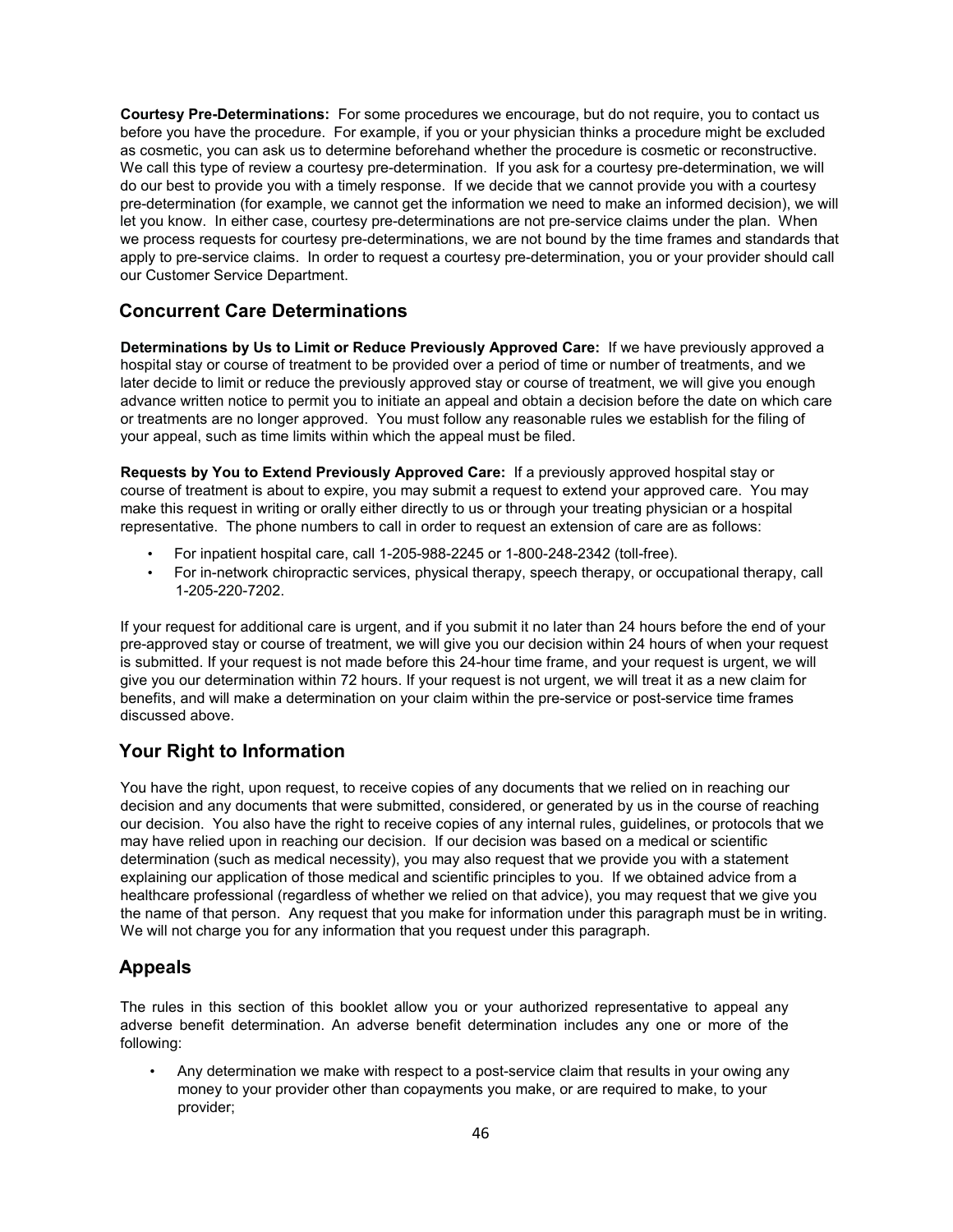**Courtesy Pre-Determinations:** For some procedures we encourage, but do not require, you to contact us before you have the procedure. For example, if you or your physician thinks a procedure might be excluded as cosmetic, you can ask us to determine beforehand whether the procedure is cosmetic or reconstructive. We call this type of review a courtesy pre-determination. If you ask for a courtesy pre-determination, we will do our best to provide you with a timely response. If we decide that we cannot provide you with a courtesy pre-determination (for example, we cannot get the information we need to make an informed decision), we will let you know. In either case, courtesy pre-determinations are not pre-service claims under the plan. When we process requests for courtesy pre-determinations, we are not bound by the time frames and standards that apply to pre-service claims. In order to request a courtesy pre-determination, you or your provider should call our Customer Service Department.

## Concurrent Care Determinations

**Determinations by Us to Limit or Reduce Previously Approved Care:** If we have previously approved a hospital stay or course of treatment to be provided over a period of time or number of treatments, and we later decide to limit or reduce the previously approved stay or course of treatment, we will give you enough advance written notice to permit you to initiate an appeal and obtain a decision before the date on which care or treatments are no longer approved. You must follow any reasonable rules we establish for the filing of your appeal, such as time limits within which the appeal must be filed.

**Requests by You to Extend Previously Approved Care:** If a previously approved hospital stay or course of treatment is about to expire, you may submit a request to extend your approved care. You may make this request in writing or orally either directly to us or through your treating physician or a hospital representative. The phone numbers to call in order to request an extension of care are as follows:

- For inpatient hospital care, call 1-205-988-2245 or 1-800-248-2342 (toll-free).
- For in-network chiropractic services, physical therapy, speech therapy, or occupational therapy, call 1-205-220-7202.

If your request for additional care is urgent, and if you submit it no later than 24 hours before the end of your pre-approved stay or course of treatment, we will give you our decision within 24 hours of when your request is submitted. If your request is not made before this 24-hour time frame, and your request is urgent, we will give you our determination within 72 hours. If your request is not urgent, we will treat it as a new claim for benefits, and will make a determination on your claim within the pre-service or post-service time frames discussed above.

## Your Right to Information

You have the right, upon request, to receive copies of any documents that we relied on in reaching our decision and any documents that were submitted, considered, or generated by us in the course of reaching our decision. You also have the right to receive copies of any internal rules, guidelines, or protocols that we may have relied upon in reaching our decision. If our decision was based on a medical or scientific determination (such as medical necessity), you may also request that we provide you with a statement explaining our application of those medical and scientific principles to you. If we obtained advice from a healthcare professional (regardless of whether we relied on that advice), you may request that we give you the name of that person. Any request that you make for information under this paragraph must be in writing. We will not charge you for any information that you request under this paragraph.

## Appeals

The rules in this section of this booklet allow you or your authorized representative to appeal any adverse benefit determination. An adverse benefit determination includes any one or more of the following:

- Any determination we make with respect to a post-service claim that results in your owing any money to your provider other than copayments you make, or are required to make, to your provider;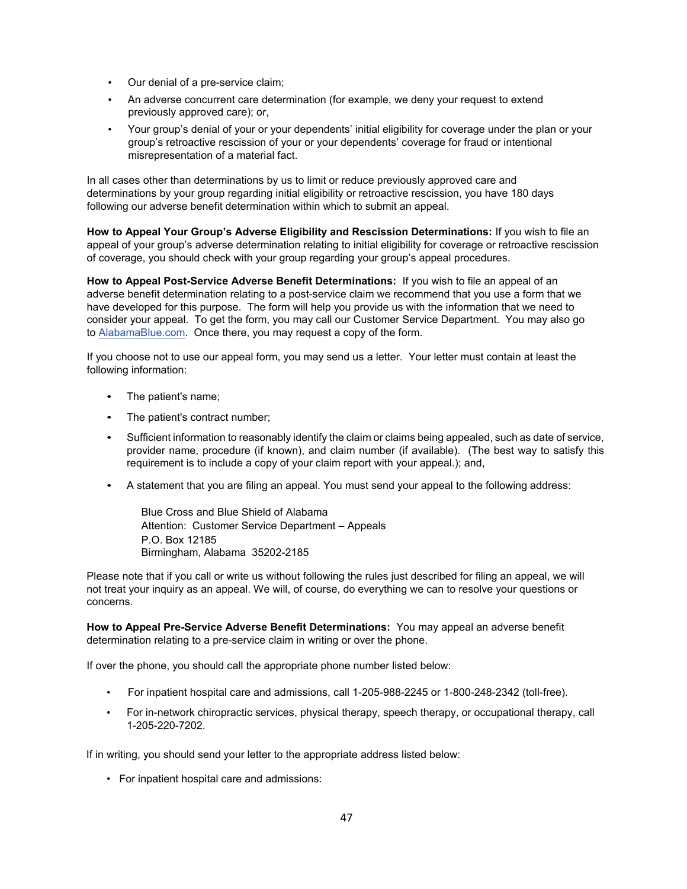- Our denial of a pre-service claim;
- An adverse concurrent care determination (for example, we deny your request to extend previously approved care); or,
- Your group's denial of your or your dependents' initial eligibility for coverage under the plan or your group's retroactive rescission of your or your dependents' coverage for fraud or intentional misrepresentation of a material fact.

In all cases other than determinations by us to limit or reduce previously approved care and determinations by your group regarding initial eligibility or retroactive rescission, you have 180 days following our adverse benefit determination within which to submit an appeal.

**How to Appeal Your Group's Adverse Eligibility and Rescission Determinations:** If you wish to file an appeal of your group's adverse determination relating to initial eligibility for coverage or retroactive rescission of coverage, you should check with your group regarding your group's appeal procedures.

**How to Appeal Post-Service Adverse Benefit Determinations:** If you wish to file an appeal of an adverse benefit determination relating to a post-service claim we recommend that you use a form that we have developed for this purpose. The form will help you provide us with the information that we need to consider your appeal. To get the form, you may call our Customer Service Department. You may also go to AlabamaBlue.com. Once there, you may request a copy of the form.

If you choose not to use our appeal form, you may send us a letter. Your letter must contain at least the following information:

- The patient's name;
- The patient's contract number;
- Sufficient information to reasonably identify the claim or claims being appealed, such as date of service, provider name, procedure (if known), and claim number (if available). (The best way to satisfy this requirement is to include a copy of your claim report with your appeal.); and,
- A statement that you are filing an appeal. You must send your appeal to the following address:

  Blue Cross and Blue Shield of Alabama
  Attention: Customer Service Department – Appeals
  P.O. Box 12185
  Birmingham, Alabama 35202-2185

Please note that if you call or write us without following the rules just described for filing an appeal, we will not treat your inquiry as an appeal. We will, of course, do everything we can to resolve your questions or concerns.

**How to Appeal Pre-Service Adverse Benefit Determinations:** You may appeal an adverse benefit determination relating to a pre-service claim in writing or over the phone.

If over the phone, you should call the appropriate phone number listed below:

- For inpatient hospital care and admissions, call 1-205-988-2245 or 1-800-248-2342 (toll-free).
- For in-network chiropractic services, physical therapy, speech therapy, or occupational therapy, call 1-205-220-7202.

If in writing, you should send your letter to the appropriate address listed below:

- For inpatient hospital care and admissions: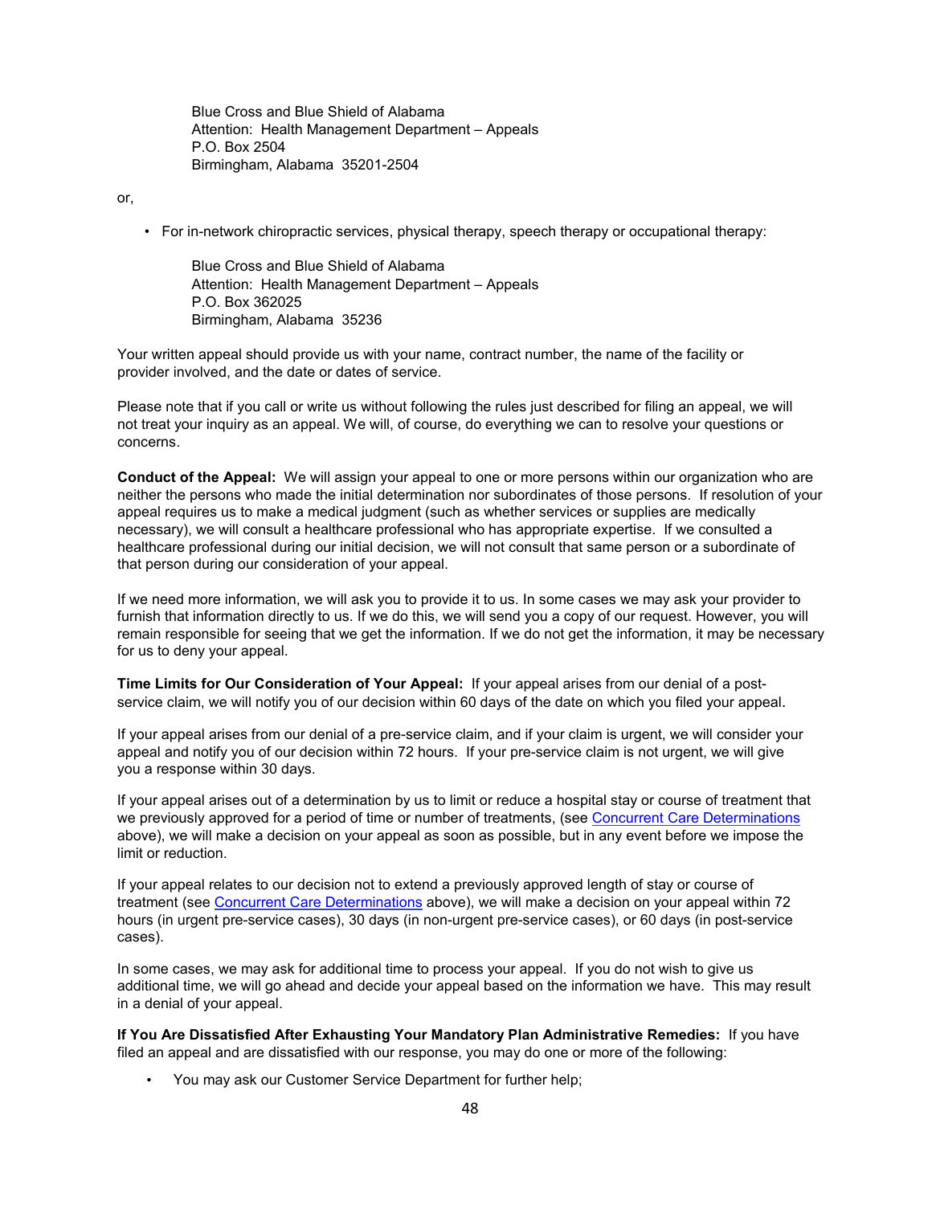Blue Cross and Blue Shield of Alabama
Attention: Health Management Department – Appeals
P.O. Box 2504
Birmingham, Alabama 35201-2504

or,

- For in-network chiropractic services, physical therapy, speech therapy or occupational therapy:

Blue Cross and Blue Shield of Alabama
Attention: Health Management Department – Appeals
P.O. Box 362025
Birmingham, Alabama 35236

Your written appeal should provide us with your name, contract number, the name of the facility or provider involved, and the date or dates of service.

Please note that if you call or write us without following the rules just described for filing an appeal, we will not treat your inquiry as an appeal. We will, of course, do everything we can to resolve your questions or concerns.

**Conduct of the Appeal:** We will assign your appeal to one or more persons within our organization who are neither the persons who made the initial determination nor subordinates of those persons. If resolution of your appeal requires us to make a medical judgment (such as whether services or supplies are medically necessary), we will consult a healthcare professional who has appropriate expertise. If we consulted a healthcare professional during our initial decision, we will not consult that same person or a subordinate of that person during our consideration of your appeal.

If we need more information, we will ask you to provide it to us. In some cases we may ask your provider to furnish that information directly to us. If we do this, we will send you a copy of our request. However, you will remain responsible for seeing that we get the information. If we do not get the information, it may be necessary for us to deny your appeal.

**Time Limits for Our Consideration of Your Appeal:** If your appeal arises from our denial of a post-service claim, we will notify you of our decision within 60 days of the date on which you filed your appeal.

If your appeal arises from our denial of a pre-service claim, and if your claim is urgent, we will consider your appeal and notify you of our decision within 72 hours. If your pre-service claim is not urgent, we will give you a response within 30 days.

If your appeal arises out of a determination by us to limit or reduce a hospital stay or course of treatment that we previously approved for a period of time or number of treatments, (see Concurrent Care Determinations above), we will make a decision on your appeal as soon as possible, but in any event before we impose the limit or reduction.

If your appeal relates to our decision not to extend a previously approved length of stay or course of treatment (see Concurrent Care Determinations above), we will make a decision on your appeal within 72 hours (in urgent pre-service cases), 30 days (in non-urgent pre-service cases), or 60 days (in post-service cases).

In some cases, we may ask for additional time to process your appeal. If you do not wish to give us additional time, we will go ahead and decide your appeal based on the information we have. This may result in a denial of your appeal.

**If You Are Dissatisfied After Exhausting Your Mandatory Plan Administrative Remedies:** If you have filed an appeal and are dissatisfied with our response, you may do one or more of the following:

- You may ask our Customer Service Department for further help;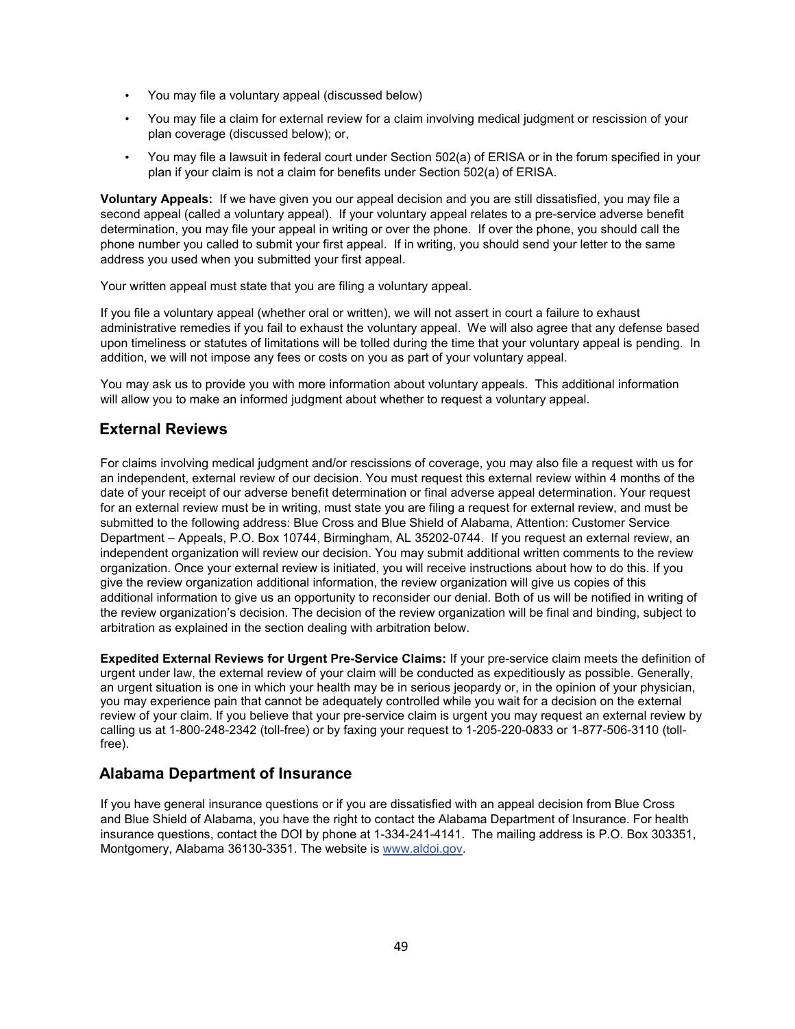- You may file a voluntary appeal (discussed below)
- You may file a claim for external review for a claim involving medical judgment or rescission of your plan coverage (discussed below); or,
- You may file a lawsuit in federal court under Section 502(a) of ERISA or in the forum specified in your plan if your claim is not a claim for benefits under Section 502(a) of ERISA.

**Voluntary Appeals:** If we have given you our appeal decision and you are still dissatisfied, you may file a second appeal (called a voluntary appeal). If your voluntary appeal relates to a pre-service adverse benefit determination, you may file your appeal in writing or over the phone. If over the phone, you should call the phone number you called to submit your first appeal. If in writing, you should send your letter to the same address you used when you submitted your first appeal.

Your written appeal must state that you are filing a voluntary appeal.

If you file a voluntary appeal (whether oral or written), we will not assert in court a failure to exhaust administrative remedies if you fail to exhaust the voluntary appeal. We will also agree that any defense based upon timeliness or statutes of limitations will be tolled during the time that your voluntary appeal is pending. In addition, we will not impose any fees or costs on you as part of your voluntary appeal.

You may ask us to provide you with more information about voluntary appeals. This additional information will allow you to make an informed judgment about whether to request a voluntary appeal.

## External Reviews

For claims involving medical judgment and/or rescissions of coverage, you may also file a request with us for an independent, external review of our decision. You must request this external review within 4 months of the date of your receipt of our adverse benefit determination or final adverse appeal determination. Your request for an external review must be in writing, must state you are filing a request for external review, and must be submitted to the following address: Blue Cross and Blue Shield of Alabama, Attention: Customer Service Department – Appeals, P.O. Box 10744, Birmingham, AL 35202-0744. If you request an external review, an independent organization will review our decision. You may submit additional written comments to the review organization. Once your external review is initiated, you will receive instructions about how to do this. If you give the review organization additional information, the review organization will give us copies of this additional information to give us an opportunity to reconsider our denial. Both of us will be notified in writing of the review organization's decision. The decision of the review organization will be final and binding, subject to arbitration as explained in the section dealing with arbitration below.

**Expedited External Reviews for Urgent Pre-Service Claims:** If your pre-service claim meets the definition of urgent under law, the external review of your claim will be conducted as expeditiously as possible. Generally, an urgent situation is one in which your health may be in serious jeopardy or, in the opinion of your physician, you may experience pain that cannot be adequately controlled while you wait for a decision on the external review of your claim. If you believe that your pre-service claim is urgent you may request an external review by calling us at 1-800-248-2342 (toll-free) or by faxing your request to 1-205-220-0833 or 1-877-506-3110 (toll-free).

## Alabama Department of Insurance

If you have general insurance questions or if you are dissatisfied with an appeal decision from Blue Cross and Blue Shield of Alabama, you have the right to contact the Alabama Department of Insurance. For health insurance questions, contact the DOI by phone at 1-334-241-4141. The mailing address is P.O. Box 303351, Montgomery, Alabama 36130-3351. The website is [www.aldoi.gov](http://www.aldoi.gov).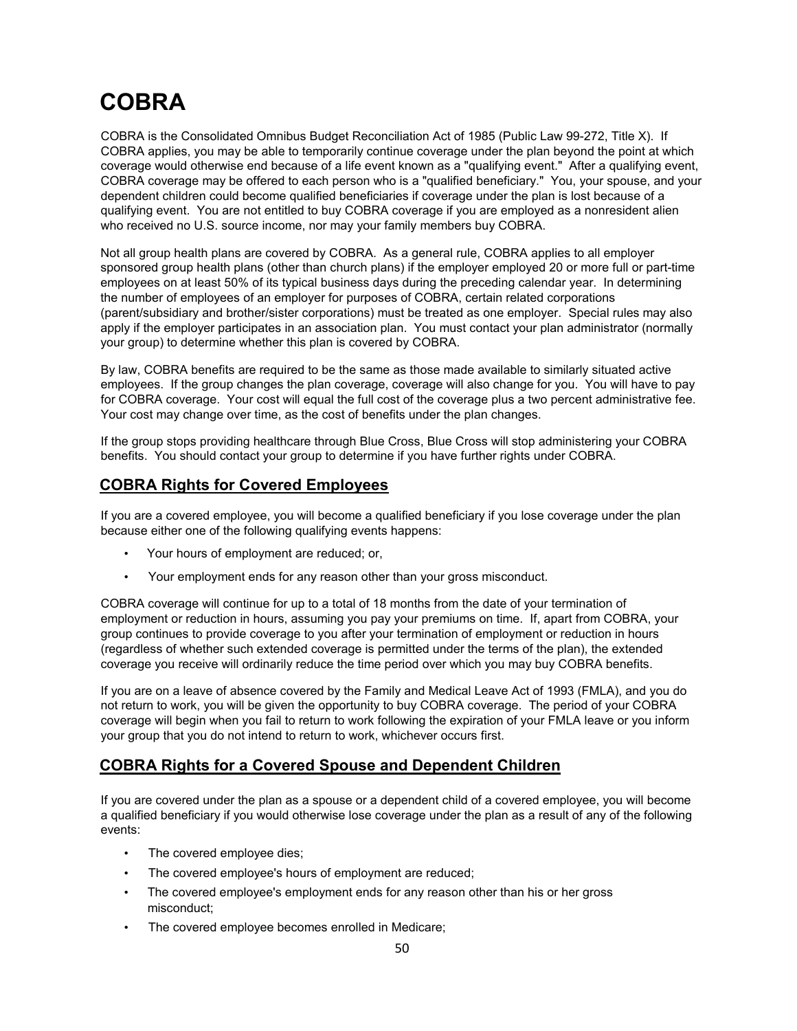# COBRA

COBRA is the Consolidated Omnibus Budget Reconciliation Act of 1985 (Public Law 99-272, Title X). If COBRA applies, you may be able to temporarily continue coverage under the plan beyond the point at which coverage would otherwise end because of a life event known as a "qualifying event." After a qualifying event, COBRA coverage may be offered to each person who is a "qualified beneficiary." You, your spouse, and your dependent children could become qualified beneficiaries if coverage under the plan is lost because of a qualifying event. You are not entitled to buy COBRA coverage if you are employed as a nonresident alien who received no U.S. source income, nor may your family members buy COBRA.

Not all group health plans are covered by COBRA. As a general rule, COBRA applies to all employer sponsored group health plans (other than church plans) if the employer employed 20 or more full or part-time employees on at least 50% of its typical business days during the preceding calendar year. In determining the number of employees of an employer for purposes of COBRA, certain related corporations (parent/subsidiary and brother/sister corporations) must be treated as one employer. Special rules may also apply if the employer participates in an association plan. You must contact your plan administrator (normally your group) to determine whether this plan is covered by COBRA.

By law, COBRA benefits are required to be the same as those made available to similarly situated active employees. If the group changes the plan coverage, coverage will also change for you. You will have to pay for COBRA coverage. Your cost will equal the full cost of the coverage plus a two percent administrative fee. Your cost may change over time, as the cost of benefits under the plan changes.

If the group stops providing healthcare through Blue Cross, Blue Cross will stop administering your COBRA benefits. You should contact your group to determine if you have further rights under COBRA.

## COBRA Rights for Covered Employees

If you are a covered employee, you will become a qualified beneficiary if you lose coverage under the plan because either one of the following qualifying events happens:

- Your hours of employment are reduced; or,
- Your employment ends for any reason other than your gross misconduct.

COBRA coverage will continue for up to a total of 18 months from the date of your termination of employment or reduction in hours, assuming you pay your premiums on time. If, apart from COBRA, your group continues to provide coverage to you after your termination of employment or reduction in hours (regardless of whether such extended coverage is permitted under the terms of the plan), the extended coverage you receive will ordinarily reduce the time period over which you may buy COBRA benefits.

If you are on a leave of absence covered by the Family and Medical Leave Act of 1993 (FMLA), and you do not return to work, you will be given the opportunity to buy COBRA coverage. The period of your COBRA coverage will begin when you fail to return to work following the expiration of your FMLA leave or you inform your group that you do not intend to return to work, whichever occurs first.

## COBRA Rights for a Covered Spouse and Dependent Children

If you are covered under the plan as a spouse or a dependent child of a covered employee, you will become a qualified beneficiary if you would otherwise lose coverage under the plan as a result of any of the following events:

- The covered employee dies;
- The covered employee's hours of employment are reduced;
- The covered employee's employment ends for any reason other than his or her gross misconduct;
- The covered employee becomes enrolled in Medicare;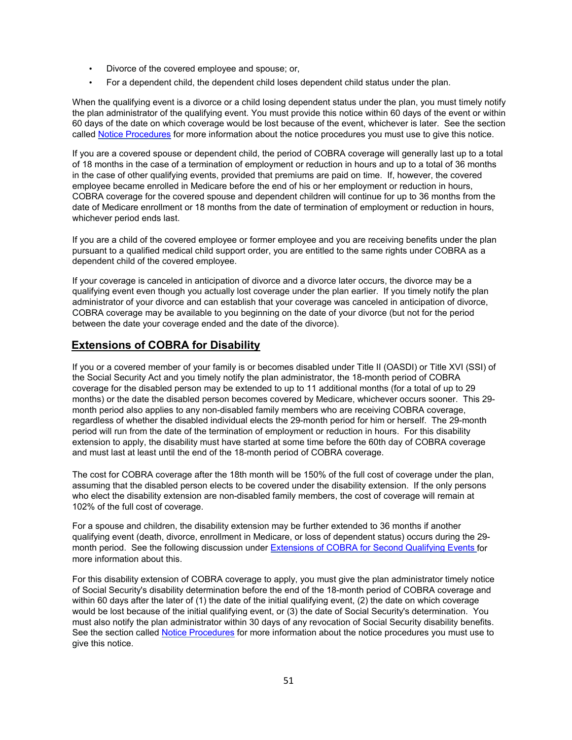- Divorce of the covered employee and spouse; or,
- For a dependent child, the dependent child loses dependent child status under the plan.

When the qualifying event is a divorce or a child losing dependent status under the plan, you must timely notify the plan administrator of the qualifying event. You must provide this notice within 60 days of the event or within 60 days of the date on which coverage would be lost because of the event, whichever is later. See the section called Notice Procedures for more information about the notice procedures you must use to give this notice.

If you are a covered spouse or dependent child, the period of COBRA coverage will generally last up to a total of 18 months in the case of a termination of employment or reduction in hours and up to a total of 36 months in the case of other qualifying events, provided that premiums are paid on time. If, however, the covered employee became enrolled in Medicare before the end of his or her employment or reduction in hours, COBRA coverage for the covered spouse and dependent children will continue for up to 36 months from the date of Medicare enrollment or 18 months from the date of termination of employment or reduction in hours, whichever period ends last.

If you are a child of the covered employee or former employee and you are receiving benefits under the plan pursuant to a qualified medical child support order, you are entitled to the same rights under COBRA as a dependent child of the covered employee.

If your coverage is canceled in anticipation of divorce and a divorce later occurs, the divorce may be a qualifying event even though you actually lost coverage under the plan earlier. If you timely notify the plan administrator of your divorce and can establish that your coverage was canceled in anticipation of divorce, COBRA coverage may be available to you beginning on the date of your divorce (but not for the period between the date your coverage ended and the date of the divorce).

## Extensions of COBRA for Disability

If you or a covered member of your family is or becomes disabled under Title II (OASDI) or Title XVI (SSI) of the Social Security Act and you timely notify the plan administrator, the 18-month period of COBRA coverage for the disabled person may be extended to up to 11 additional months (for a total of up to 29 months) or the date the disabled person becomes covered by Medicare, whichever occurs sooner. This 29-month period also applies to any non-disabled family members who are receiving COBRA coverage, regardless of whether the disabled individual elects the 29-month period for him or herself. The 29-month period will run from the date of the termination of employment or reduction in hours. For this disability extension to apply, the disability must have started at some time before the 60th day of COBRA coverage and must last at least until the end of the 18-month period of COBRA coverage.

The cost for COBRA coverage after the 18th month will be 150% of the full cost of coverage under the plan, assuming that the disabled person elects to be covered under the disability extension. If the only persons who elect the disability extension are non-disabled family members, the cost of coverage will remain at 102% of the full cost of coverage.

For a spouse and children, the disability extension may be further extended to 36 months if another qualifying event (death, divorce, enrollment in Medicare, or loss of dependent status) occurs during the 29-month period. See the following discussion under Extensions of COBRA for Second Qualifying Events for more information about this.

For this disability extension of COBRA coverage to apply, you must give the plan administrator timely notice of Social Security's disability determination before the end of the 18-month period of COBRA coverage and within 60 days after the later of (1) the date of the initial qualifying event, (2) the date on which coverage would be lost because of the initial qualifying event, or (3) the date of Social Security's determination. You must also notify the plan administrator within 30 days of any revocation of Social Security disability benefits. See the section called Notice Procedures for more information about the notice procedures you must use to give this notice.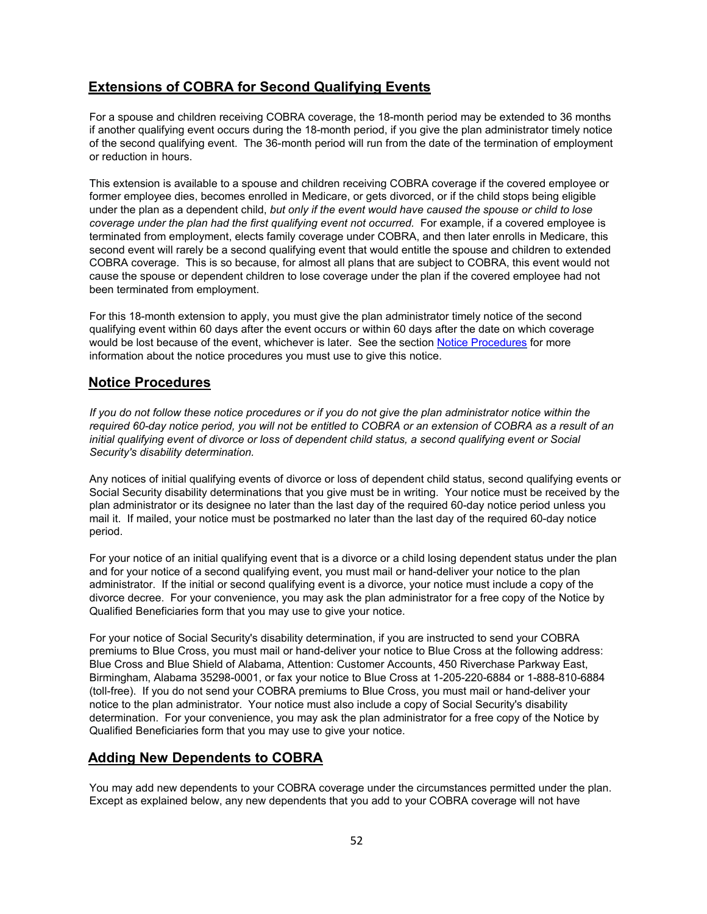## Extensions of COBRA for Second Qualifying Events

For a spouse and children receiving COBRA coverage, the 18-month period may be extended to 36 months if another qualifying event occurs during the 18-month period, if you give the plan administrator timely notice of the second qualifying event. The 36-month period will run from the date of the termination of employment or reduction in hours.

This extension is available to a spouse and children receiving COBRA coverage if the covered employee or former employee dies, becomes enrolled in Medicare, or gets divorced, or if the child stops being eligible under the plan as a dependent child, *but only if the event would have caused the spouse or child to lose coverage under the plan had the first qualifying event not occurred.* For example, if a covered employee is terminated from employment, elects family coverage under COBRA, and then later enrolls in Medicare, this second event will rarely be a second qualifying event that would entitle the spouse and children to extended COBRA coverage. This is so because, for almost all plans that are subject to COBRA, this event would not cause the spouse or dependent children to lose coverage under the plan if the covered employee had not been terminated from employment.

For this 18-month extension to apply, you must give the plan administrator timely notice of the second qualifying event within 60 days after the event occurs or within 60 days after the date on which coverage would be lost because of the event, whichever is later. See the section Notice Procedures for more information about the notice procedures you must use to give this notice.

## Notice Procedures

*If you do not follow these notice procedures or if you do not give the plan administrator notice within the required 60-day notice period, you will not be entitled to COBRA or an extension of COBRA as a result of an initial qualifying event of divorce or loss of dependent child status, a second qualifying event or Social Security's disability determination.*

Any notices of initial qualifying events of divorce or loss of dependent child status, second qualifying events or Social Security disability determinations that you give must be in writing. Your notice must be received by the plan administrator or its designee no later than the last day of the required 60-day notice period unless you mail it. If mailed, your notice must be postmarked no later than the last day of the required 60-day notice period.

For your notice of an initial qualifying event that is a divorce or a child losing dependent status under the plan and for your notice of a second qualifying event, you must mail or hand-deliver your notice to the plan administrator. If the initial or second qualifying event is a divorce, your notice must include a copy of the divorce decree. For your convenience, you may ask the plan administrator for a free copy of the Notice by Qualified Beneficiaries form that you may use to give your notice.

For your notice of Social Security's disability determination, if you are instructed to send your COBRA premiums to Blue Cross, you must mail or hand-deliver your notice to Blue Cross at the following address: Blue Cross and Blue Shield of Alabama, Attention: Customer Accounts, 450 Riverchase Parkway East, Birmingham, Alabama 35298-0001, or fax your notice to Blue Cross at 1-205-220-6884 or 1-888-810-6884 (toll-free). If you do not send your COBRA premiums to Blue Cross, you must mail or hand-deliver your notice to the plan administrator. Your notice must also include a copy of Social Security's disability determination. For your convenience, you may ask the plan administrator for a free copy of the Notice by Qualified Beneficiaries form that you may use to give your notice.

## Adding New Dependents to COBRA

You may add new dependents to your COBRA coverage under the circumstances permitted under the plan. Except as explained below, any new dependents that you add to your COBRA coverage will not have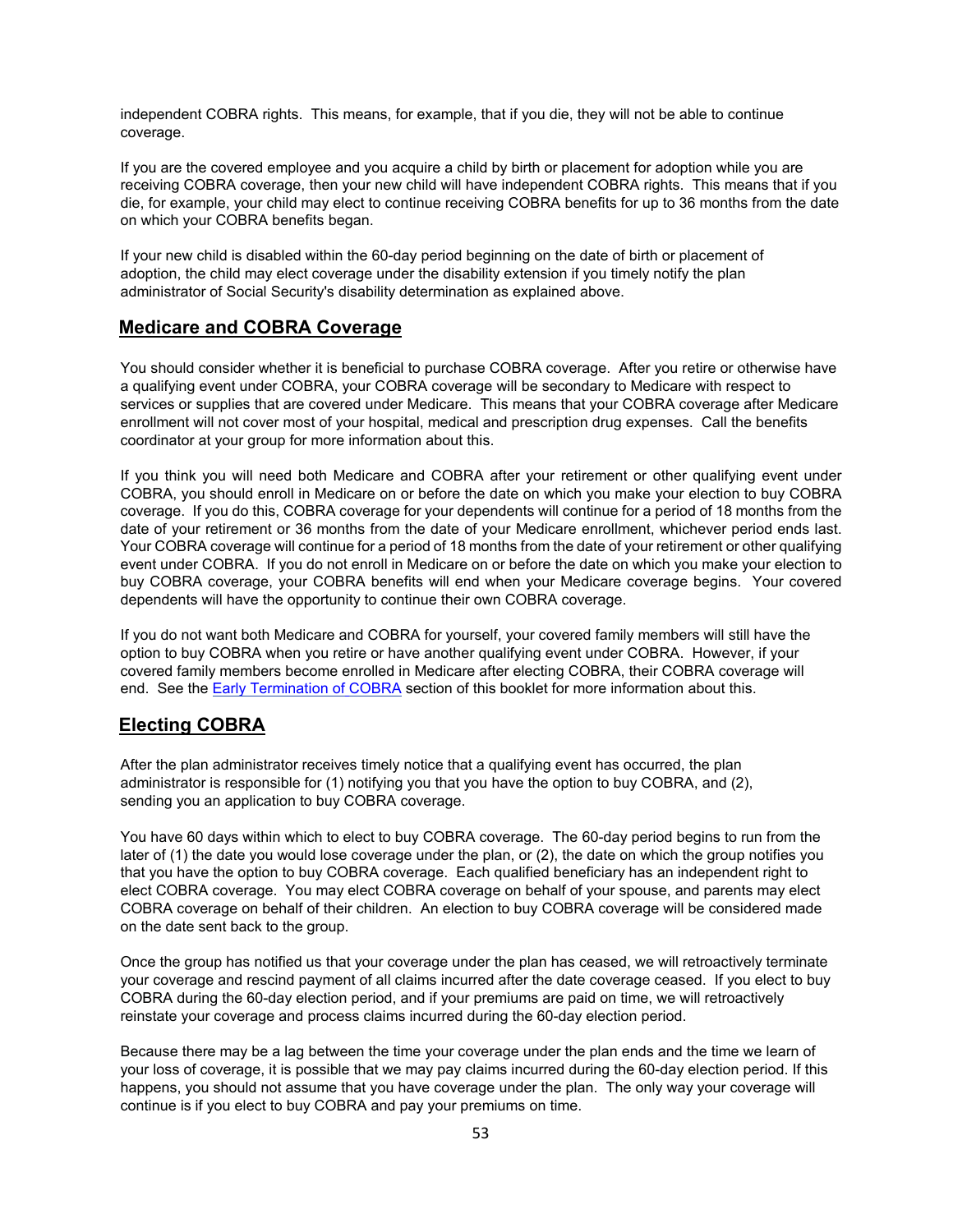independent COBRA rights. This means, for example, that if you die, they will not be able to continue coverage.

If you are the covered employee and you acquire a child by birth or placement for adoption while you are receiving COBRA coverage, then your new child will have independent COBRA rights. This means that if you die, for example, your child may elect to continue receiving COBRA benefits for up to 36 months from the date on which your COBRA benefits began.

If your new child is disabled within the 60-day period beginning on the date of birth or placement of adoption, the child may elect coverage under the disability extension if you timely notify the plan administrator of Social Security's disability determination as explained above.

## Medicare and COBRA Coverage

You should consider whether it is beneficial to purchase COBRA coverage. After you retire or otherwise have a qualifying event under COBRA, your COBRA coverage will be secondary to Medicare with respect to services or supplies that are covered under Medicare. This means that your COBRA coverage after Medicare enrollment will not cover most of your hospital, medical and prescription drug expenses. Call the benefits coordinator at your group for more information about this.

If you think you will need both Medicare and COBRA after your retirement or other qualifying event under COBRA, you should enroll in Medicare on or before the date on which you make your election to buy COBRA coverage. If you do this, COBRA coverage for your dependents will continue for a period of 18 months from the date of your retirement or 36 months from the date of your Medicare enrollment, whichever period ends last. Your COBRA coverage will continue for a period of 18 months from the date of your retirement or other qualifying event under COBRA. If you do not enroll in Medicare on or before the date on which you make your election to buy COBRA coverage, your COBRA benefits will end when your Medicare coverage begins. Your covered dependents will have the opportunity to continue their own COBRA coverage.

If you do not want both Medicare and COBRA for yourself, your covered family members will still have the option to buy COBRA when you retire or have another qualifying event under COBRA. However, if your covered family members become enrolled in Medicare after electing COBRA, their COBRA coverage will end. See the Early Termination of COBRA section of this booklet for more information about this.

## Electing COBRA

After the plan administrator receives timely notice that a qualifying event has occurred, the plan administrator is responsible for (1) notifying you that you have the option to buy COBRA, and (2), sending you an application to buy COBRA coverage.

You have 60 days within which to elect to buy COBRA coverage. The 60-day period begins to run from the later of (1) the date you would lose coverage under the plan, or (2), the date on which the group notifies you that you have the option to buy COBRA coverage. Each qualified beneficiary has an independent right to elect COBRA coverage. You may elect COBRA coverage on behalf of your spouse, and parents may elect COBRA coverage on behalf of their children. An election to buy COBRA coverage will be considered made on the date sent back to the group.

Once the group has notified us that your coverage under the plan has ceased, we will retroactively terminate your coverage and rescind payment of all claims incurred after the date coverage ceased. If you elect to buy COBRA during the 60-day election period, and if your premiums are paid on time, we will retroactively reinstate your coverage and process claims incurred during the 60-day election period.

Because there may be a lag between the time your coverage under the plan ends and the time we learn of your loss of coverage, it is possible that we may pay claims incurred during the 60-day election period. If this happens, you should not assume that you have coverage under the plan. The only way your coverage will continue is if you elect to buy COBRA and pay your premiums on time.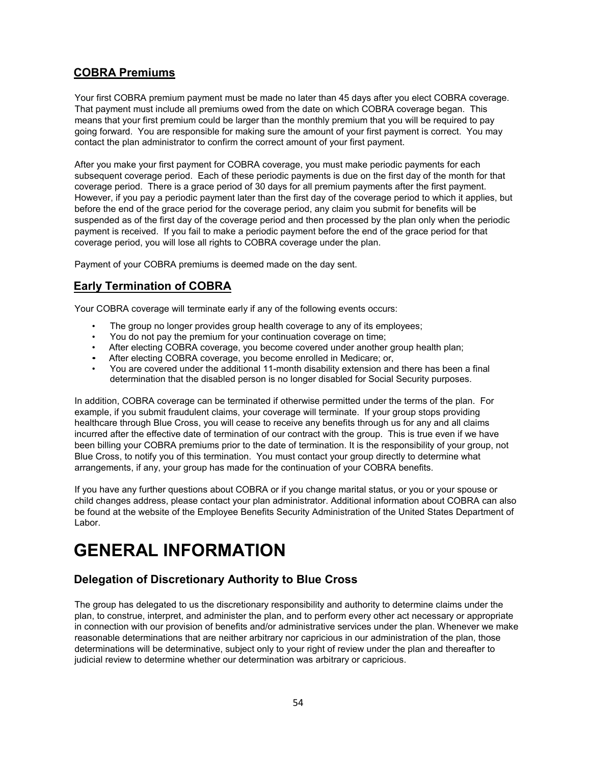## COBRA Premiums

Your first COBRA premium payment must be made no later than 45 days after you elect COBRA coverage. That payment must include all premiums owed from the date on which COBRA coverage began. This means that your first premium could be larger than the monthly premium that you will be required to pay going forward. You are responsible for making sure the amount of your first payment is correct. You may contact the plan administrator to confirm the correct amount of your first payment.

After you make your first payment for COBRA coverage, you must make periodic payments for each subsequent coverage period. Each of these periodic payments is due on the first day of the month for that coverage period. There is a grace period of 30 days for all premium payments after the first payment. However, if you pay a periodic payment later than the first day of the coverage period to which it applies, but before the end of the grace period for the coverage period, any claim you submit for benefits will be suspended as of the first day of the coverage period and then processed by the plan only when the periodic payment is received. If you fail to make a periodic payment before the end of the grace period for that coverage period, you will lose all rights to COBRA coverage under the plan.

Payment of your COBRA premiums is deemed made on the day sent.

## Early Termination of COBRA

Your COBRA coverage will terminate early if any of the following events occurs:

- The group no longer provides group health coverage to any of its employees;
- You do not pay the premium for your continuation coverage on time;
- After electing COBRA coverage, you become covered under another group health plan;
- After electing COBRA coverage, you become enrolled in Medicare; or,
- You are covered under the additional 11-month disability extension and there has been a final determination that the disabled person is no longer disabled for Social Security purposes.

In addition, COBRA coverage can be terminated if otherwise permitted under the terms of the plan. For example, if you submit fraudulent claims, your coverage will terminate. If your group stops providing healthcare through Blue Cross, you will cease to receive any benefits through us for any and all claims incurred after the effective date of termination of our contract with the group. This is true even if we have been billing your COBRA premiums prior to the date of termination. It is the responsibility of your group, not Blue Cross, to notify you of this termination. You must contact your group directly to determine what arrangements, if any, your group has made for the continuation of your COBRA benefits.

If you have any further questions about COBRA or if you change marital status, or you or your spouse or child changes address, please contact your plan administrator. Additional information about COBRA can also be found at the website of the Employee Benefits Security Administration of the United States Department of Labor.

# GENERAL INFORMATION

## Delegation of Discretionary Authority to Blue Cross

The group has delegated to us the discretionary responsibility and authority to determine claims under the plan, to construe, interpret, and administer the plan, and to perform every other act necessary or appropriate in connection with our provision of benefits and/or administrative services under the plan. Whenever we make reasonable determinations that are neither arbitrary nor capricious in our administration of the plan, those determinations will be determinative, subject only to your right of review under the plan and thereafter to judicial review to determine whether our determination was arbitrary or capricious.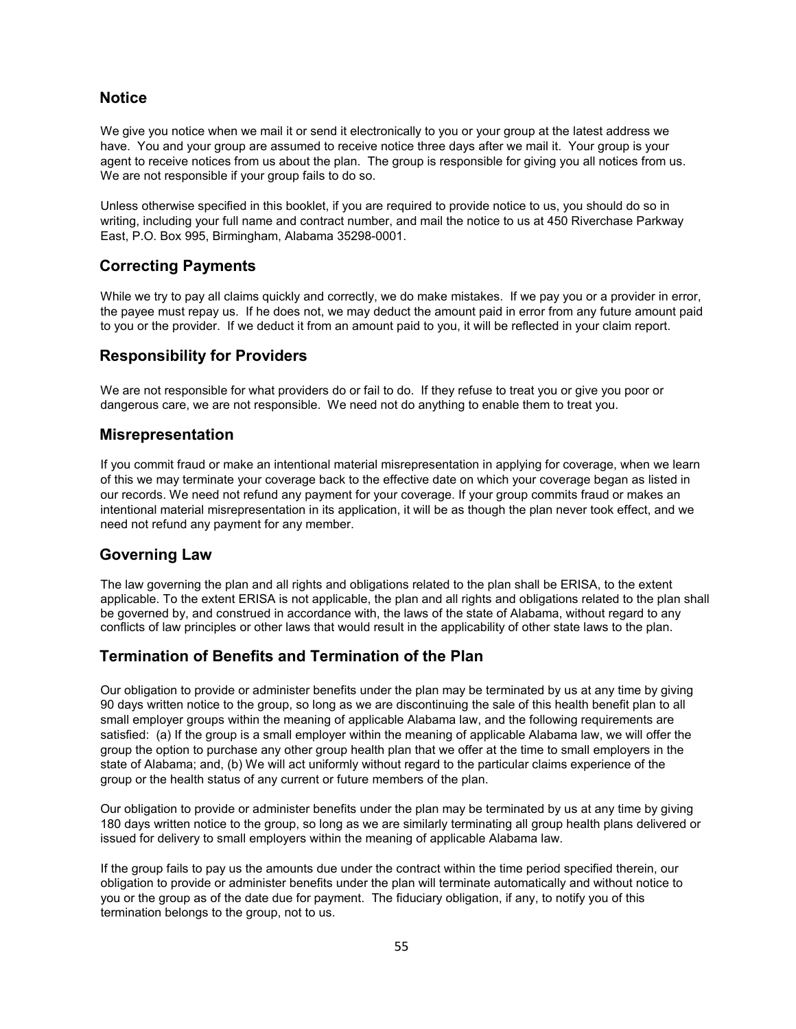## Notice

We give you notice when we mail it or send it electronically to you or your group at the latest address we have. You and your group are assumed to receive notice three days after we mail it. Your group is your agent to receive notices from us about the plan. The group is responsible for giving you all notices from us. We are not responsible if your group fails to do so.

Unless otherwise specified in this booklet, if you are required to provide notice to us, you should do so in writing, including your full name and contract number, and mail the notice to us at 450 Riverchase Parkway East, P.O. Box 995, Birmingham, Alabama 35298-0001.

## Correcting Payments

While we try to pay all claims quickly and correctly, we do make mistakes. If we pay you or a provider in error, the payee must repay us. If he does not, we may deduct the amount paid in error from any future amount paid to you or the provider. If we deduct it from an amount paid to you, it will be reflected in your claim report.

## Responsibility for Providers

We are not responsible for what providers do or fail to do. If they refuse to treat you or give you poor or dangerous care, we are not responsible. We need not do anything to enable them to treat you.

## Misrepresentation

If you commit fraud or make an intentional material misrepresentation in applying for coverage, when we learn of this we may terminate your coverage back to the effective date on which your coverage began as listed in our records. We need not refund any payment for your coverage. If your group commits fraud or makes an intentional material misrepresentation in its application, it will be as though the plan never took effect, and we need not refund any payment for any member.

## Governing Law

The law governing the plan and all rights and obligations related to the plan shall be ERISA, to the extent applicable. To the extent ERISA is not applicable, the plan and all rights and obligations related to the plan shall be governed by, and construed in accordance with, the laws of the state of Alabama, without regard to any conflicts of law principles or other laws that would result in the applicability of other state laws to the plan.

## Termination of Benefits and Termination of the Plan

Our obligation to provide or administer benefits under the plan may be terminated by us at any time by giving 90 days written notice to the group, so long as we are discontinuing the sale of this health benefit plan to all small employer groups within the meaning of applicable Alabama law, and the following requirements are satisfied: (a) If the group is a small employer within the meaning of applicable Alabama law, we will offer the group the option to purchase any other group health plan that we offer at the time to small employers in the state of Alabama; and, (b) We will act uniformly without regard to the particular claims experience of the group or the health status of any current or future members of the plan.

Our obligation to provide or administer benefits under the plan may be terminated by us at any time by giving 180 days written notice to the group, so long as we are similarly terminating all group health plans delivered or issued for delivery to small employers within the meaning of applicable Alabama law.

If the group fails to pay us the amounts due under the contract within the time period specified therein, our obligation to provide or administer benefits under the plan will terminate automatically and without notice to you or the group as of the date due for payment. The fiduciary obligation, if any, to notify you of this termination belongs to the group, not to us.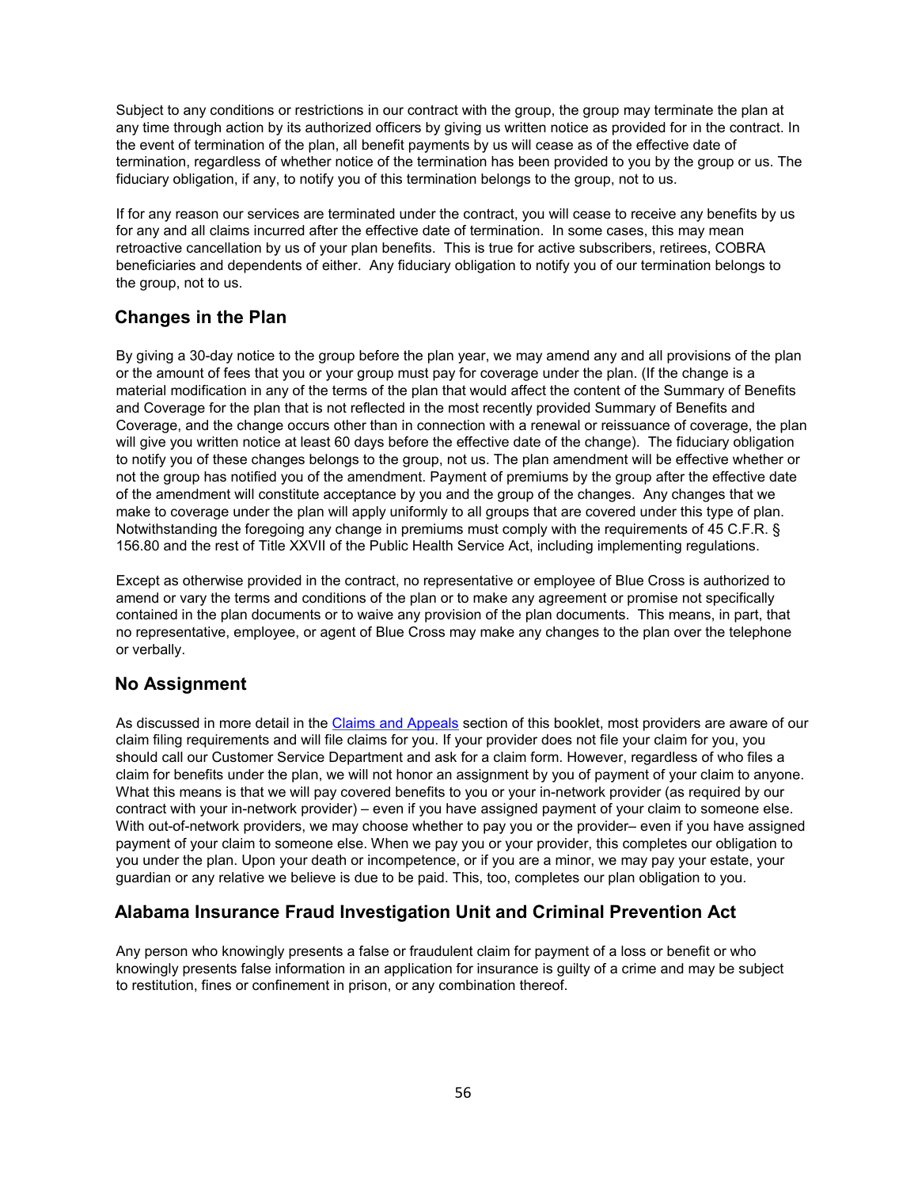Subject to any conditions or restrictions in our contract with the group, the group may terminate the plan at any time through action by its authorized officers by giving us written notice as provided for in the contract. In the event of termination of the plan, all benefit payments by us will cease as of the effective date of termination, regardless of whether notice of the termination has been provided to you by the group or us. The fiduciary obligation, if any, to notify you of this termination belongs to the group, not to us.

If for any reason our services are terminated under the contract, you will cease to receive any benefits by us for any and all claims incurred after the effective date of termination. In some cases, this may mean retroactive cancellation by us of your plan benefits. This is true for active subscribers, retirees, COBRA beneficiaries and dependents of either. Any fiduciary obligation to notify you of our termination belongs to the group, not to us.

## Changes in the Plan

By giving a 30-day notice to the group before the plan year, we may amend any and all provisions of the plan or the amount of fees that you or your group must pay for coverage under the plan. (If the change is a material modification in any of the terms of the plan that would affect the content of the Summary of Benefits and Coverage for the plan that is not reflected in the most recently provided Summary of Benefits and Coverage, and the change occurs other than in connection with a renewal or reissuance of coverage, the plan will give you written notice at least 60 days before the effective date of the change). The fiduciary obligation to notify you of these changes belongs to the group, not us. The plan amendment will be effective whether or not the group has notified you of the amendment. Payment of premiums by the group after the effective date of the amendment will constitute acceptance by you and the group of the changes. Any changes that we make to coverage under the plan will apply uniformly to all groups that are covered under this type of plan. Notwithstanding the foregoing any change in premiums must comply with the requirements of 45 C.F.R. § 156.80 and the rest of Title XXVII of the Public Health Service Act, including implementing regulations.

Except as otherwise provided in the contract, no representative or employee of Blue Cross is authorized to amend or vary the terms and conditions of the plan or to make any agreement or promise not specifically contained in the plan documents or to waive any provision of the plan documents. This means, in part, that no representative, employee, or agent of Blue Cross may make any changes to the plan over the telephone or verbally.

## No Assignment

As discussed in more detail in the Claims and Appeals section of this booklet, most providers are aware of our claim filing requirements and will file claims for you. If your provider does not file your claim for you, you should call our Customer Service Department and ask for a claim form. However, regardless of who files a claim for benefits under the plan, we will not honor an assignment by you of payment of your claim to anyone. What this means is that we will pay covered benefits to you or your in-network provider (as required by our contract with your in-network provider) – even if you have assigned payment of your claim to someone else. With out-of-network providers, we may choose whether to pay you or the provider– even if you have assigned payment of your claim to someone else. When we pay you or your provider, this completes our obligation to you under the plan. Upon your death or incompetence, or if you are a minor, we may pay your estate, your guardian or any relative we believe is due to be paid. This, too, completes our plan obligation to you.

## Alabama Insurance Fraud Investigation Unit and Criminal Prevention Act

Any person who knowingly presents a false or fraudulent claim for payment of a loss or benefit or who knowingly presents false information in an application for insurance is guilty of a crime and may be subject to restitution, fines or confinement in prison, or any combination thereof.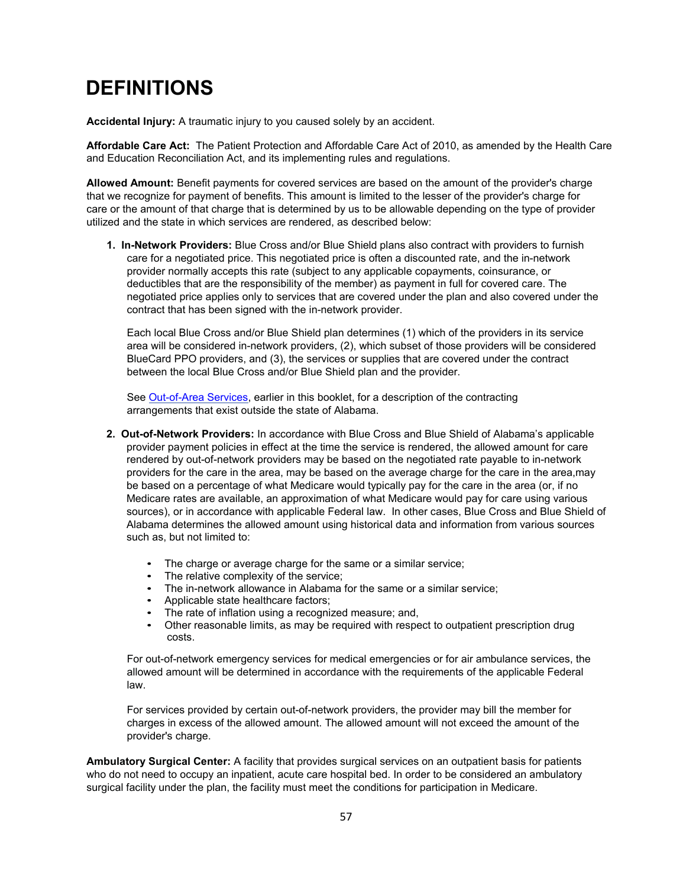# DEFINITIONS

**Accidental Injury:** A traumatic injury to you caused solely by an accident.

**Affordable Care Act:** The Patient Protection and Affordable Care Act of 2010, as amended by the Health Care and Education Reconciliation Act, and its implementing rules and regulations.

**Allowed Amount:** Benefit payments for covered services are based on the amount of the provider's charge that we recognize for payment of benefits. This amount is limited to the lesser of the provider's charge for care or the amount of that charge that is determined by us to be allowable depending on the type of provider utilized and the state in which services are rendered, as described below:

1. **In-Network Providers:** Blue Cross and/or Blue Shield plans also contract with providers to furnish care for a negotiated price. This negotiated price is often a discounted rate, and the in-network provider normally accepts this rate (subject to any applicable copayments, coinsurance, or deductibles that are the responsibility of the member) as payment in full for covered care. The negotiated price applies only to services that are covered under the plan and also covered under the contract that has been signed with the in-network provider.

   Each local Blue Cross and/or Blue Shield plan determines (1) which of the providers in its service area will be considered in-network providers, (2), which subset of those providers will be considered BlueCard PPO providers, and (3), the services or supplies that are covered under the contract between the local Blue Cross and/or Blue Shield plan and the provider.

   See Out-of-Area Services, earlier in this booklet, for a description of the contracting arrangements that exist outside the state of Alabama.

2. **Out-of-Network Providers:** In accordance with Blue Cross and Blue Shield of Alabama's applicable provider payment policies in effect at the time the service is rendered, the allowed amount for care rendered by out-of-network providers may be based on the negotiated rate payable to in-network providers for the care in the area, may be based on the average charge for the care in the area,may be based on a percentage of what Medicare would typically pay for the care in the area (or, if no Medicare rates are available, an approximation of what Medicare would pay for care using various sources), or in accordance with applicable Federal law. In other cases, Blue Cross and Blue Shield of Alabama determines the allowed amount using historical data and information from various sources such as, but not limited to:

   - The charge or average charge for the same or a similar service;
   - The relative complexity of the service;
   - The in-network allowance in Alabama for the same or a similar service;
   - Applicable state healthcare factors;
   - The rate of inflation using a recognized measure; and,
   - Other reasonable limits, as may be required with respect to outpatient prescription drug costs.

   For out-of-network emergency services for medical emergencies or for air ambulance services, the allowed amount will be determined in accordance with the requirements of the applicable Federal law.

   For services provided by certain out-of-network providers, the provider may bill the member for charges in excess of the allowed amount. The allowed amount will not exceed the amount of the provider's charge.

**Ambulatory Surgical Center:** A facility that provides surgical services on an outpatient basis for patients who do not need to occupy an inpatient, acute care hospital bed. In order to be considered an ambulatory surgical facility under the plan, the facility must meet the conditions for participation in Medicare.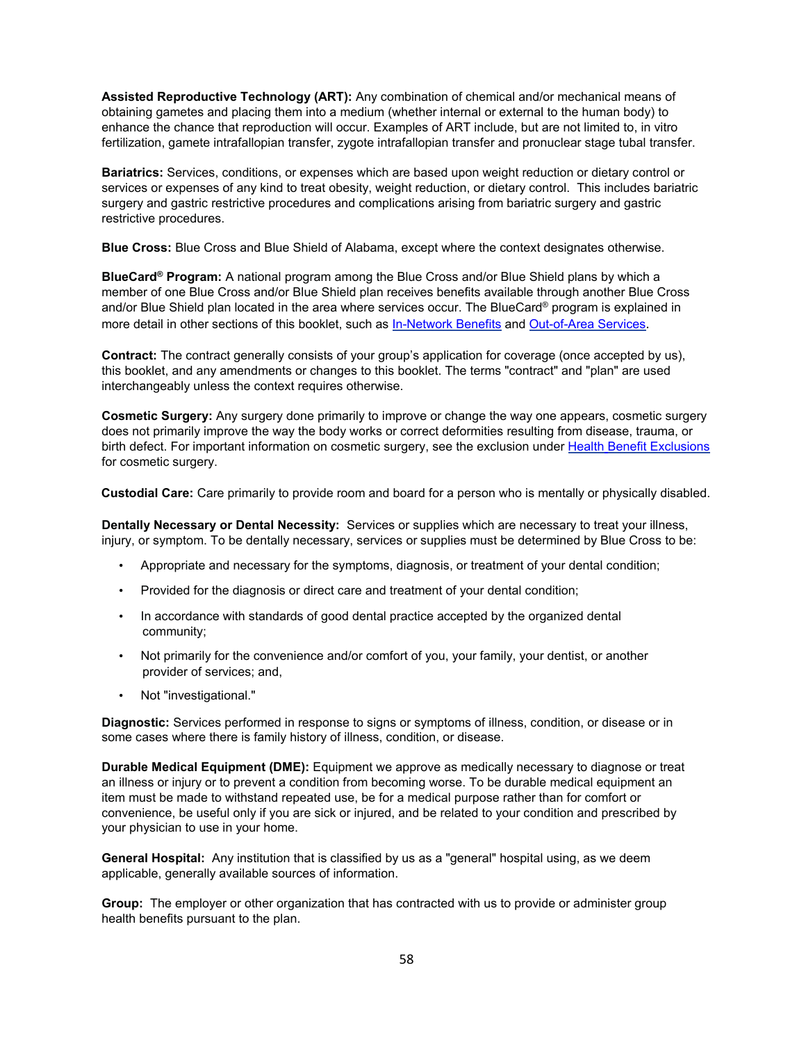**Assisted Reproductive Technology (ART):** Any combination of chemical and/or mechanical means of obtaining gametes and placing them into a medium (whether internal or external to the human body) to enhance the chance that reproduction will occur. Examples of ART include, but are not limited to, in vitro fertilization, gamete intrafallopian transfer, zygote intrafallopian transfer and pronuclear stage tubal transfer.

**Bariatrics:** Services, conditions, or expenses which are based upon weight reduction or dietary control or services or expenses of any kind to treat obesity, weight reduction, or dietary control. This includes bariatric surgery and gastric restrictive procedures and complications arising from bariatric surgery and gastric restrictive procedures.

**Blue Cross:** Blue Cross and Blue Shield of Alabama, except where the context designates otherwise.

**BlueCard® Program:** A national program among the Blue Cross and/or Blue Shield plans by which a member of one Blue Cross and/or Blue Shield plan receives benefits available through another Blue Cross and/or Blue Shield plan located in the area where services occur. The BlueCard® program is explained in more detail in other sections of this booklet, such as In-Network Benefits and Out-of-Area Services.

**Contract:** The contract generally consists of your group's application for coverage (once accepted by us), this booklet, and any amendments or changes to this booklet. The terms "contract" and "plan" are used interchangeably unless the context requires otherwise.

**Cosmetic Surgery:** Any surgery done primarily to improve or change the way one appears, cosmetic surgery does not primarily improve the way the body works or correct deformities resulting from disease, trauma, or birth defect. For important information on cosmetic surgery, see the exclusion under Health Benefit Exclusions for cosmetic surgery.

**Custodial Care:** Care primarily to provide room and board for a person who is mentally or physically disabled.

**Dentally Necessary or Dental Necessity:** Services or supplies which are necessary to treat your illness, injury, or symptom. To be dentally necessary, services or supplies must be determined by Blue Cross to be:

- Appropriate and necessary for the symptoms, diagnosis, or treatment of your dental condition;
- Provided for the diagnosis or direct care and treatment of your dental condition;
- In accordance with standards of good dental practice accepted by the organized dental community;
- Not primarily for the convenience and/or comfort of you, your family, your dentist, or another provider of services; and,
- Not "investigational."

**Diagnostic:** Services performed in response to signs or symptoms of illness, condition, or disease or in some cases where there is family history of illness, condition, or disease.

**Durable Medical Equipment (DME):** Equipment we approve as medically necessary to diagnose or treat an illness or injury or to prevent a condition from becoming worse. To be durable medical equipment an item must be made to withstand repeated use, be for a medical purpose rather than for comfort or convenience, be useful only if you are sick or injured, and be related to your condition and prescribed by your physician to use in your home.

**General Hospital:** Any institution that is classified by us as a "general" hospital using, as we deem applicable, generally available sources of information.

**Group:** The employer or other organization that has contracted with us to provide or administer group health benefits pursuant to the plan.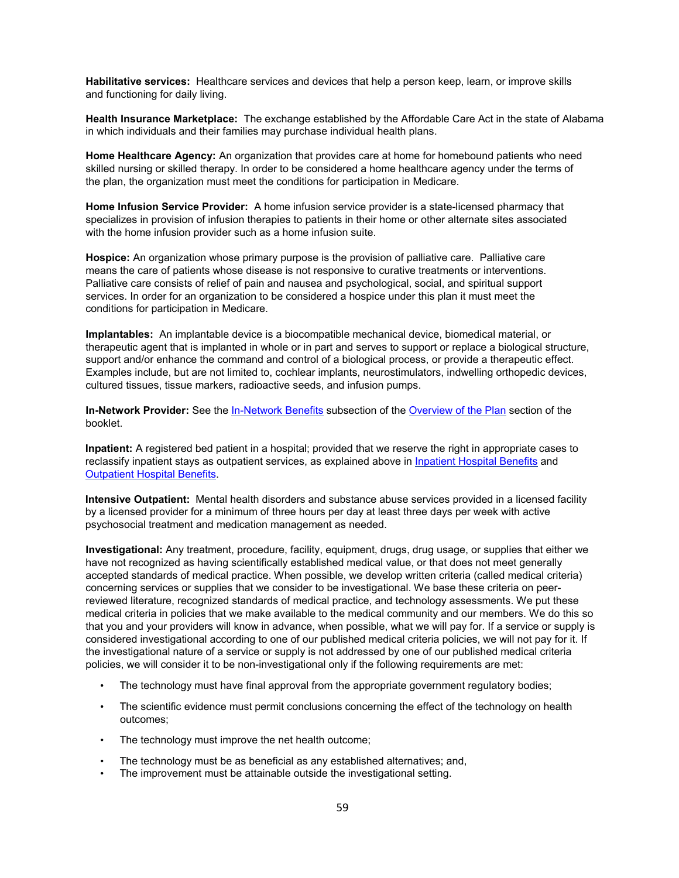**Habilitative services:** Healthcare services and devices that help a person keep, learn, or improve skills and functioning for daily living.

**Health Insurance Marketplace:** The exchange established by the Affordable Care Act in the state of Alabama in which individuals and their families may purchase individual health plans.

**Home Healthcare Agency:** An organization that provides care at home for homebound patients who need skilled nursing or skilled therapy. In order to be considered a home healthcare agency under the terms of the plan, the organization must meet the conditions for participation in Medicare.

**Home Infusion Service Provider:** A home infusion service provider is a state-licensed pharmacy that specializes in provision of infusion therapies to patients in their home or other alternate sites associated with the home infusion provider such as a home infusion suite.

**Hospice:** An organization whose primary purpose is the provision of palliative care. Palliative care means the care of patients whose disease is not responsive to curative treatments or interventions. Palliative care consists of relief of pain and nausea and psychological, social, and spiritual support services. In order for an organization to be considered a hospice under this plan it must meet the conditions for participation in Medicare.

**Implantables:** An implantable device is a biocompatible mechanical device, biomedical material, or therapeutic agent that is implanted in whole or in part and serves to support or replace a biological structure, support and/or enhance the command and control of a biological process, or provide a therapeutic effect. Examples include, but are not limited to, cochlear implants, neurostimulators, indwelling orthopedic devices, cultured tissues, tissue markers, radioactive seeds, and infusion pumps.

**In-Network Provider:** See the In-Network Benefits subsection of the Overview of the Plan section of the booklet.

**Inpatient:** A registered bed patient in a hospital; provided that we reserve the right in appropriate cases to reclassify inpatient stays as outpatient services, as explained above in Inpatient Hospital Benefits and Outpatient Hospital Benefits.

**Intensive Outpatient:** Mental health disorders and substance abuse services provided in a licensed facility by a licensed provider for a minimum of three hours per day at least three days per week with active psychosocial treatment and medication management as needed.

**Investigational:** Any treatment, procedure, facility, equipment, drugs, drug usage, or supplies that either we have not recognized as having scientifically established medical value, or that does not meet generally accepted standards of medical practice. When possible, we develop written criteria (called medical criteria) concerning services or supplies that we consider to be investigational. We base these criteria on peer-reviewed literature, recognized standards of medical practice, and technology assessments. We put these medical criteria in policies that we make available to the medical community and our members. We do this so that you and your providers will know in advance, when possible, what we will pay for. If a service or supply is considered investigational according to one of our published medical criteria policies, we will not pay for it. If the investigational nature of a service or supply is not addressed by one of our published medical criteria policies, we will consider it to be non-investigational only if the following requirements are met:

- The technology must have final approval from the appropriate government regulatory bodies;
- The scientific evidence must permit conclusions concerning the effect of the technology on health outcomes;
- The technology must improve the net health outcome;
- The technology must be as beneficial as any established alternatives; and,
- The improvement must be attainable outside the investigational setting.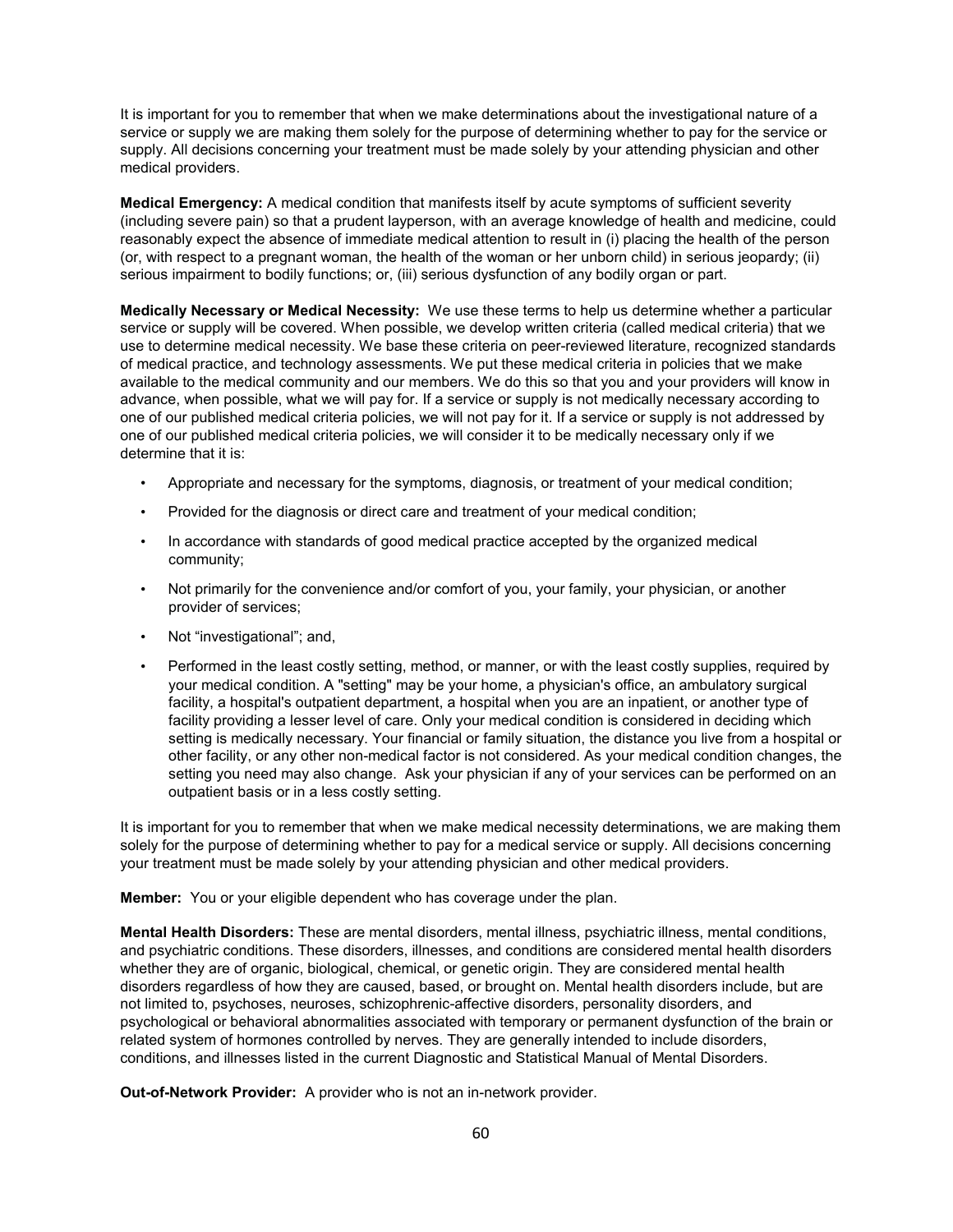It is important for you to remember that when we make determinations about the investigational nature of a service or supply we are making them solely for the purpose of determining whether to pay for the service or supply. All decisions concerning your treatment must be made solely by your attending physician and other medical providers.

**Medical Emergency:** A medical condition that manifests itself by acute symptoms of sufficient severity (including severe pain) so that a prudent layperson, with an average knowledge of health and medicine, could reasonably expect the absence of immediate medical attention to result in (i) placing the health of the person (or, with respect to a pregnant woman, the health of the woman or her unborn child) in serious jeopardy; (ii) serious impairment to bodily functions; or, (iii) serious dysfunction of any bodily organ or part.

**Medically Necessary or Medical Necessity:** We use these terms to help us determine whether a particular service or supply will be covered. When possible, we develop written criteria (called medical criteria) that we use to determine medical necessity. We base these criteria on peer-reviewed literature, recognized standards of medical practice, and technology assessments. We put these medical criteria in policies that we make available to the medical community and our members. We do this so that you and your providers will know in advance, when possible, what we will pay for. If a service or supply is not medically necessary according to one of our published medical criteria policies, we will not pay for it. If a service or supply is not addressed by one of our published medical criteria policies, we will consider it to be medically necessary only if we determine that it is:

- Appropriate and necessary for the symptoms, diagnosis, or treatment of your medical condition;
- Provided for the diagnosis or direct care and treatment of your medical condition;
- In accordance with standards of good medical practice accepted by the organized medical community;
- Not primarily for the convenience and/or comfort of you, your family, your physician, or another provider of services;
- Not "investigational"; and,
- Performed in the least costly setting, method, or manner, or with the least costly supplies, required by your medical condition. A "setting" may be your home, a physician's office, an ambulatory surgical facility, a hospital's outpatient department, a hospital when you are an inpatient, or another type of facility providing a lesser level of care. Only your medical condition is considered in deciding which setting is medically necessary. Your financial or family situation, the distance you live from a hospital or other facility, or any other non-medical factor is not considered. As your medical condition changes, the setting you need may also change. Ask your physician if any of your services can be performed on an outpatient basis or in a less costly setting.

It is important for you to remember that when we make medical necessity determinations, we are making them solely for the purpose of determining whether to pay for a medical service or supply. All decisions concerning your treatment must be made solely by your attending physician and other medical providers.

**Member:** You or your eligible dependent who has coverage under the plan.

**Mental Health Disorders:** These are mental disorders, mental illness, psychiatric illness, mental conditions, and psychiatric conditions. These disorders, illnesses, and conditions are considered mental health disorders whether they are of organic, biological, chemical, or genetic origin. They are considered mental health disorders regardless of how they are caused, based, or brought on. Mental health disorders include, but are not limited to, psychoses, neuroses, schizophrenic-affective disorders, personality disorders, and psychological or behavioral abnormalities associated with temporary or permanent dysfunction of the brain or related system of hormones controlled by nerves. They are generally intended to include disorders, conditions, and illnesses listed in the current Diagnostic and Statistical Manual of Mental Disorders.

**Out-of-Network Provider:** A provider who is not an in-network provider.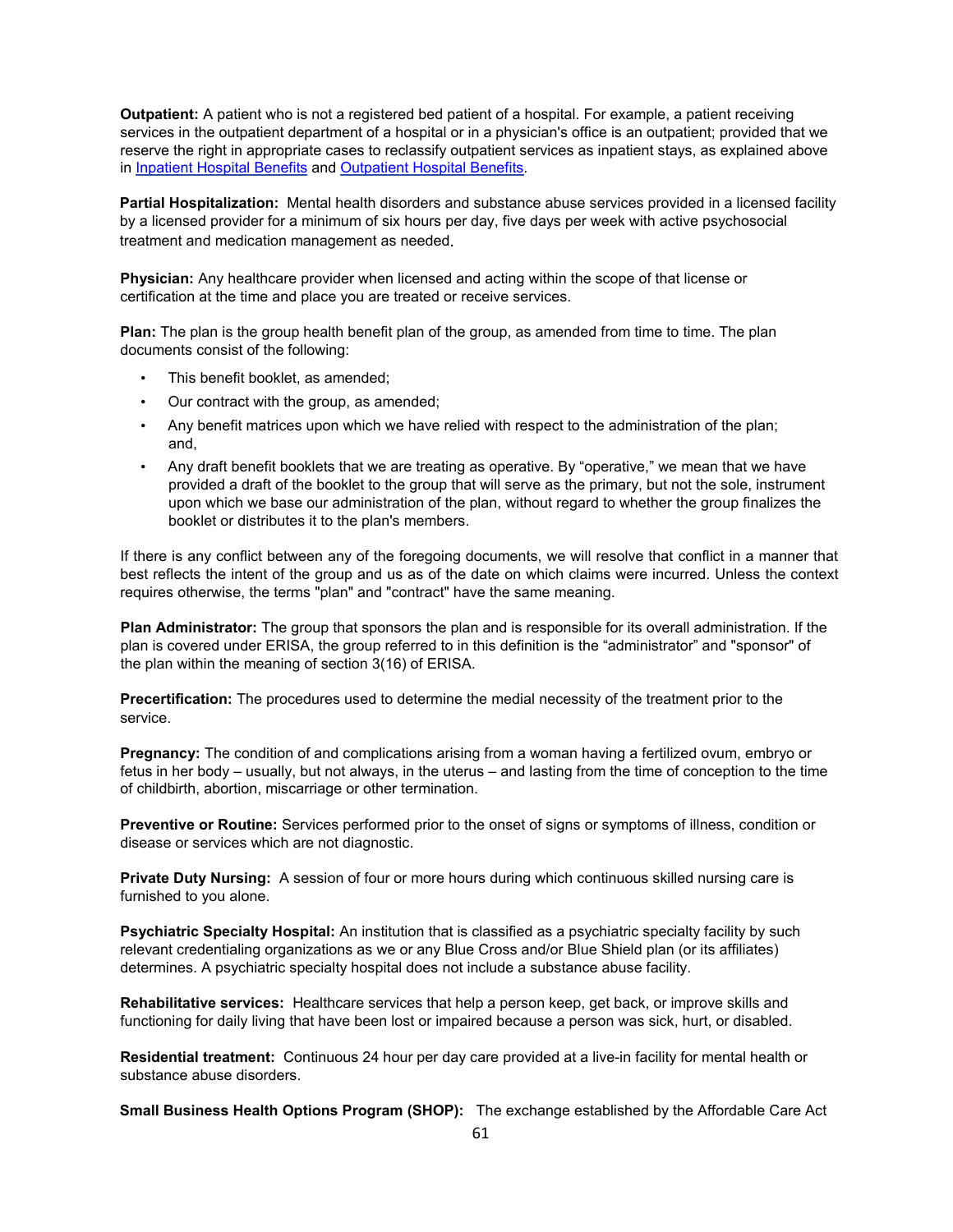**Outpatient:** A patient who is not a registered bed patient of a hospital. For example, a patient receiving services in the outpatient department of a hospital or in a physician's office is an outpatient; provided that we reserve the right in appropriate cases to reclassify outpatient services as inpatient stays, as explained above in Inpatient Hospital Benefits and Outpatient Hospital Benefits.

**Partial Hospitalization:** Mental health disorders and substance abuse services provided in a licensed facility by a licensed provider for a minimum of six hours per day, five days per week with active psychosocial treatment and medication management as needed.

**Physician:** Any healthcare provider when licensed and acting within the scope of that license or certification at the time and place you are treated or receive services.

**Plan:** The plan is the group health benefit plan of the group, as amended from time to time. The plan documents consist of the following:

- This benefit booklet, as amended;
- Our contract with the group, as amended;
- Any benefit matrices upon which we have relied with respect to the administration of the plan; and,
- Any draft benefit booklets that we are treating as operative. By "operative," we mean that we have provided a draft of the booklet to the group that will serve as the primary, but not the sole, instrument upon which we base our administration of the plan, without regard to whether the group finalizes the booklet or distributes it to the plan's members.

If there is any conflict between any of the foregoing documents, we will resolve that conflict in a manner that best reflects the intent of the group and us as of the date on which claims were incurred. Unless the context requires otherwise, the terms "plan" and "contract" have the same meaning.

**Plan Administrator:** The group that sponsors the plan and is responsible for its overall administration. If the plan is covered under ERISA, the group referred to in this definition is the "administrator" and "sponsor" of the plan within the meaning of section 3(16) of ERISA.

**Precertification:** The procedures used to determine the medial necessity of the treatment prior to the service.

**Pregnancy:** The condition of and complications arising from a woman having a fertilized ovum, embryo or fetus in her body – usually, but not always, in the uterus – and lasting from the time of conception to the time of childbirth, abortion, miscarriage or other termination.

**Preventive or Routine:** Services performed prior to the onset of signs or symptoms of illness, condition or disease or services which are not diagnostic.

**Private Duty Nursing:** A session of four or more hours during which continuous skilled nursing care is furnished to you alone.

**Psychiatric Specialty Hospital:** An institution that is classified as a psychiatric specialty facility by such relevant credentialing organizations as we or any Blue Cross and/or Blue Shield plan (or its affiliates) determines. A psychiatric specialty hospital does not include a substance abuse facility.

**Rehabilitative services:** Healthcare services that help a person keep, get back, or improve skills and functioning for daily living that have been lost or impaired because a person was sick, hurt, or disabled.

**Residential treatment:** Continuous 24 hour per day care provided at a live-in facility for mental health or substance abuse disorders.

**Small Business Health Options Program (SHOP):** The exchange established by the Affordable Care Act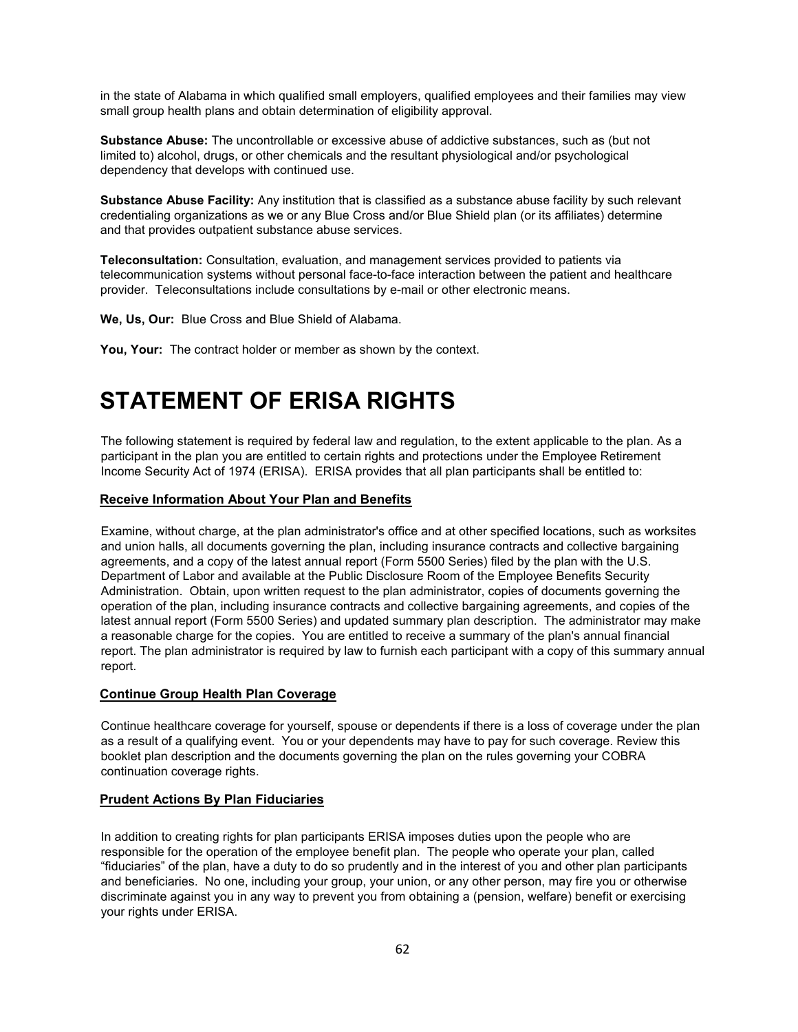in the state of Alabama in which qualified small employers, qualified employees and their families may view small group health plans and obtain determination of eligibility approval.

**Substance Abuse:** The uncontrollable or excessive abuse of addictive substances, such as (but not limited to) alcohol, drugs, or other chemicals and the resultant physiological and/or psychological dependency that develops with continued use.

**Substance Abuse Facility:** Any institution that is classified as a substance abuse facility by such relevant credentialing organizations as we or any Blue Cross and/or Blue Shield plan (or its affiliates) determine and that provides outpatient substance abuse services.

**Teleconsultation:** Consultation, evaluation, and management services provided to patients via telecommunication systems without personal face-to-face interaction between the patient and healthcare provider. Teleconsultations include consultations by e-mail or other electronic means.

**We, Us, Our:** Blue Cross and Blue Shield of Alabama.

**You, Your:** The contract holder or member as shown by the context.

# STATEMENT OF ERISA RIGHTS

The following statement is required by federal law and regulation, to the extent applicable to the plan. As a participant in the plan you are entitled to certain rights and protections under the Employee Retirement Income Security Act of 1974 (ERISA). ERISA provides that all plan participants shall be entitled to:

### Receive Information About Your Plan and Benefits

Examine, without charge, at the plan administrator's office and at other specified locations, such as worksites and union halls, all documents governing the plan, including insurance contracts and collective bargaining agreements, and a copy of the latest annual report (Form 5500 Series) filed by the plan with the U.S. Department of Labor and available at the Public Disclosure Room of the Employee Benefits Security Administration. Obtain, upon written request to the plan administrator, copies of documents governing the operation of the plan, including insurance contracts and collective bargaining agreements, and copies of the latest annual report (Form 5500 Series) and updated summary plan description. The administrator may make a reasonable charge for the copies. You are entitled to receive a summary of the plan's annual financial report. The plan administrator is required by law to furnish each participant with a copy of this summary annual report.

### Continue Group Health Plan Coverage

Continue healthcare coverage for yourself, spouse or dependents if there is a loss of coverage under the plan as a result of a qualifying event. You or your dependents may have to pay for such coverage. Review this booklet plan description and the documents governing the plan on the rules governing your COBRA continuation coverage rights.

### Prudent Actions By Plan Fiduciaries

In addition to creating rights for plan participants ERISA imposes duties upon the people who are responsible for the operation of the employee benefit plan. The people who operate your plan, called "fiduciaries" of the plan, have a duty to do so prudently and in the interest of you and other plan participants and beneficiaries. No one, including your group, your union, or any other person, may fire you or otherwise discriminate against you in any way to prevent you from obtaining a (pension, welfare) benefit or exercising your rights under ERISA.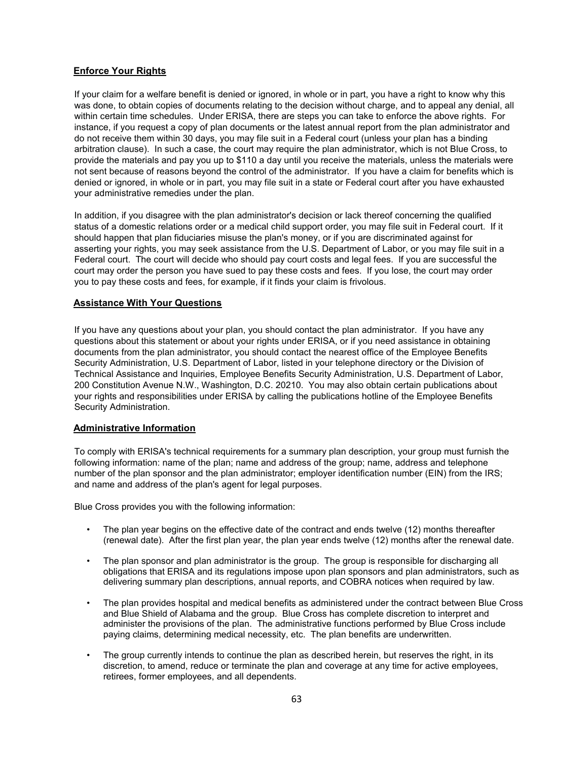## Enforce Your Rights

If your claim for a welfare benefit is denied or ignored, in whole or in part, you have a right to know why this was done, to obtain copies of documents relating to the decision without charge, and to appeal any denial, all within certain time schedules. Under ERISA, there are steps you can take to enforce the above rights. For instance, if you request a copy of plan documents or the latest annual report from the plan administrator and do not receive them within 30 days, you may file suit in a Federal court (unless your plan has a binding arbitration clause). In such a case, the court may require the plan administrator, which is not Blue Cross, to provide the materials and pay you up to $110 a day until you receive the materials, unless the materials were not sent because of reasons beyond the control of the administrator. If you have a claim for benefits which is denied or ignored, in whole or in part, you may file suit in a state or Federal court after you have exhausted your administrative remedies under the plan.

In addition, if you disagree with the plan administrator's decision or lack thereof concerning the qualified status of a domestic relations order or a medical child support order, you may file suit in Federal court. If it should happen that plan fiduciaries misuse the plan's money, or if you are discriminated against for asserting your rights, you may seek assistance from the U.S. Department of Labor, or you may file suit in a Federal court. The court will decide who should pay court costs and legal fees. If you are successful the court may order the person you have sued to pay these costs and fees. If you lose, the court may order you to pay these costs and fees, for example, if it finds your claim is frivolous.

## Assistance With Your Questions

If you have any questions about your plan, you should contact the plan administrator. If you have any questions about this statement or about your rights under ERISA, or if you need assistance in obtaining documents from the plan administrator, you should contact the nearest office of the Employee Benefits Security Administration, U.S. Department of Labor, listed in your telephone directory or the Division of Technical Assistance and Inquiries, Employee Benefits Security Administration, U.S. Department of Labor, 200 Constitution Avenue N.W., Washington, D.C. 20210. You may also obtain certain publications about your rights and responsibilities under ERISA by calling the publications hotline of the Employee Benefits Security Administration.

## Administrative Information

To comply with ERISA's technical requirements for a summary plan description, your group must furnish the following information: name of the plan; name and address of the group; name, address and telephone number of the plan sponsor and the plan administrator; employer identification number (EIN) from the IRS; and name and address of the plan's agent for legal purposes.

Blue Cross provides you with the following information:

- The plan year begins on the effective date of the contract and ends twelve (12) months thereafter (renewal date). After the first plan year, the plan year ends twelve (12) months after the renewal date.
- The plan sponsor and plan administrator is the group. The group is responsible for discharging all obligations that ERISA and its regulations impose upon plan sponsors and plan administrators, such as delivering summary plan descriptions, annual reports, and COBRA notices when required by law.
- The plan provides hospital and medical benefits as administered under the contract between Blue Cross and Blue Shield of Alabama and the group. Blue Cross has complete discretion to interpret and administer the provisions of the plan. The administrative functions performed by Blue Cross include paying claims, determining medical necessity, etc. The plan benefits are underwritten.
- The group currently intends to continue the plan as described herein, but reserves the right, in its discretion, to amend, reduce or terminate the plan and coverage at any time for active employees, retirees, former employees, and all dependents.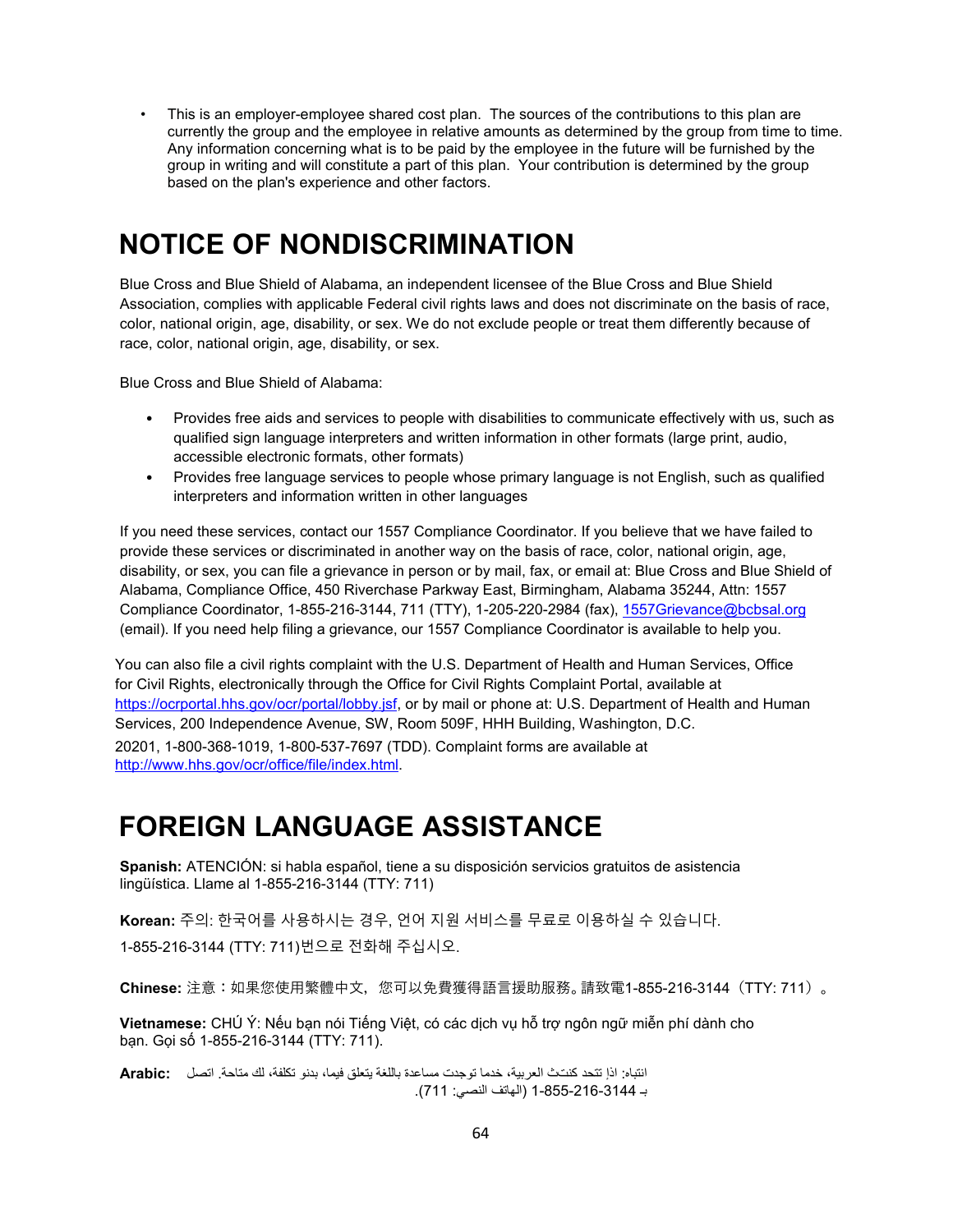- This is an employer-employee shared cost plan. The sources of the contributions to this plan are currently the group and the employee in relative amounts as determined by the group from time to time. Any information concerning what is to be paid by the employee in the future will be furnished by the group in writing and will constitute a part of this plan. Your contribution is determined by the group based on the plan's experience and other factors.

# NOTICE OF NONDISCRIMINATION

Blue Cross and Blue Shield of Alabama, an independent licensee of the Blue Cross and Blue Shield Association, complies with applicable Federal civil rights laws and does not discriminate on the basis of race, color, national origin, age, disability, or sex. We do not exclude people or treat them differently because of race, color, national origin, age, disability, or sex.

Blue Cross and Blue Shield of Alabama:

- Provides free aids and services to people with disabilities to communicate effectively with us, such as qualified sign language interpreters and written information in other formats (large print, audio, accessible electronic formats, other formats)
- Provides free language services to people whose primary language is not English, such as qualified interpreters and information written in other languages

If you need these services, contact our 1557 Compliance Coordinator. If you believe that we have failed to provide these services or discriminated in another way on the basis of race, color, national origin, age, disability, or sex, you can file a grievance in person or by mail, fax, or email at: Blue Cross and Blue Shield of Alabama, Compliance Office, 450 Riverchase Parkway East, Birmingham, Alabama 35244, Attn: 1557 Compliance Coordinator, 1-855-216-3144, 711 (TTY), 1-205-220-2984 (fax), 1557Grievance@bcbsal.org (email). If you need help filing a grievance, our 1557 Compliance Coordinator is available to help you.

You can also file a civil rights complaint with the U.S. Department of Health and Human Services, Office for Civil Rights, electronically through the Office for Civil Rights Complaint Portal, available at https://ocrportal.hhs.gov/ocr/portal/lobby.jsf, or by mail or phone at: U.S. Department of Health and Human Services, 200 Independence Avenue, SW, Room 509F, HHH Building, Washington, D.C. 20201, 1-800-368-1019, 1-800-537-7697 (TDD). Complaint forms are available at http://www.hhs.gov/ocr/office/file/index.html.

# FOREIGN LANGUAGE ASSISTANCE

**Spanish:** ATENCIÓN: si habla español, tiene a su disposición servicios gratuitos de asistencia lingüística. Llame al 1-855-216-3144 (TTY: 711)

**Korean:** 주의: 한국어를 사용하시는 경우, 언어 지원 서비스를 무료로 이용하실 수 있습니다. 1-855-216-3144 (TTY: 711)번으로 전화해 주십시오.

**Chinese:** 注意：如果您使用繁體中文，您可以免費獲得語言援助服務。請致電1-855-216-3144（TTY: 711）。

**Vietnamese:** CHÚ Ý: Nếu bạn nói Tiếng Việt, có các dịch vụ hỗ trợ ngôn ngữ miễn phí dành cho bạn. Gọi số 1-855-216-3144 (TTY: 711).

**Arabic:** انتباه: اذا تتحد كنتث العربية، خدما توجدت مساعدة باللغة يتعلق فيما، بدنو تكلفة، لك متاحة. اتصل بـ 1-855-216-3144 (الهاتف النصي: 711).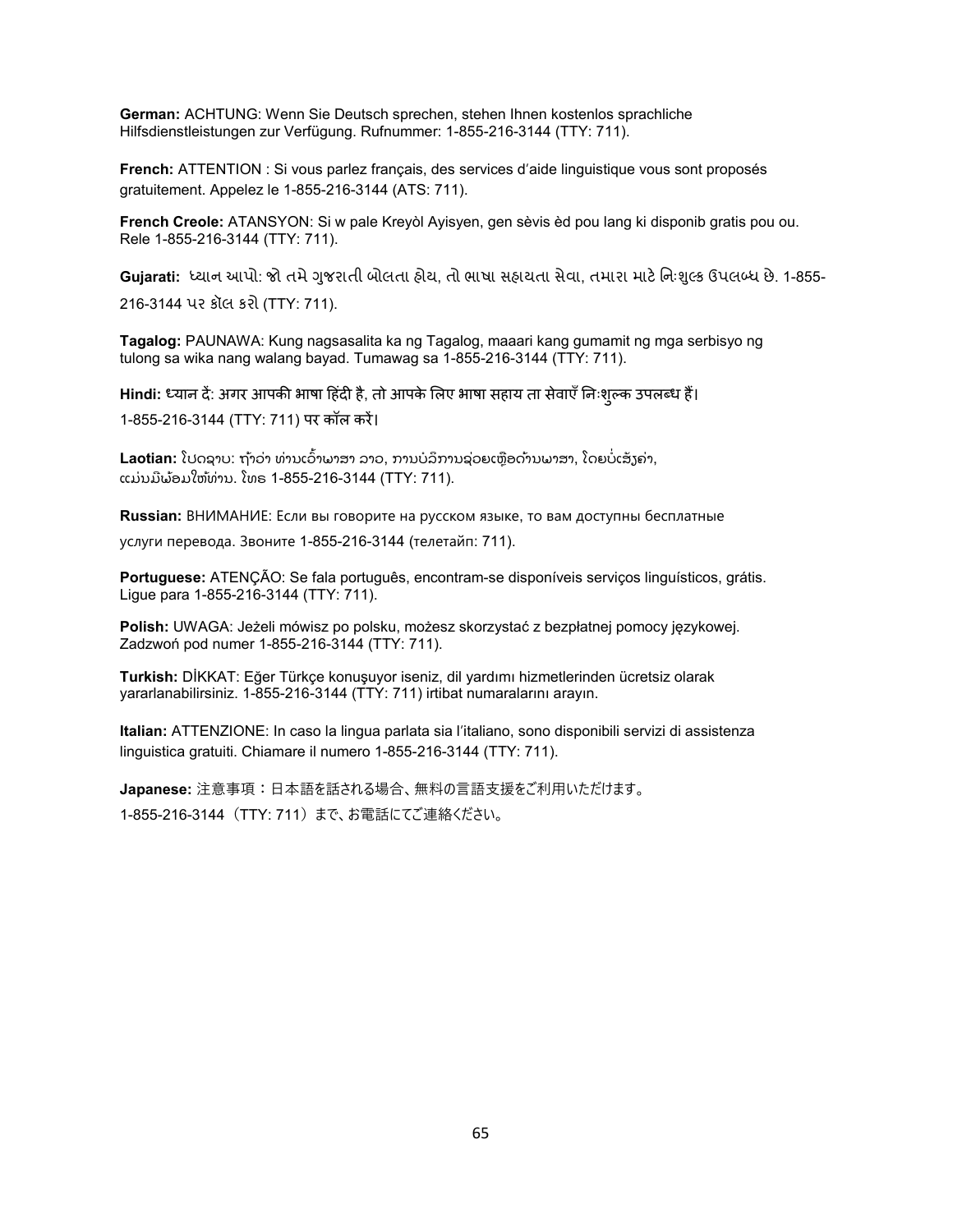**German:** ACHTUNG: Wenn Sie Deutsch sprechen, stehen Ihnen kostenlos sprachliche Hilfsdienstleistungen zur Verfügung. Rufnummer: 1-855-216-3144 (TTY: 711).

**French:** ATTENTION : Si vous parlez français, des services d'aide linguistique vous sont proposés gratuitement. Appelez le 1-855-216-3144 (ATS: 711).

**French Creole:** ATANSYON: Si w pale Kreyòl Ayisyen, gen sèvis èd pou lang ki disponib gratis pou ou. Rele 1-855-216-3144 (TTY: 711).

**Gujarati:** ધ્યાન આપો: જો તમે ગુજરાતી બોલતા હોય, તો ભાષા સહાયતા સેવા, તમારા માટે નિઃશુલ્ક ઉપલબ્ધ છે. 1-855-216-3144 પર કૉલ કરો (TTY: 711).

**Tagalog:** PAUNAWA: Kung nagsasalita ka ng Tagalog, maaari kang gumamit ng mga serbisyo ng tulong sa wika nang walang bayad. Tumawag sa 1-855-216-3144 (TTY: 711).

**Hindi:** ध्यान दें: अगर आपकी भाषा हिंदी है, तो आपके लिए भाषा सहाय ता सेवाएँ निःशुल्क उपलब्ध हैं। 1-855-216-3144 (TTY: 711) पर कॉल करें।

**Laotian:** ໂປດຊາບ: ຖ້າວ່າ ທ່ານເວົ້າພາສາ ລາວ, ການບໍລິການຊ່ວຍເຫຼືອດ້ານພາສາ, ໂດຍບໍ່ເສັຽຄ່າ, ແມ່ນມີພ້ອມໃຫ້ທ່ານ. ໂທຣ 1-855-216-3144 (TTY: 711).

**Russian:** ВНИМАНИЕ: Если вы говорите на русском языке, то вам доступны бесплатные услуги перевода. Звоните 1-855-216-3144 (телетайп: 711).

**Portuguese:** ATENÇÃO: Se fala português, encontram-se disponíveis serviços linguísticos, grátis. Ligue para 1-855-216-3144 (TTY: 711).

**Polish:** UWAGA: Jeżeli mówisz po polsku, możesz skorzystać z bezpłatnej pomocy językowej. Zadzwoń pod numer 1-855-216-3144 (TTY: 711).

**Turkish:** DİKKAT: Eğer Türkçe konuşuyor iseniz, dil yardımı hizmetlerinden ücretsiz olarak yararlanabilirsiniz. 1-855-216-3144 (TTY: 711) irtibat numaralarını arayın.

**Italian:** ATTENZIONE: In caso la lingua parlata sia l'italiano, sono disponibili servizi di assistenza linguistica gratuiti. Chiamare il numero 1-855-216-3144 (TTY: 711).

**Japanese:** 注意事項：日本語を話される場合、無料の言語支援をご利用いただけます。1-855-216-3144（TTY: 711）まで、お電話にてご連絡ください。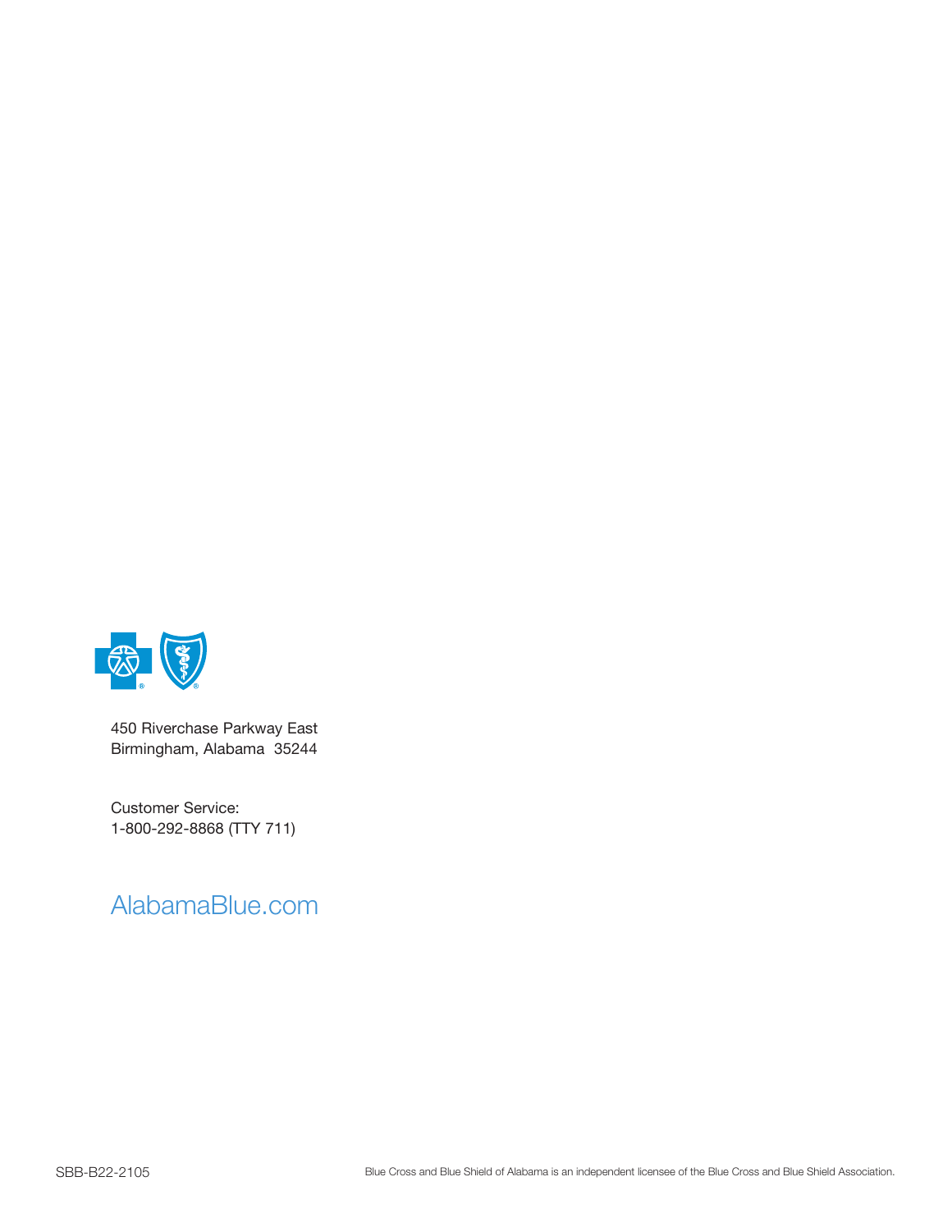450 Riverchase Parkway East
Birmingham, Alabama 35244

Customer Service:
1-800-292-8868 (TTY 711)

AlabamaBlue.com

SBB-B22-2105

Blue Cross and Blue Shield of Alabama is an independent licensee of the Blue Cross and Blue Shield Association.